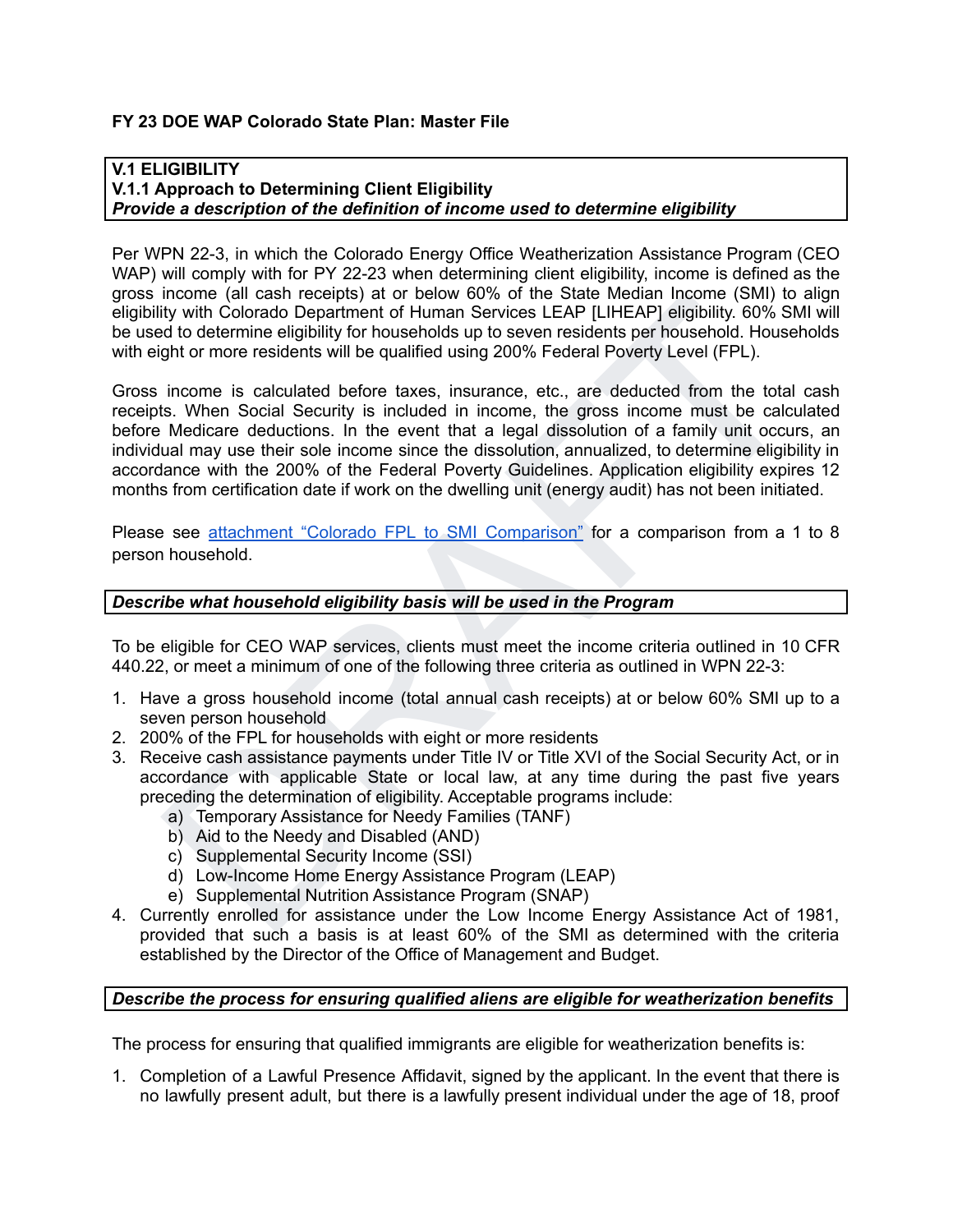**FY 23 DOE WAP Colorado State Plan: Master File**

**V.1 ELIGIBILITY**
**V.1.1 Approach to Determining Client Eligibility**
***Provide a description of the definition of income used to determine eligibility***

Per WPN 22-3, in which the Colorado Energy Office Weatherization Assistance Program (CEO WAP) will comply with for PY 22-23 when determining client eligibility, income is defined as the gross income (all cash receipts) at or below 60% of the State Median Income (SMI) to align eligibility with Colorado Department of Human Services LEAP [LIHEAP] eligibility. 60% SMI will be used to determine eligibility for households up to seven residents per household. Households with eight or more residents will be qualified using 200% Federal Poverty Level (FPL).

Gross income is calculated before taxes, insurance, etc., are deducted from the total cash receipts. When Social Security is included in income, the gross income must be calculated before Medicare deductions. In the event that a legal dissolution of a family unit occurs, an individual may use their sole income since the dissolution, annualized, to determine eligibility in accordance with the 200% of the Federal Poverty Guidelines. Application eligibility expires 12 months from certification date if work on the dwelling unit (energy audit) has not been initiated.

Please see attachment "Colorado FPL to SMI Comparison" for a comparison from a 1 to 8 person household.

***Describe what household eligibility basis will be used in the Program***

To be eligible for CEO WAP services, clients must meet the income criteria outlined in 10 CFR 440.22, or meet a minimum of one of the following three criteria as outlined in WPN 22-3:

1. Have a gross household income (total annual cash receipts) at or below 60% SMI up to a seven person household
2. 200% of the FPL for households with eight or more residents
3. Receive cash assistance payments under Title IV or Title XVI of the Social Security Act, or in accordance with applicable State or local law, at any time during the past five years preceding the determination of eligibility. Acceptable programs include:
   a) Temporary Assistance for Needy Families (TANF)
   b) Aid to the Needy and Disabled (AND)
   c) Supplemental Security Income (SSI)
   d) Low-Income Home Energy Assistance Program (LEAP)
   e) Supplemental Nutrition Assistance Program (SNAP)
4. Currently enrolled for assistance under the Low Income Energy Assistance Act of 1981, provided that such a basis is at least 60% of the SMI as determined with the criteria established by the Director of the Office of Management and Budget.

***Describe the process for ensuring qualified aliens are eligible for weatherization benefits***

The process for ensuring that qualified immigrants are eligible for weatherization benefits is:

1. Completion of a Lawful Presence Affidavit, signed by the applicant. In the event that there is no lawfully present adult, but there is a lawfully present individual under the age of 18, proof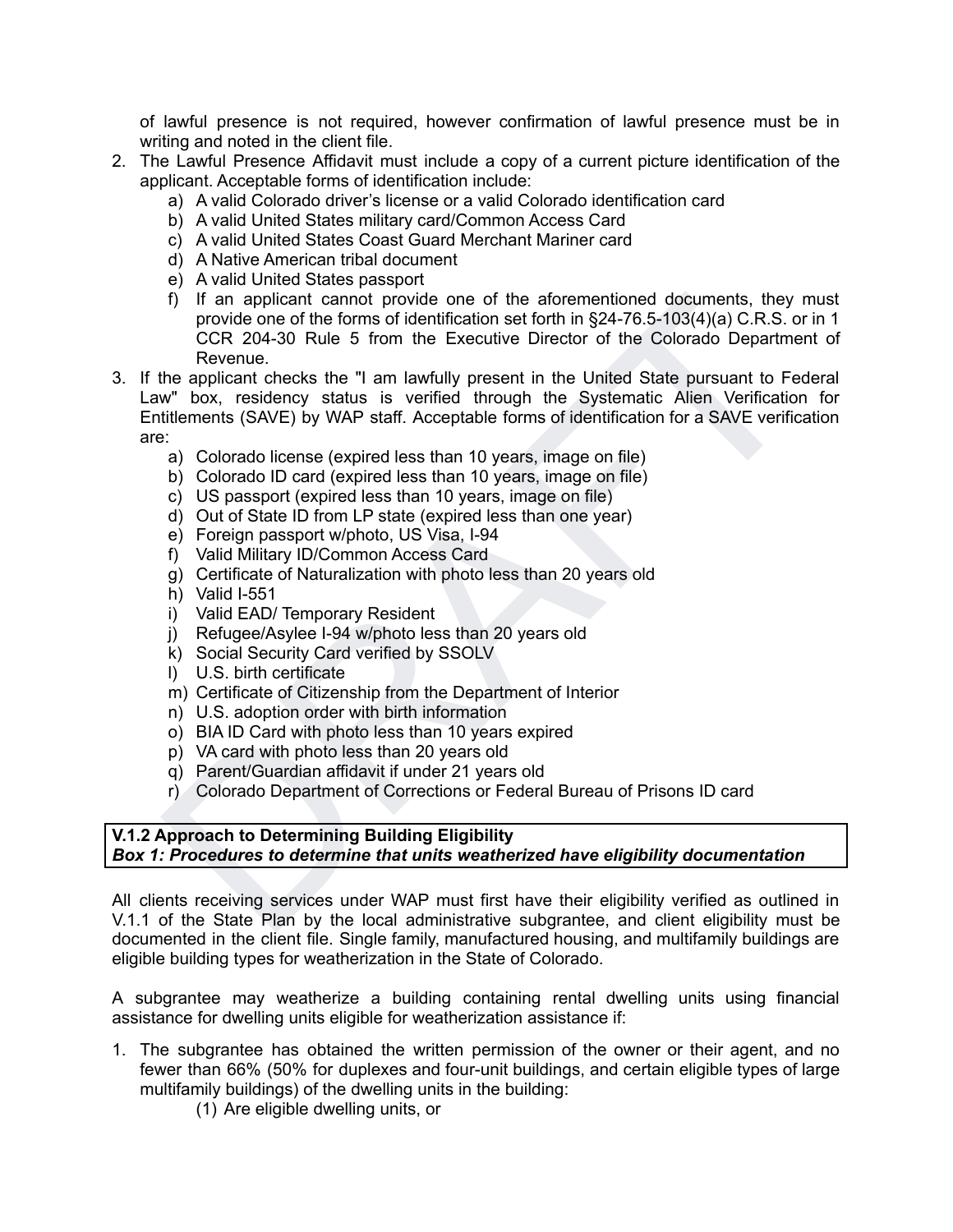of lawful presence is not required, however confirmation of lawful presence must be in writing and noted in the client file.

2. The Lawful Presence Affidavit must include a copy of a current picture identification of the applicant. Acceptable forms of identification include:
   a) A valid Colorado driver's license or a valid Colorado identification card
   b) A valid United States military card/Common Access Card
   c) A valid United States Coast Guard Merchant Mariner card
   d) A Native American tribal document
   e) A valid United States passport
   f) If an applicant cannot provide one of the aforementioned documents, they must provide one of the forms of identification set forth in §24-76.5-103(4)(a) C.R.S. or in 1 CCR 204-30 Rule 5 from the Executive Director of the Colorado Department of Revenue.
3. If the applicant checks the "I am lawfully present in the United State pursuant to Federal Law" box, residency status is verified through the Systematic Alien Verification for Entitlements (SAVE) by WAP staff. Acceptable forms of identification for a SAVE verification are:
   a) Colorado license (expired less than 10 years, image on file)
   b) Colorado ID card (expired less than 10 years, image on file)
   c) US passport (expired less than 10 years, image on file)
   d) Out of State ID from LP state (expired less than one year)
   e) Foreign passport w/photo, US Visa, I-94
   f) Valid Military ID/Common Access Card
   g) Certificate of Naturalization with photo less than 20 years old
   h) Valid I-551
   i) Valid EAD/ Temporary Resident
   j) Refugee/Asylee I-94 w/photo less than 20 years old
   k) Social Security Card verified by SSOLV
   l) U.S. birth certificate
   m) Certificate of Citizenship from the Department of Interior
   n) U.S. adoption order with birth information
   o) BIA ID Card with photo less than 10 years expired
   p) VA card with photo less than 20 years old
   q) Parent/Guardian affidavit if under 21 years old
   r) Colorado Department of Corrections or Federal Bureau of Prisons ID card

**V.1.2 Approach to Determining Building Eligibility**
***Box 1: Procedures to determine that units weatherized have eligibility documentation***

All clients receiving services under WAP must first have their eligibility verified as outlined in V.1.1 of the State Plan by the local administrative subgrantee, and client eligibility must be documented in the client file. Single family, manufactured housing, and multifamily buildings are eligible building types for weatherization in the State of Colorado.

A subgrantee may weatherize a building containing rental dwelling units using financial assistance for dwelling units eligible for weatherization assistance if:

1. The subgrantee has obtained the written permission of the owner or their agent, and no fewer than 66% (50% for duplexes and four-unit buildings, and certain eligible types of large multifamily buildings) of the dwelling units in the building:
   (1) Are eligible dwelling units, or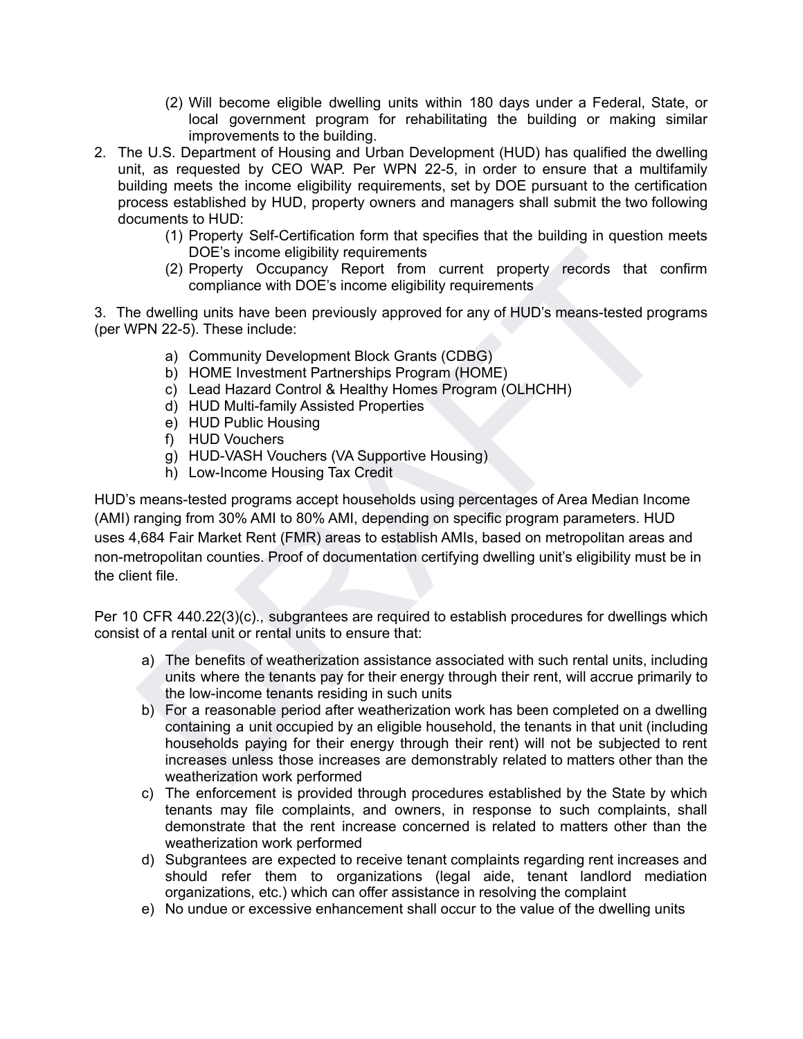(2) Will become eligible dwelling units within 180 days under a Federal, State, or local government program for rehabilitating the building or making similar improvements to the building.

2. The U.S. Department of Housing and Urban Development (HUD) has qualified the dwelling unit, as requested by CEO WAP. Per WPN 22-5, in order to ensure that a multifamily building meets the income eligibility requirements, set by DOE pursuant to the certification process established by HUD, property owners and managers shall submit the two following documents to HUD:
   (1) Property Self-Certification form that specifies that the building in question meets DOE's income eligibility requirements
   (2) Property Occupancy Report from current property records that confirm compliance with DOE's income eligibility requirements

3. The dwelling units have been previously approved for any of HUD's means-tested programs (per WPN 22-5). These include:

   a) Community Development Block Grants (CDBG)
   b) HOME Investment Partnerships Program (HOME)
   c) Lead Hazard Control & Healthy Homes Program (OLHCHH)
   d) HUD Multi-family Assisted Properties
   e) HUD Public Housing
   f) HUD Vouchers
   g) HUD-VASH Vouchers (VA Supportive Housing)
   h) Low-Income Housing Tax Credit

HUD's means-tested programs accept households using percentages of Area Median Income (AMI) ranging from 30% AMI to 80% AMI, depending on specific program parameters. HUD uses 4,684 Fair Market Rent (FMR) areas to establish AMIs, based on metropolitan areas and non-metropolitan counties. Proof of documentation certifying dwelling unit's eligibility must be in the client file.

Per 10 CFR 440.22(3)(c)., subgrantees are required to establish procedures for dwellings which consist of a rental unit or rental units to ensure that:

   a) The benefits of weatherization assistance associated with such rental units, including units where the tenants pay for their energy through their rent, will accrue primarily to the low-income tenants residing in such units
   b) For a reasonable period after weatherization work has been completed on a dwelling containing a unit occupied by an eligible household, the tenants in that unit (including households paying for their energy through their rent) will not be subjected to rent increases unless those increases are demonstrably related to matters other than the weatherization work performed
   c) The enforcement is provided through procedures established by the State by which tenants may file complaints, and owners, in response to such complaints, shall demonstrate that the rent increase concerned is related to matters other than the weatherization work performed
   d) Subgrantees are expected to receive tenant complaints regarding rent increases and should refer them to organizations (legal aide, tenant landlord mediation organizations, etc.) which can offer assistance in resolving the complaint
   e) No undue or excessive enhancement shall occur to the value of the dwelling units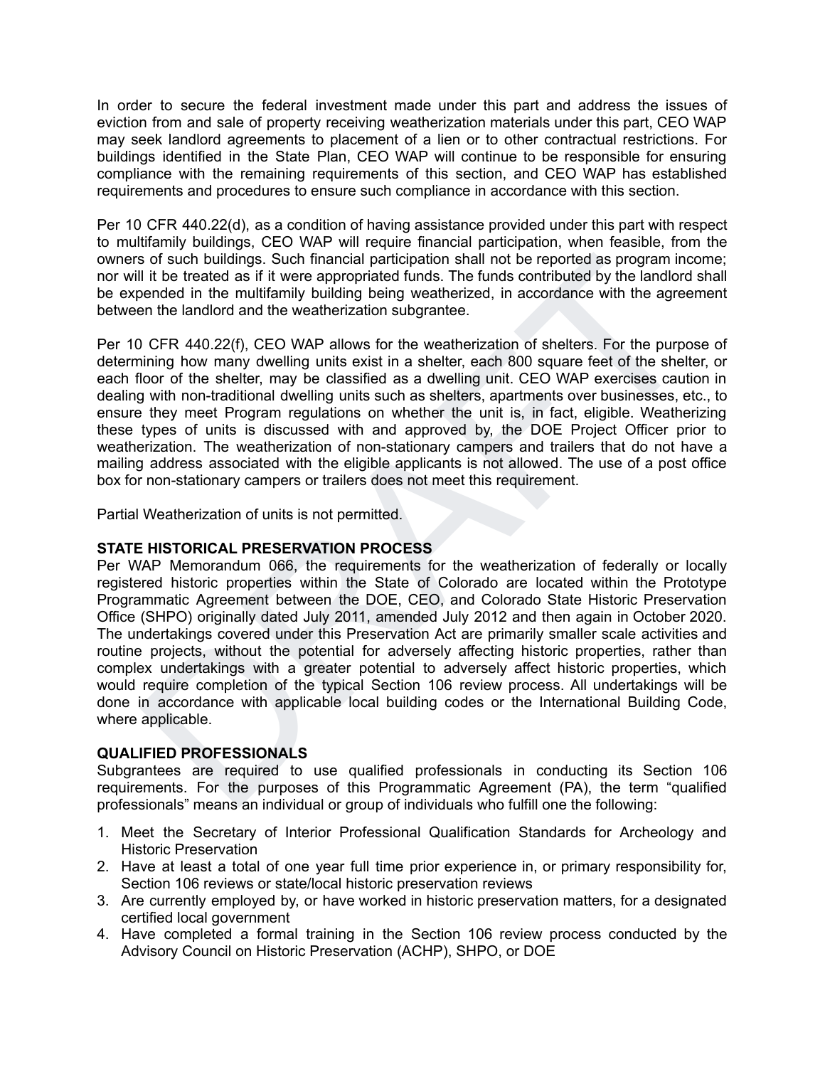In order to secure the federal investment made under this part and address the issues of eviction from and sale of property receiving weatherization materials under this part, CEO WAP may seek landlord agreements to placement of a lien or to other contractual restrictions. For buildings identified in the State Plan, CEO WAP will continue to be responsible for ensuring compliance with the remaining requirements of this section, and CEO WAP has established requirements and procedures to ensure such compliance in accordance with this section.

Per 10 CFR 440.22(d), as a condition of having assistance provided under this part with respect to multifamily buildings, CEO WAP will require financial participation, when feasible, from the owners of such buildings. Such financial participation shall not be reported as program income; nor will it be treated as if it were appropriated funds. The funds contributed by the landlord shall be expended in the multifamily building being weatherized, in accordance with the agreement between the landlord and the weatherization subgrantee.

Per 10 CFR 440.22(f), CEO WAP allows for the weatherization of shelters. For the purpose of determining how many dwelling units exist in a shelter, each 800 square feet of the shelter, or each floor of the shelter, may be classified as a dwelling unit. CEO WAP exercises caution in dealing with non-traditional dwelling units such as shelters, apartments over businesses, etc., to ensure they meet Program regulations on whether the unit is, in fact, eligible. Weatherizing these types of units is discussed with and approved by, the DOE Project Officer prior to weatherization. The weatherization of non-stationary campers and trailers that do not have a mailing address associated with the eligible applicants is not allowed. The use of a post office box for non-stationary campers or trailers does not meet this requirement.

Partial Weatherization of units is not permitted.

**STATE HISTORICAL PRESERVATION PROCESS**

Per WAP Memorandum 066, the requirements for the weatherization of federally or locally registered historic properties within the State of Colorado are located within the Prototype Programmatic Agreement between the DOE, CEO, and Colorado State Historic Preservation Office (SHPO) originally dated July 2011, amended July 2012 and then again in October 2020. The undertakings covered under this Preservation Act are primarily smaller scale activities and routine projects, without the potential for adversely affecting historic properties, rather than complex undertakings with a greater potential to adversely affect historic properties, which would require completion of the typical Section 106 review process. All undertakings will be done in accordance with applicable local building codes or the International Building Code, where applicable.

**QUALIFIED PROFESSIONALS**

Subgrantees are required to use qualified professionals in conducting its Section 106 requirements. For the purposes of this Programmatic Agreement (PA), the term "qualified professionals" means an individual or group of individuals who fulfill one the following:

1. Meet the Secretary of Interior Professional Qualification Standards for Archeology and Historic Preservation
2. Have at least a total of one year full time prior experience in, or primary responsibility for, Section 106 reviews or state/local historic preservation reviews
3. Are currently employed by, or have worked in historic preservation matters, for a designated certified local government
4. Have completed a formal training in the Section 106 review process conducted by the Advisory Council on Historic Preservation (ACHP), SHPO, or DOE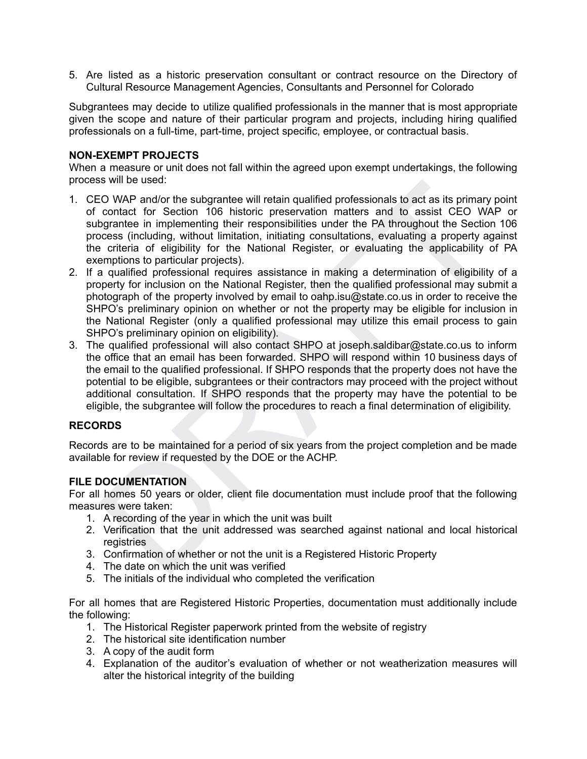5. Are listed as a historic preservation consultant or contract resource on the Directory of Cultural Resource Management Agencies, Consultants and Personnel for Colorado

Subgrantees may decide to utilize qualified professionals in the manner that is most appropriate given the scope and nature of their particular program and projects, including hiring qualified professionals on a full-time, part-time, project specific, employee, or contractual basis.

**NON-EXEMPT PROJECTS**

When a measure or unit does not fall within the agreed upon exempt undertakings, the following process will be used:

1. CEO WAP and/or the subgrantee will retain qualified professionals to act as its primary point of contact for Section 106 historic preservation matters and to assist CEO WAP or subgrantee in implementing their responsibilities under the PA throughout the Section 106 process (including, without limitation, initiating consultations, evaluating a property against the criteria of eligibility for the National Register, or evaluating the applicability of PA exemptions to particular projects).
2. If a qualified professional requires assistance in making a determination of eligibility of a property for inclusion on the National Register, then the qualified professional may submit a photograph of the property involved by email to oahp.isu@state.co.us in order to receive the SHPO's preliminary opinion on whether or not the property may be eligible for inclusion in the National Register (only a qualified professional may utilize this email process to gain SHPO's preliminary opinion on eligibility).
3. The qualified professional will also contact SHPO at joseph.saldibar@state.co.us to inform the office that an email has been forwarded. SHPO will respond within 10 business days of the email to the qualified professional. If SHPO responds that the property does not have the potential to be eligible, subgrantees or their contractors may proceed with the project without additional consultation. If SHPO responds that the property may have the potential to be eligible, the subgrantee will follow the procedures to reach a final determination of eligibility.

**RECORDS**

Records are to be maintained for a period of six years from the project completion and be made available for review if requested by the DOE or the ACHP.

**FILE DOCUMENTATION**

For all homes 50 years or older, client file documentation must include proof that the following measures were taken:

1. A recording of the year in which the unit was built
2. Verification that the unit addressed was searched against national and local historical registries
3. Confirmation of whether or not the unit is a Registered Historic Property
4. The date on which the unit was verified
5. The initials of the individual who completed the verification

For all homes that are Registered Historic Properties, documentation must additionally include the following:

1. The Historical Register paperwork printed from the website of registry
2. The historical site identification number
3. A copy of the audit form
4. Explanation of the auditor's evaluation of whether or not weatherization measures will alter the historical integrity of the building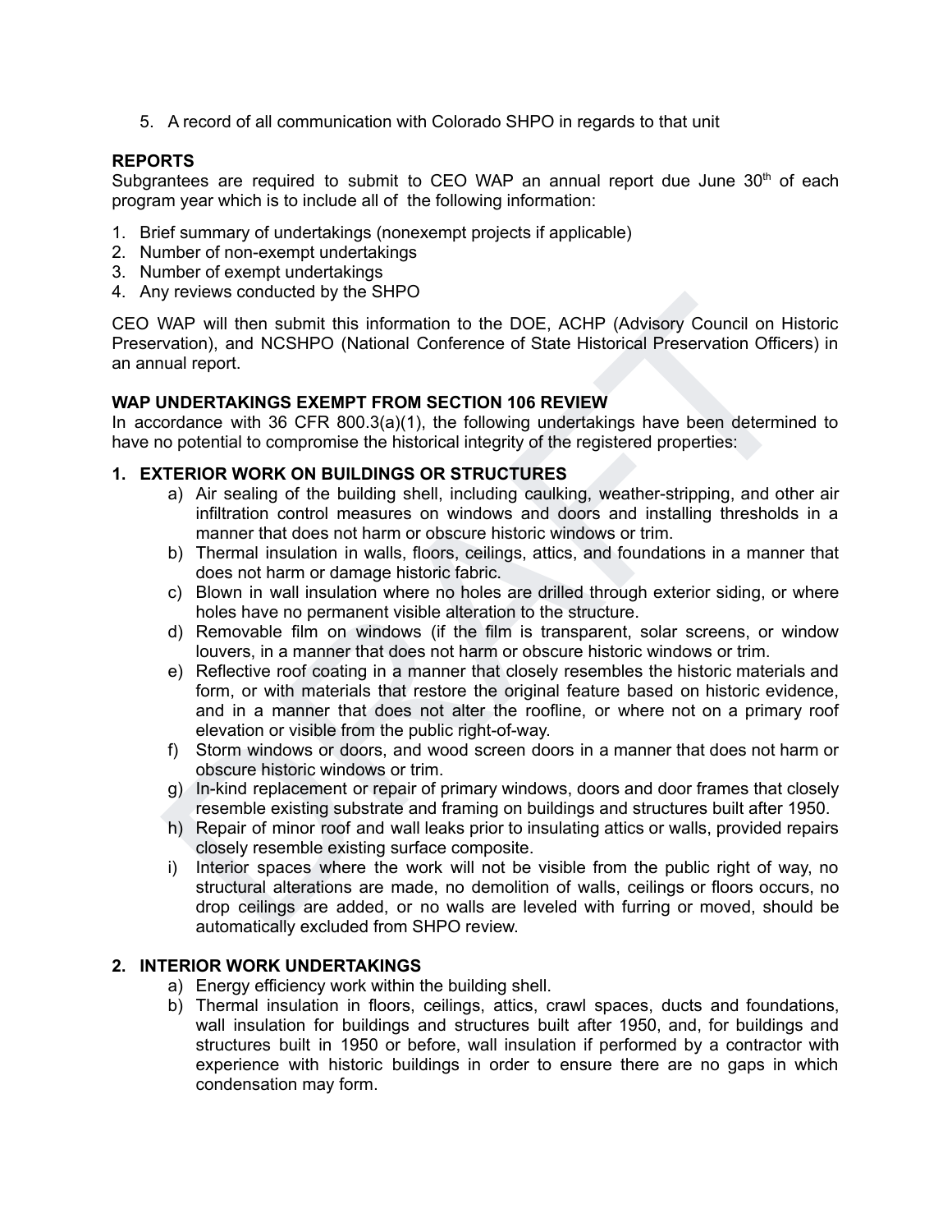5. A record of all communication with Colorado SHPO in regards to that unit

**REPORTS**

Subgrantees are required to submit to CEO WAP an annual report due June 30th of each program year which is to include all of the following information:

1. Brief summary of undertakings (nonexempt projects if applicable)
2. Number of non-exempt undertakings
3. Number of exempt undertakings
4. Any reviews conducted by the SHPO

CEO WAP will then submit this information to the DOE, ACHP (Advisory Council on Historic Preservation), and NCSHPO (National Conference of State Historical Preservation Officers) in an annual report.

**WAP UNDERTAKINGS EXEMPT FROM SECTION 106 REVIEW**

In accordance with 36 CFR 800.3(a)(1), the following undertakings have been determined to have no potential to compromise the historical integrity of the registered properties:

**1. EXTERIOR WORK ON BUILDINGS OR STRUCTURES**

a) Air sealing of the building shell, including caulking, weather-stripping, and other air infiltration control measures on windows and doors and installing thresholds in a manner that does not harm or obscure historic windows or trim.

b) Thermal insulation in walls, floors, ceilings, attics, and foundations in a manner that does not harm or damage historic fabric.

c) Blown in wall insulation where no holes are drilled through exterior siding, or where holes have no permanent visible alteration to the structure.

d) Removable film on windows (if the film is transparent, solar screens, or window louvers, in a manner that does not harm or obscure historic windows or trim.

e) Reflective roof coating in a manner that closely resembles the historic materials and form, or with materials that restore the original feature based on historic evidence, and in a manner that does not alter the roofline, or where not on a primary roof elevation or visible from the public right-of-way.

f) Storm windows or doors, and wood screen doors in a manner that does not harm or obscure historic windows or trim.

g) In-kind replacement or repair of primary windows, doors and door frames that closely resemble existing substrate and framing on buildings and structures built after 1950.

h) Repair of minor roof and wall leaks prior to insulating attics or walls, provided repairs closely resemble existing surface composite.

i) Interior spaces where the work will not be visible from the public right of way, no structural alterations are made, no demolition of walls, ceilings or floors occurs, no drop ceilings are added, or no walls are leveled with furring or moved, should be automatically excluded from SHPO review.

**2. INTERIOR WORK UNDERTAKINGS**

a) Energy efficiency work within the building shell.

b) Thermal insulation in floors, ceilings, attics, crawl spaces, ducts and foundations, wall insulation for buildings and structures built after 1950, and, for buildings and structures built in 1950 or before, wall insulation if performed by a contractor with experience with historic buildings in order to ensure there are no gaps in which condensation may form.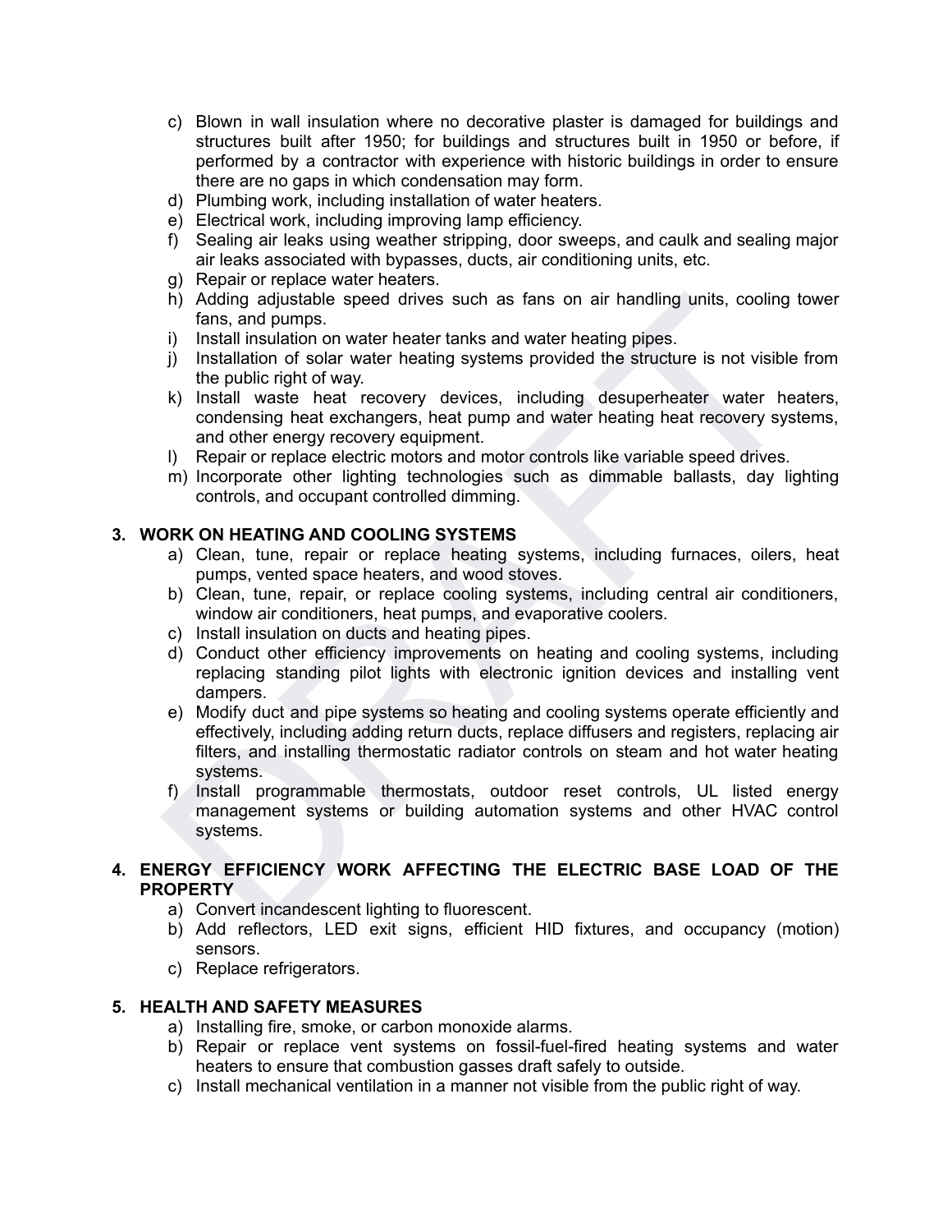c) Blown in wall insulation where no decorative plaster is damaged for buildings and structures built after 1950; for buildings and structures built in 1950 or before, if performed by a contractor with experience with historic buildings in order to ensure there are no gaps in which condensation may form.
d) Plumbing work, including installation of water heaters.
e) Electrical work, including improving lamp efficiency.
f) Sealing air leaks using weather stripping, door sweeps, and caulk and sealing major air leaks associated with bypasses, ducts, air conditioning units, etc.
g) Repair or replace water heaters.
h) Adding adjustable speed drives such as fans on air handling units, cooling tower fans, and pumps.
i) Install insulation on water heater tanks and water heating pipes.
j) Installation of solar water heating systems provided the structure is not visible from the public right of way.
k) Install waste heat recovery devices, including desuperheater water heaters, condensing heat exchangers, heat pump and water heating heat recovery systems, and other energy recovery equipment.
l) Repair or replace electric motors and motor controls like variable speed drives.
m) Incorporate other lighting technologies such as dimmable ballasts, day lighting controls, and occupant controlled dimming.

**3. WORK ON HEATING AND COOLING SYSTEMS**

a) Clean, tune, repair or replace heating systems, including furnaces, oilers, heat pumps, vented space heaters, and wood stoves.
b) Clean, tune, repair, or replace cooling systems, including central air conditioners, window air conditioners, heat pumps, and evaporative coolers.
c) Install insulation on ducts and heating pipes.
d) Conduct other efficiency improvements on heating and cooling systems, including replacing standing pilot lights with electronic ignition devices and installing vent dampers.
e) Modify duct and pipe systems so heating and cooling systems operate efficiently and effectively, including adding return ducts, replace diffusers and registers, replacing air filters, and installing thermostatic radiator controls on steam and hot water heating systems.
f) Install programmable thermostats, outdoor reset controls, UL listed energy management systems or building automation systems and other HVAC control systems.

**4. ENERGY EFFICIENCY WORK AFFECTING THE ELECTRIC BASE LOAD OF THE PROPERTY**

a) Convert incandescent lighting to fluorescent.
b) Add reflectors, LED exit signs, efficient HID fixtures, and occupancy (motion) sensors.
c) Replace refrigerators.

**5. HEALTH AND SAFETY MEASURES**

a) Installing fire, smoke, or carbon monoxide alarms.
b) Repair or replace vent systems on fossil-fuel-fired heating systems and water heaters to ensure that combustion gasses draft safely to outside.
c) Install mechanical ventilation in a manner not visible from the public right of way.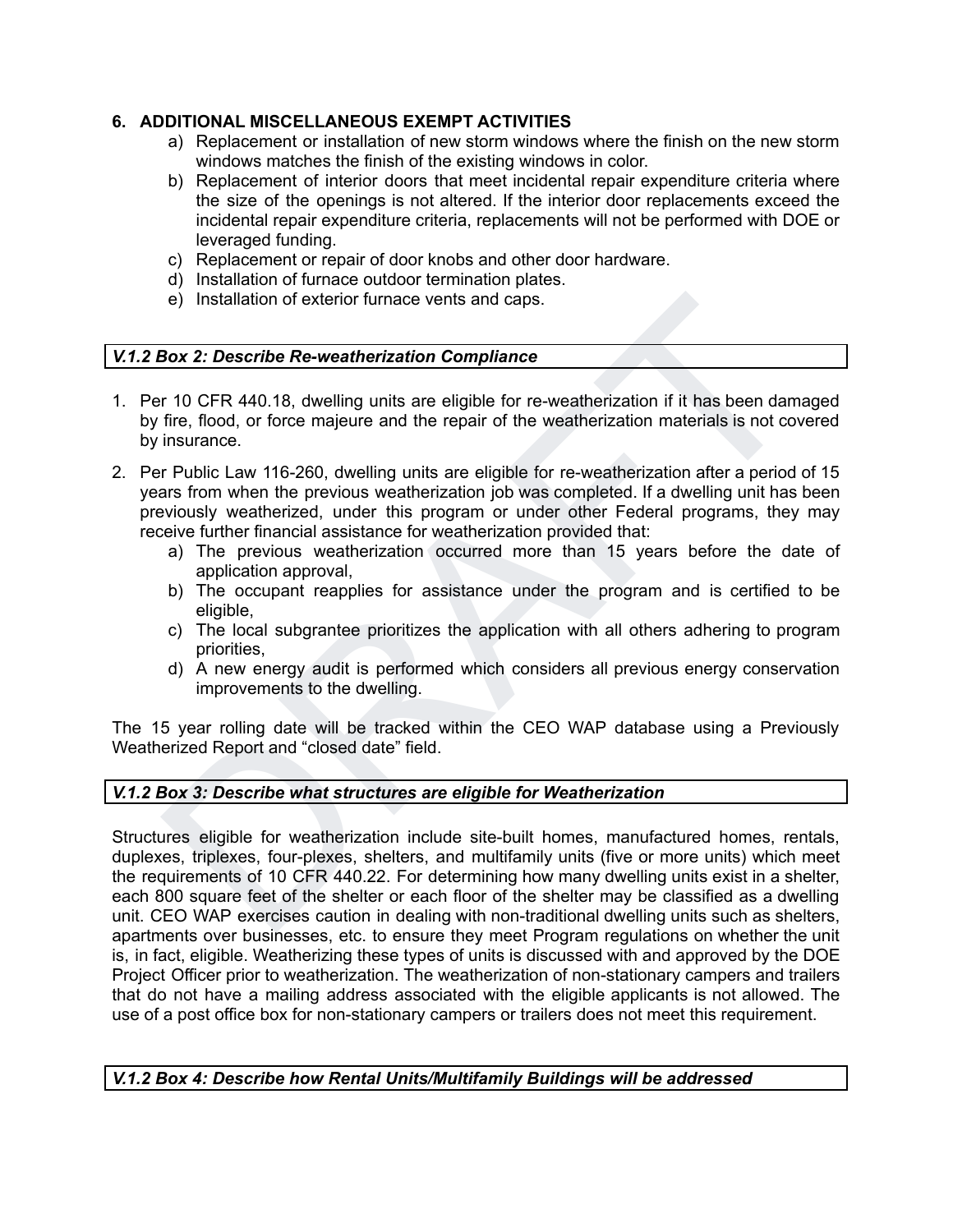**6. ADDITIONAL MISCELLANEOUS EXEMPT ACTIVITIES**

a) Replacement or installation of new storm windows where the finish on the new storm windows matches the finish of the existing windows in color.
b) Replacement of interior doors that meet incidental repair expenditure criteria where the size of the openings is not altered. If the interior door replacements exceed the incidental repair expenditure criteria, replacements will not be performed with DOE or leveraged funding.
c) Replacement or repair of door knobs and other door hardware.
d) Installation of furnace outdoor termination plates.
e) Installation of exterior furnace vents and caps.

***V.1.2 Box 2: Describe Re-weatherization Compliance***

1. Per 10 CFR 440.18, dwelling units are eligible for re-weatherization if it has been damaged by fire, flood, or force majeure and the repair of the weatherization materials is not covered by insurance.
2. Per Public Law 116-260, dwelling units are eligible for re-weatherization after a period of 15 years from when the previous weatherization job was completed. If a dwelling unit has been previously weatherized, under this program or under other Federal programs, they may receive further financial assistance for weatherization provided that:
   a) The previous weatherization occurred more than 15 years before the date of application approval,
   b) The occupant reapplies for assistance under the program and is certified to be eligible,
   c) The local subgrantee prioritizes the application with all others adhering to program priorities,
   d) A new energy audit is performed which considers all previous energy conservation improvements to the dwelling.

The 15 year rolling date will be tracked within the CEO WAP database using a Previously Weatherized Report and "closed date" field.

***V.1.2 Box 3: Describe what structures are eligible for Weatherization***

Structures eligible for weatherization include site-built homes, manufactured homes, rentals, duplexes, triplexes, four-plexes, shelters, and multifamily units (five or more units) which meet the requirements of 10 CFR 440.22. For determining how many dwelling units exist in a shelter, each 800 square feet of the shelter or each floor of the shelter may be classified as a dwelling unit. CEO WAP exercises caution in dealing with non-traditional dwelling units such as shelters, apartments over businesses, etc. to ensure they meet Program regulations on whether the unit is, in fact, eligible. Weatherizing these types of units is discussed with and approved by the DOE Project Officer prior to weatherization. The weatherization of non-stationary campers and trailers that do not have a mailing address associated with the eligible applicants is not allowed. The use of a post office box for non-stationary campers or trailers does not meet this requirement.

***V.1.2 Box 4: Describe how Rental Units/Multifamily Buildings will be addressed***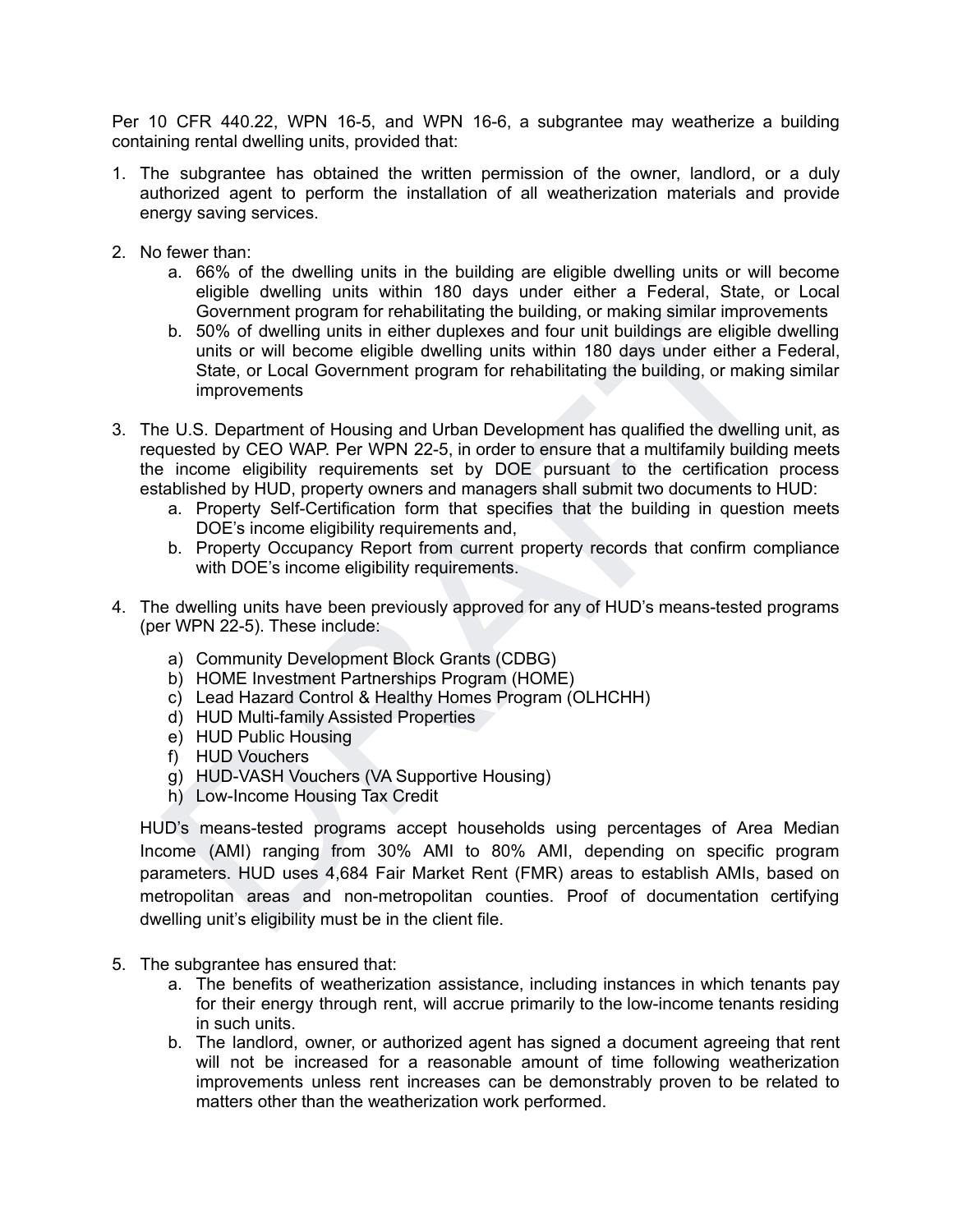Per 10 CFR 440.22, WPN 16-5, and WPN 16-6, a subgrantee may weatherize a building containing rental dwelling units, provided that:

1. The subgrantee has obtained the written permission of the owner, landlord, or a duly authorized agent to perform the installation of all weatherization materials and provide energy saving services.

2. No fewer than:
   a. 66% of the dwelling units in the building are eligible dwelling units or will become eligible dwelling units within 180 days under either a Federal, State, or Local Government program for rehabilitating the building, or making similar improvements
   b. 50% of dwelling units in either duplexes and four unit buildings are eligible dwelling units or will become eligible dwelling units within 180 days under either a Federal, State, or Local Government program for rehabilitating the building, or making similar improvements

3. The U.S. Department of Housing and Urban Development has qualified the dwelling unit, as requested by CEO WAP. Per WPN 22-5, in order to ensure that a multifamily building meets the income eligibility requirements set by DOE pursuant to the certification process established by HUD, property owners and managers shall submit two documents to HUD:
   a. Property Self-Certification form that specifies that the building in question meets DOE's income eligibility requirements and,
   b. Property Occupancy Report from current property records that confirm compliance with DOE's income eligibility requirements.

4. The dwelling units have been previously approved for any of HUD's means-tested programs (per WPN 22-5). These include:

   a) Community Development Block Grants (CDBG)
   b) HOME Investment Partnerships Program (HOME)
   c) Lead Hazard Control & Healthy Homes Program (OLHCHH)
   d) HUD Multi-family Assisted Properties
   e) HUD Public Housing
   f) HUD Vouchers
   g) HUD-VASH Vouchers (VA Supportive Housing)
   h) Low-Income Housing Tax Credit

   HUD's means-tested programs accept households using percentages of Area Median Income (AMI) ranging from 30% AMI to 80% AMI, depending on specific program parameters. HUD uses 4,684 Fair Market Rent (FMR) areas to establish AMIs, based on metropolitan areas and non-metropolitan counties. Proof of documentation certifying dwelling unit's eligibility must be in the client file.

5. The subgrantee has ensured that:
   a. The benefits of weatherization assistance, including instances in which tenants pay for their energy through rent, will accrue primarily to the low-income tenants residing in such units.
   b. The landlord, owner, or authorized agent has signed a document agreeing that rent will not be increased for a reasonable amount of time following weatherization improvements unless rent increases can be demonstrably proven to be related to matters other than the weatherization work performed.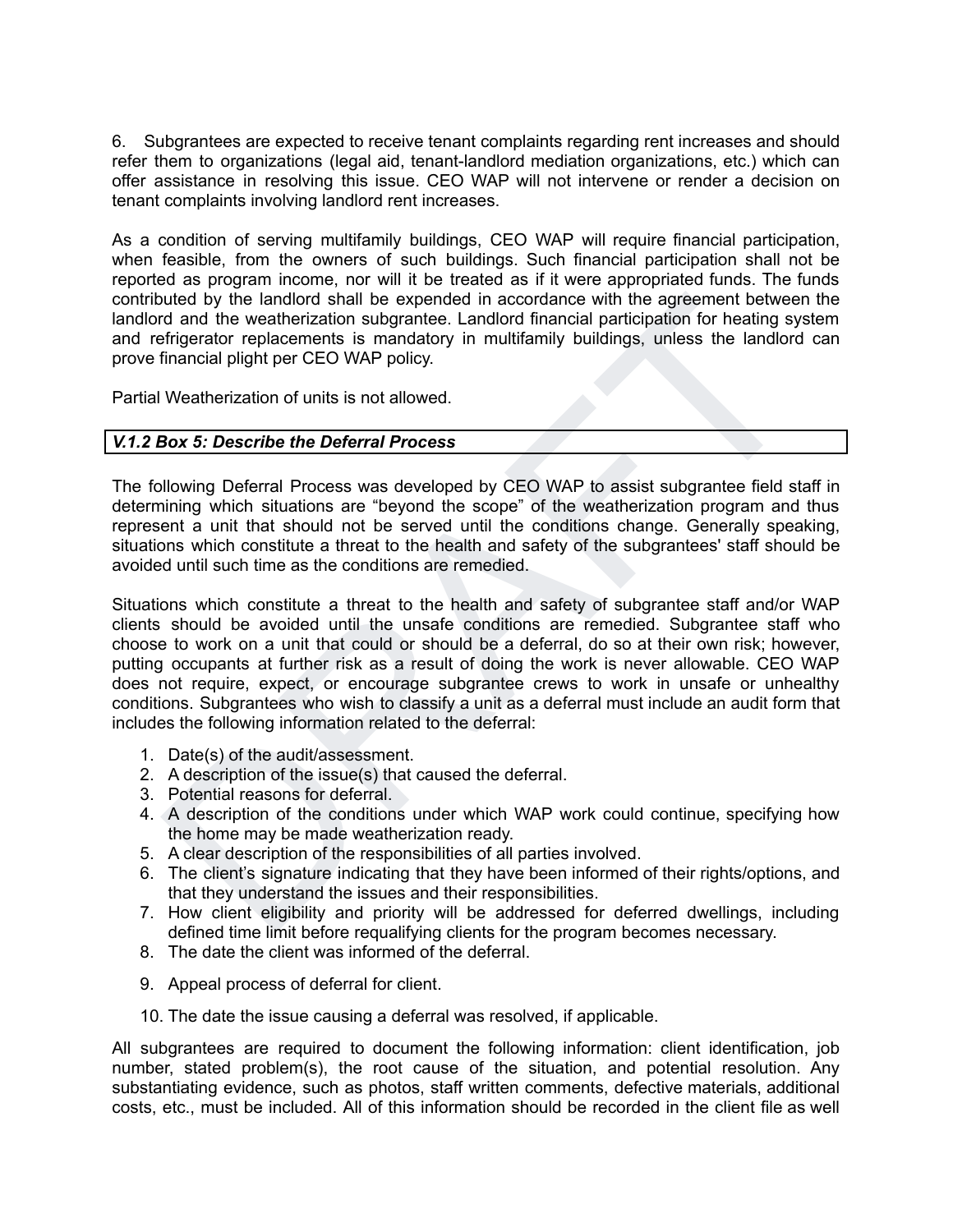6. Subgrantees are expected to receive tenant complaints regarding rent increases and should refer them to organizations (legal aid, tenant-landlord mediation organizations, etc.) which can offer assistance in resolving this issue. CEO WAP will not intervene or render a decision on tenant complaints involving landlord rent increases.

As a condition of serving multifamily buildings, CEO WAP will require financial participation, when feasible, from the owners of such buildings. Such financial participation shall not be reported as program income, nor will it be treated as if it were appropriated funds. The funds contributed by the landlord shall be expended in accordance with the agreement between the landlord and the weatherization subgrantee. Landlord financial participation for heating system and refrigerator replacements is mandatory in multifamily buildings, unless the landlord can prove financial plight per CEO WAP policy.

Partial Weatherization of units is not allowed.

### *V.1.2 Box 5: Describe the Deferral Process*

The following Deferral Process was developed by CEO WAP to assist subgrantee field staff in determining which situations are "beyond the scope" of the weatherization program and thus represent a unit that should not be served until the conditions change. Generally speaking, situations which constitute a threat to the health and safety of the subgrantees' staff should be avoided until such time as the conditions are remedied.

Situations which constitute a threat to the health and safety of subgrantee staff and/or WAP clients should be avoided until the unsafe conditions are remedied. Subgrantee staff who choose to work on a unit that could or should be a deferral, do so at their own risk; however, putting occupants at further risk as a result of doing the work is never allowable. CEO WAP does not require, expect, or encourage subgrantee crews to work in unsafe or unhealthy conditions. Subgrantees who wish to classify a unit as a deferral must include an audit form that includes the following information related to the deferral:

1. Date(s) of the audit/assessment.
2. A description of the issue(s) that caused the deferral.
3. Potential reasons for deferral.
4. A description of the conditions under which WAP work could continue, specifying how the home may be made weatherization ready.
5. A clear description of the responsibilities of all parties involved.
6. The client's signature indicating that they have been informed of their rights/options, and that they understand the issues and their responsibilities.
7. How client eligibility and priority will be addressed for deferred dwellings, including defined time limit before requalifying clients for the program becomes necessary.
8. The date the client was informed of the deferral.
9. Appeal process of deferral for client.
10. The date the issue causing a deferral was resolved, if applicable.

All subgrantees are required to document the following information: client identification, job number, stated problem(s), the root cause of the situation, and potential resolution. Any substantiating evidence, such as photos, staff written comments, defective materials, additional costs, etc., must be included. All of this information should be recorded in the client file as well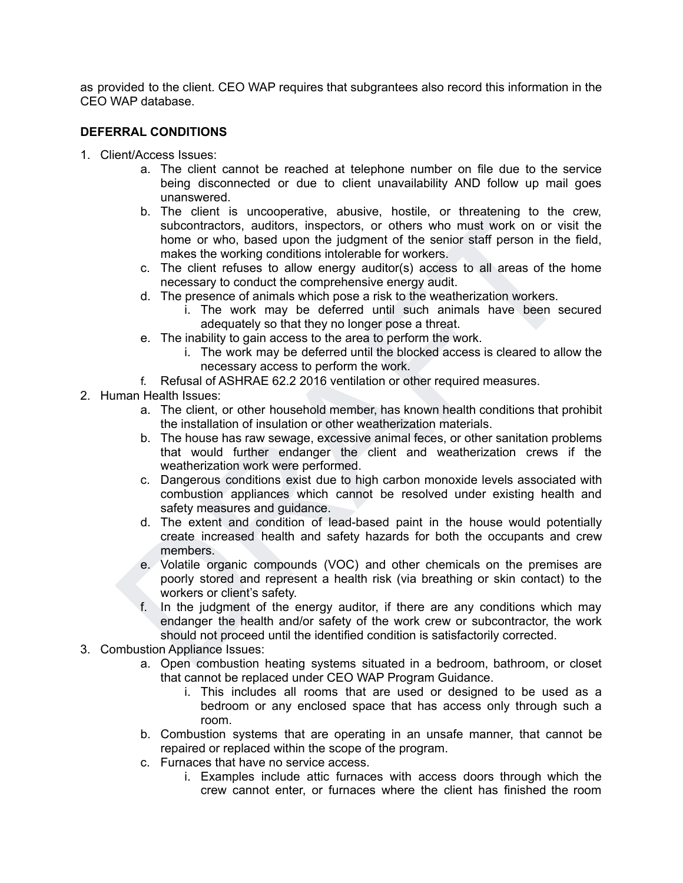as provided to the client. CEO WAP requires that subgrantees also record this information in the CEO WAP database.

**DEFERRAL CONDITIONS**

1. Client/Access Issues:
    a. The client cannot be reached at telephone number on file due to the service being disconnected or due to client unavailability AND follow up mail goes unanswered.
    b. The client is uncooperative, abusive, hostile, or threatening to the crew, subcontractors, auditors, inspectors, or others who must work on or visit the home or who, based upon the judgment of the senior staff person in the field, makes the working conditions intolerable for workers.
    c. The client refuses to allow energy auditor(s) access to all areas of the home necessary to conduct the comprehensive energy audit.
    d. The presence of animals which pose a risk to the weatherization workers.
        i. The work may be deferred until such animals have been secured adequately so that they no longer pose a threat.
    e. The inability to gain access to the area to perform the work.
        i. The work may be deferred until the blocked access is cleared to allow the necessary access to perform the work.
    f. Refusal of ASHRAE 62.2 2016 ventilation or other required measures.
2. Human Health Issues:
    a. The client, or other household member, has known health conditions that prohibit the installation of insulation or other weatherization materials.
    b. The house has raw sewage, excessive animal feces, or other sanitation problems that would further endanger the client and weatherization crews if the weatherization work were performed.
    c. Dangerous conditions exist due to high carbon monoxide levels associated with combustion appliances which cannot be resolved under existing health and safety measures and guidance.
    d. The extent and condition of lead-based paint in the house would potentially create increased health and safety hazards for both the occupants and crew members.
    e. Volatile organic compounds (VOC) and other chemicals on the premises are poorly stored and represent a health risk (via breathing or skin contact) to the workers or client's safety.
    f. In the judgment of the energy auditor, if there are any conditions which may endanger the health and/or safety of the work crew or subcontractor, the work should not proceed until the identified condition is satisfactorily corrected.
3. Combustion Appliance Issues:
    a. Open combustion heating systems situated in a bedroom, bathroom, or closet that cannot be replaced under CEO WAP Program Guidance.
        i. This includes all rooms that are used or designed to be used as a bedroom or any enclosed space that has access only through such a room.
    b. Combustion systems that are operating in an unsafe manner, that cannot be repaired or replaced within the scope of the program.
    c. Furnaces that have no service access.
        i. Examples include attic furnaces with access doors through which the crew cannot enter, or furnaces where the client has finished the room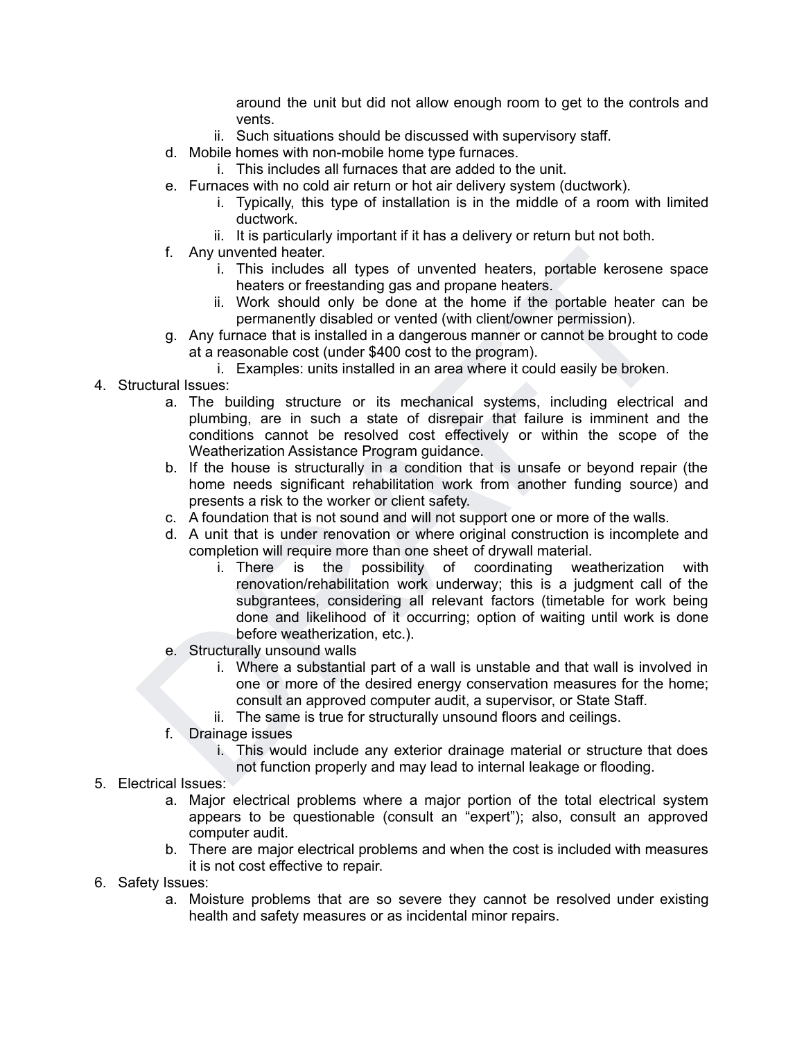around the unit but did not allow enough room to get to the controls and vents.

    ii. Such situations should be discussed with supervisory staff.

  d. Mobile homes with non-mobile home type furnaces.
    i. This includes all furnaces that are added to the unit.
  e. Furnaces with no cold air return or hot air delivery system (ductwork).
    i. Typically, this type of installation is in the middle of a room with limited ductwork.
    ii. It is particularly important if it has a delivery or return but not both.
  f. Any unvented heater.
    i. This includes all types of unvented heaters, portable kerosene space heaters or freestanding gas and propane heaters.
    ii. Work should only be done at the home if the portable heater can be permanently disabled or vented (with client/owner permission).
  g. Any furnace that is installed in a dangerous manner or cannot be brought to code at a reasonable cost (under $400 cost to the program).
    i. Examples: units installed in an area where it could easily be broken.

4. Structural Issues:
  a. The building structure or its mechanical systems, including electrical and plumbing, are in such a state of disrepair that failure is imminent and the conditions cannot be resolved cost effectively or within the scope of the Weatherization Assistance Program guidance.
  b. If the house is structurally in a condition that is unsafe or beyond repair (the home needs significant rehabilitation work from another funding source) and presents a risk to the worker or client safety.
  c. A foundation that is not sound and will not support one or more of the walls.
  d. A unit that is under renovation or where original construction is incomplete and completion will require more than one sheet of drywall material.
    i. There is the possibility of coordinating weatherization with renovation/rehabilitation work underway; this is a judgment call of the subgrantees, considering all relevant factors (timetable for work being done and likelihood of it occurring; option of waiting until work is done before weatherization, etc.).
  e. Structurally unsound walls
    i. Where a substantial part of a wall is unstable and that wall is involved in one or more of the desired energy conservation measures for the home; consult an approved computer audit, a supervisor, or State Staff.
    ii. The same is true for structurally unsound floors and ceilings.
  f. Drainage issues
    i. This would include any exterior drainage material or structure that does not function properly and may lead to internal leakage or flooding.

5. Electrical Issues:
  a. Major electrical problems where a major portion of the total electrical system appears to be questionable (consult an "expert"); also, consult an approved computer audit.
  b. There are major electrical problems and when the cost is included with measures it is not cost effective to repair.

6. Safety Issues:
  a. Moisture problems that are so severe they cannot be resolved under existing health and safety measures or as incidental minor repairs.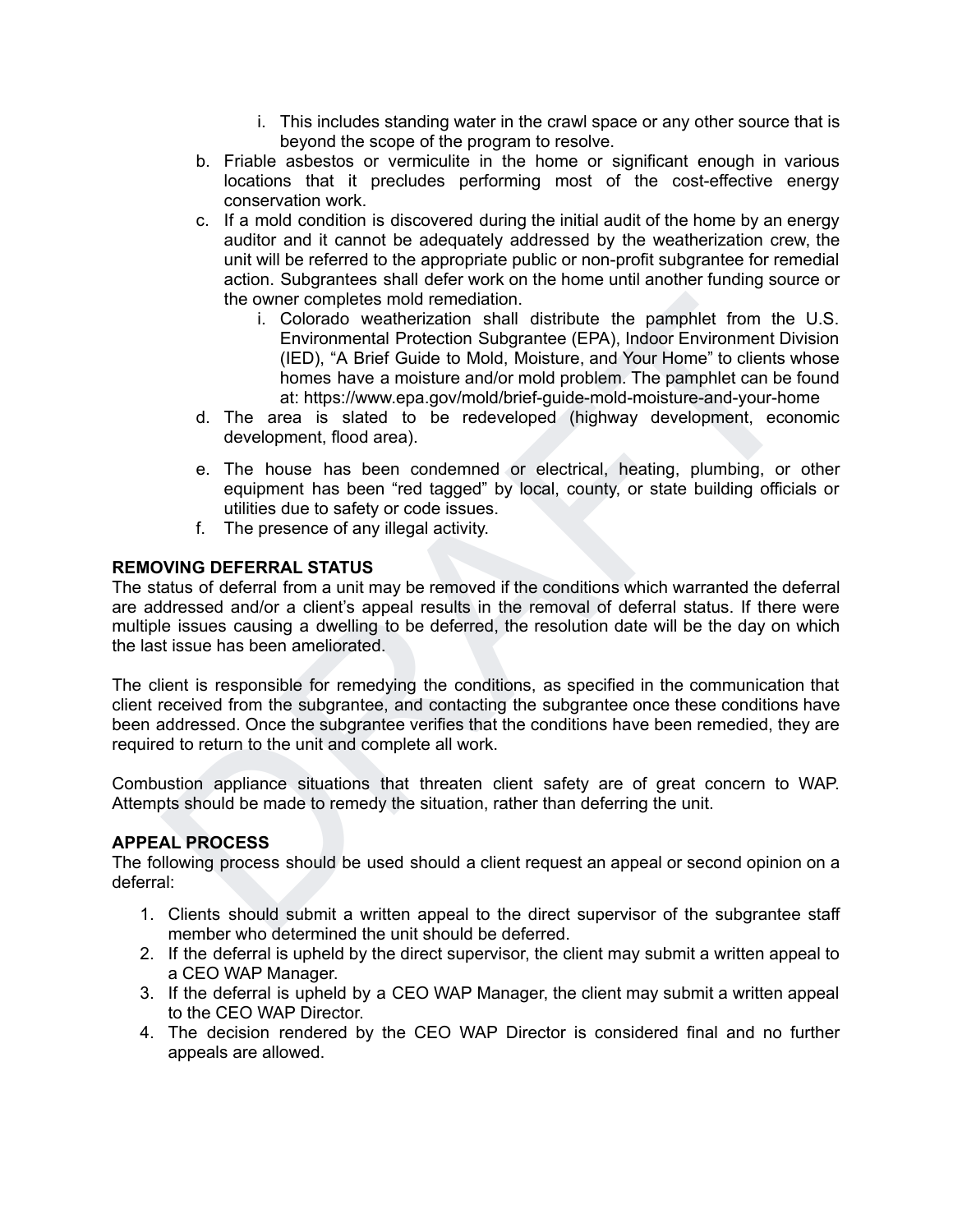i. This includes standing water in the crawl space or any other source that is beyond the scope of the program to resolve.

b. Friable asbestos or vermiculite in the home or significant enough in various locations that it precludes performing most of the cost-effective energy conservation work.

c. If a mold condition is discovered during the initial audit of the home by an energy auditor and it cannot be adequately addressed by the weatherization crew, the unit will be referred to the appropriate public or non-profit subgrantee for remedial action. Subgrantees shall defer work on the home until another funding source or the owner completes mold remediation.

    i. Colorado weatherization shall distribute the pamphlet from the U.S. Environmental Protection Subgrantee (EPA), Indoor Environment Division (IED), "A Brief Guide to Mold, Moisture, and Your Home" to clients whose homes have a moisture and/or mold problem. The pamphlet can be found at: https://www.epa.gov/mold/brief-guide-mold-moisture-and-your-home

d. The area is slated to be redeveloped (highway development, economic development, flood area).

e. The house has been condemned or electrical, heating, plumbing, or other equipment has been "red tagged" by local, county, or state building officials or utilities due to safety or code issues.

f. The presence of any illegal activity.

**REMOVING DEFERRAL STATUS**

The status of deferral from a unit may be removed if the conditions which warranted the deferral are addressed and/or a client's appeal results in the removal of deferral status. If there were multiple issues causing a dwelling to be deferred, the resolution date will be the day on which the last issue has been ameliorated.

The client is responsible for remedying the conditions, as specified in the communication that client received from the subgrantee, and contacting the subgrantee once these conditions have been addressed. Once the subgrantee verifies that the conditions have been remedied, they are required to return to the unit and complete all work.

Combustion appliance situations that threaten client safety are of great concern to WAP. Attempts should be made to remedy the situation, rather than deferring the unit.

**APPEAL PROCESS**

The following process should be used should a client request an appeal or second opinion on a deferral:

1. Clients should submit a written appeal to the direct supervisor of the subgrantee staff member who determined the unit should be deferred.
2. If the deferral is upheld by the direct supervisor, the client may submit a written appeal to a CEO WAP Manager.
3. If the deferral is upheld by a CEO WAP Manager, the client may submit a written appeal to the CEO WAP Director.
4. The decision rendered by the CEO WAP Director is considered final and no further appeals are allowed.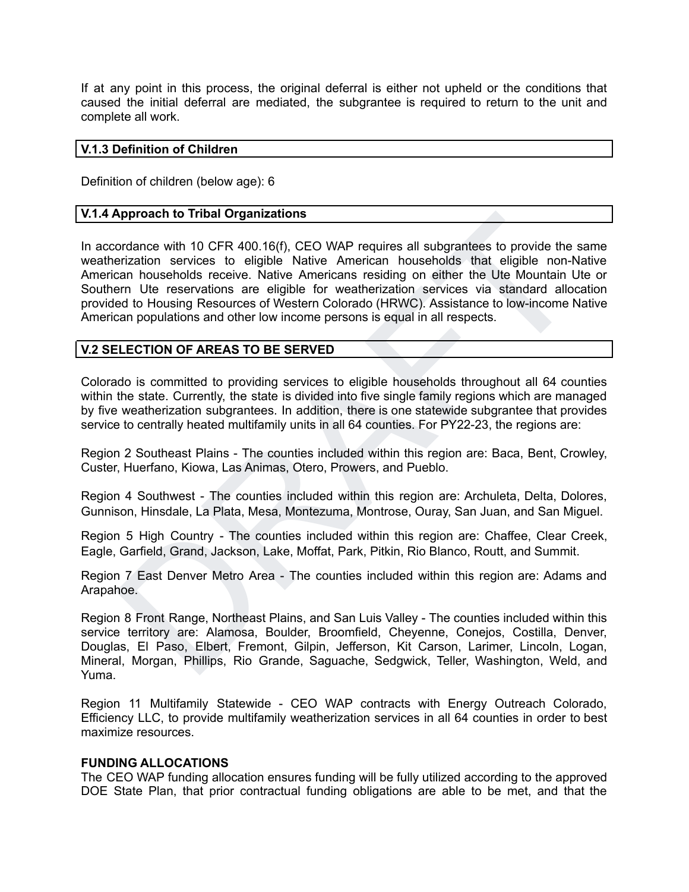If at any point in this process, the original deferral is either not upheld or the conditions that caused the initial deferral are mediated, the subgrantee is required to return to the unit and complete all work.

### V.1.3 Definition of Children

Definition of children (below age): 6

### V.1.4 Approach to Tribal Organizations

In accordance with 10 CFR 400.16(f), CEO WAP requires all subgrantees to provide the same weatherization services to eligible Native American households that eligible non-Native American households receive. Native Americans residing on either the Ute Mountain Ute or Southern Ute reservations are eligible for weatherization services via standard allocation provided to Housing Resources of Western Colorado (HRWC). Assistance to low-income Native American populations and other low income persons is equal in all respects.

### V.2 SELECTION OF AREAS TO BE SERVED

Colorado is committed to providing services to eligible households throughout all 64 counties within the state. Currently, the state is divided into five single family regions which are managed by five weatherization subgrantees. In addition, there is one statewide subgrantee that provides service to centrally heated multifamily units in all 64 counties. For PY22-23, the regions are:

Region 2 Southeast Plains - The counties included within this region are: Baca, Bent, Crowley, Custer, Huerfano, Kiowa, Las Animas, Otero, Prowers, and Pueblo.

Region 4 Southwest - The counties included within this region are: Archuleta, Delta, Dolores, Gunnison, Hinsdale, La Plata, Mesa, Montezuma, Montrose, Ouray, San Juan, and San Miguel.

Region 5 High Country - The counties included within this region are: Chaffee, Clear Creek, Eagle, Garfield, Grand, Jackson, Lake, Moffat, Park, Pitkin, Rio Blanco, Routt, and Summit.

Region 7 East Denver Metro Area - The counties included within this region are: Adams and Arapahoe.

Region 8 Front Range, Northeast Plains, and San Luis Valley - The counties included within this service territory are: Alamosa, Boulder, Broomfield, Cheyenne, Conejos, Costilla, Denver, Douglas, El Paso, Elbert, Fremont, Gilpin, Jefferson, Kit Carson, Larimer, Lincoln, Logan, Mineral, Morgan, Phillips, Rio Grande, Saguache, Sedgwick, Teller, Washington, Weld, and Yuma.

Region 11 Multifamily Statewide - CEO WAP contracts with Energy Outreach Colorado, Efficiency LLC, to provide multifamily weatherization services in all 64 counties in order to best maximize resources.

**FUNDING ALLOCATIONS**

The CEO WAP funding allocation ensures funding will be fully utilized according to the approved DOE State Plan, that prior contractual funding obligations are able to be met, and that the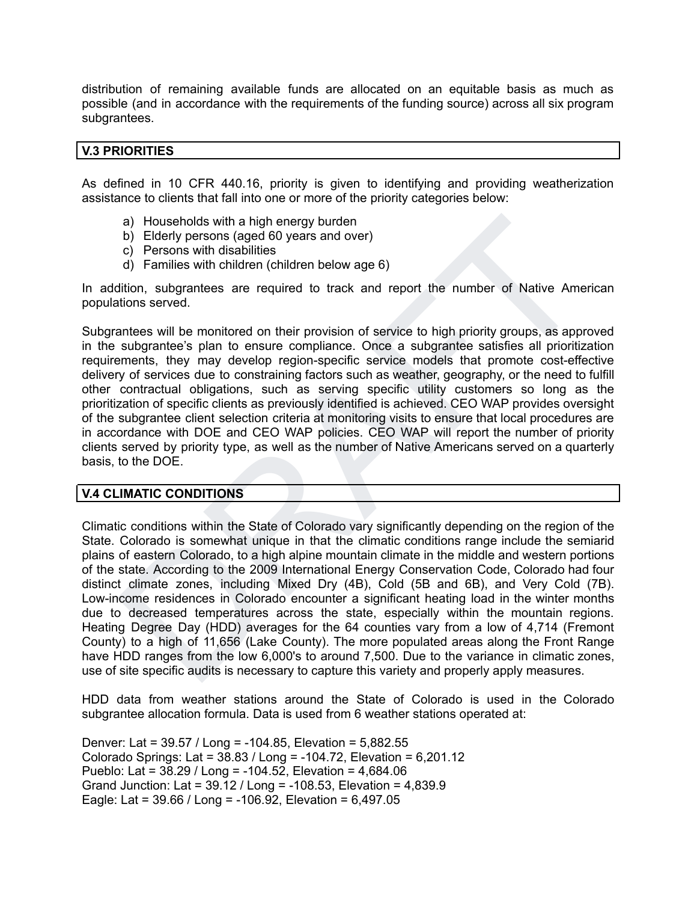distribution of remaining available funds are allocated on an equitable basis as much as possible (and in accordance with the requirements of the funding source) across all six program subgrantees.

## V.3 PRIORITIES

As defined in 10 CFR 440.16, priority is given to identifying and providing weatherization assistance to clients that fall into one or more of the priority categories below:

a) Households with a high energy burden
b) Elderly persons (aged 60 years and over)
c) Persons with disabilities
d) Families with children (children below age 6)

In addition, subgrantees are required to track and report the number of Native American populations served.

Subgrantees will be monitored on their provision of service to high priority groups, as approved in the subgrantee's plan to ensure compliance. Once a subgrantee satisfies all prioritization requirements, they may develop region-specific service models that promote cost-effective delivery of services due to constraining factors such as weather, geography, or the need to fulfill other contractual obligations, such as serving specific utility customers so long as the prioritization of specific clients as previously identified is achieved. CEO WAP provides oversight of the subgrantee client selection criteria at monitoring visits to ensure that local procedures are in accordance with DOE and CEO WAP policies. CEO WAP will report the number of priority clients served by priority type, as well as the number of Native Americans served on a quarterly basis, to the DOE.

## V.4 CLIMATIC CONDITIONS

Climatic conditions within the State of Colorado vary significantly depending on the region of the State. Colorado is somewhat unique in that the climatic conditions range include the semiarid plains of eastern Colorado, to a high alpine mountain climate in the middle and western portions of the state. According to the 2009 International Energy Conservation Code, Colorado had four distinct climate zones, including Mixed Dry (4B), Cold (5B and 6B), and Very Cold (7B). Low-income residences in Colorado encounter a significant heating load in the winter months due to decreased temperatures across the state, especially within the mountain regions. Heating Degree Day (HDD) averages for the 64 counties vary from a low of 4,714 (Fremont County) to a high of 11,656 (Lake County). The more populated areas along the Front Range have HDD ranges from the low 6,000's to around 7,500. Due to the variance in climatic zones, use of site specific audits is necessary to capture this variety and properly apply measures.

HDD data from weather stations around the State of Colorado is used in the Colorado subgrantee allocation formula. Data is used from 6 weather stations operated at:

Denver: Lat = 39.57 / Long = -104.85, Elevation = 5,882.55
Colorado Springs: Lat = 38.83 / Long = -104.72, Elevation = 6,201.12
Pueblo: Lat = 38.29 / Long = -104.52, Elevation = 4,684.06
Grand Junction: Lat = 39.12 / Long = -108.53, Elevation = 4,839.9
Eagle: Lat = 39.66 / Long = -106.92, Elevation = 6,497.05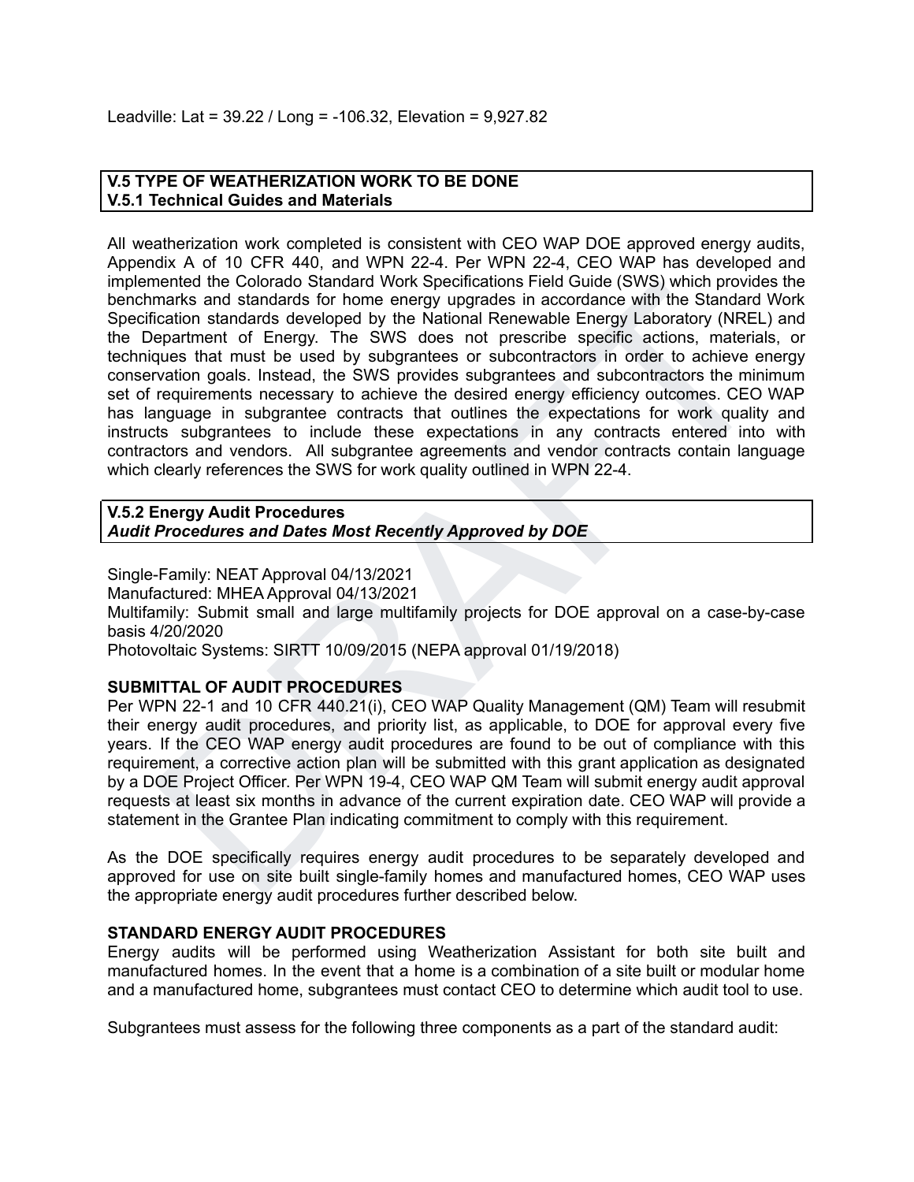Leadville: Lat = 39.22 / Long = -106.32, Elevation = 9,927.82

## V.5 TYPE OF WEATHERIZATION WORK TO BE DONE
### V.5.1 Technical Guides and Materials

All weatherization work completed is consistent with CEO WAP DOE approved energy audits, Appendix A of 10 CFR 440, and WPN 22-4. Per WPN 22-4, CEO WAP has developed and implemented the Colorado Standard Work Specifications Field Guide (SWS) which provides the benchmarks and standards for home energy upgrades in accordance with the Standard Work Specification standards developed by the National Renewable Energy Laboratory (NREL) and the Department of Energy. The SWS does not prescribe specific actions, materials, or techniques that must be used by subgrantees or subcontractors in order to achieve energy conservation goals. Instead, the SWS provides subgrantees and subcontractors the minimum set of requirements necessary to achieve the desired energy efficiency outcomes. CEO WAP has language in subgrantee contracts that outlines the expectations for work quality and instructs subgrantees to include these expectations in any contracts entered into with contractors and vendors. All subgrantee agreements and vendor contracts contain language which clearly references the SWS for work quality outlined in WPN 22-4.

### V.5.2 Energy Audit Procedures
***Audit Procedures and Dates Most Recently Approved by DOE***

Single-Family: NEAT Approval 04/13/2021
Manufactured: MHEA Approval 04/13/2021
Multifamily: Submit small and large multifamily projects for DOE approval on a case-by-case basis 4/20/2020
Photovoltaic Systems: SIRTT 10/09/2015 (NEPA approval 01/19/2018)

**SUBMITTAL OF AUDIT PROCEDURES**
Per WPN 22-1 and 10 CFR 440.21(i), CEO WAP Quality Management (QM) Team will resubmit their energy audit procedures, and priority list, as applicable, to DOE for approval every five years. If the CEO WAP energy audit procedures are found to be out of compliance with this requirement, a corrective action plan will be submitted with this grant application as designated by a DOE Project Officer. Per WPN 19-4, CEO WAP QM Team will submit energy audit approval requests at least six months in advance of the current expiration date. CEO WAP will provide a statement in the Grantee Plan indicating commitment to comply with this requirement.

As the DOE specifically requires energy audit procedures to be separately developed and approved for use on site built single-family homes and manufactured homes, CEO WAP uses the appropriate energy audit procedures further described below.

**STANDARD ENERGY AUDIT PROCEDURES**
Energy audits will be performed using Weatherization Assistant for both site built and manufactured homes. In the event that a home is a combination of a site built or modular home and a manufactured home, subgrantees must contact CEO to determine which audit tool to use.

Subgrantees must assess for the following three components as a part of the standard audit: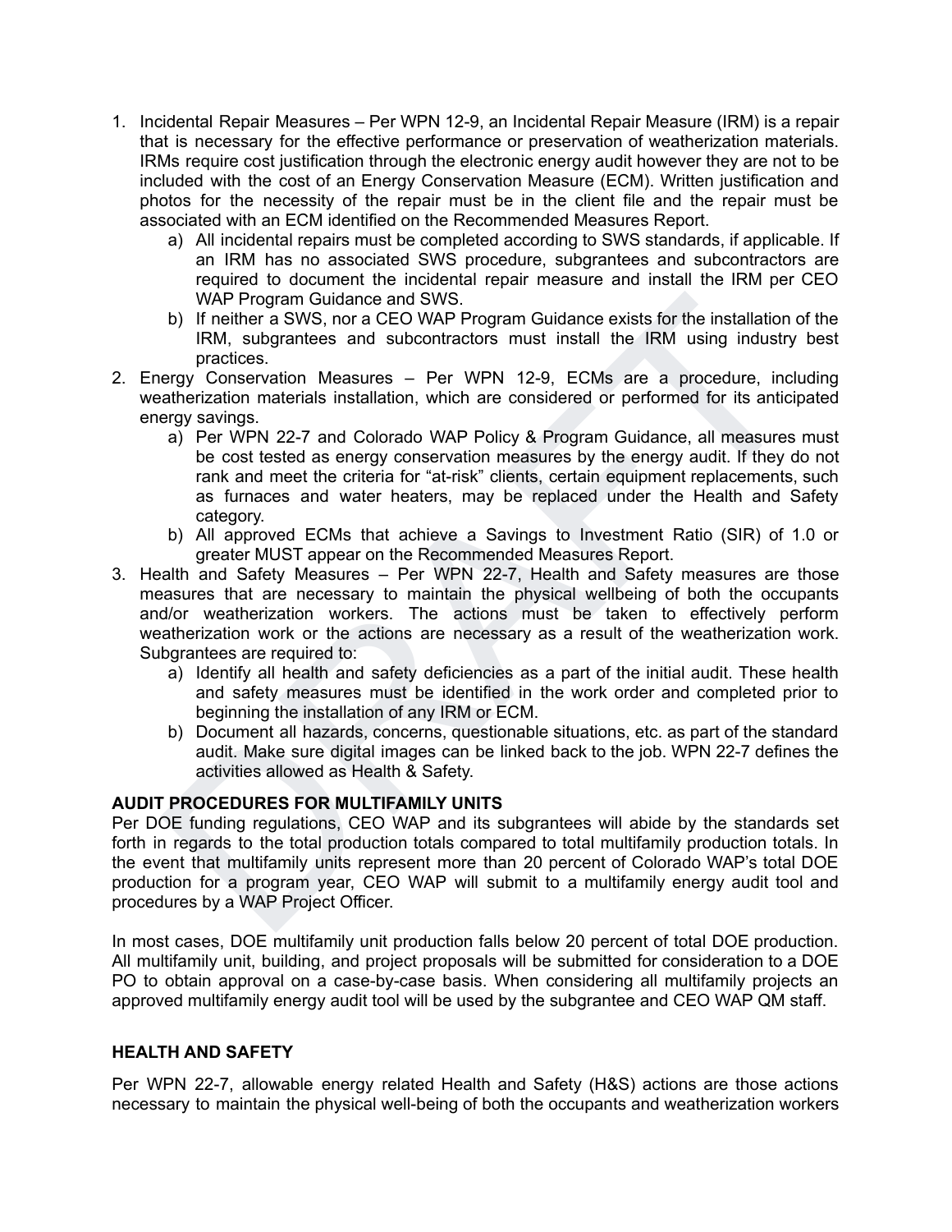1. Incidental Repair Measures – Per WPN 12-9, an Incidental Repair Measure (IRM) is a repair that is necessary for the effective performance or preservation of weatherization materials. IRMs require cost justification through the electronic energy audit however they are not to be included with the cost of an Energy Conservation Measure (ECM). Written justification and photos for the necessity of the repair must be in the client file and the repair must be associated with an ECM identified on the Recommended Measures Report.
    a) All incidental repairs must be completed according to SWS standards, if applicable. If an IRM has no associated SWS procedure, subgrantees and subcontractors are required to document the incidental repair measure and install the IRM per CEO WAP Program Guidance and SWS.
    b) If neither a SWS, nor a CEO WAP Program Guidance exists for the installation of the IRM, subgrantees and subcontractors must install the IRM using industry best practices.
2. Energy Conservation Measures – Per WPN 12-9, ECMs are a procedure, including weatherization materials installation, which are considered or performed for its anticipated energy savings.
    a) Per WPN 22-7 and Colorado WAP Policy & Program Guidance, all measures must be cost tested as energy conservation measures by the energy audit. If they do not rank and meet the criteria for "at-risk" clients, certain equipment replacements, such as furnaces and water heaters, may be replaced under the Health and Safety category.
    b) All approved ECMs that achieve a Savings to Investment Ratio (SIR) of 1.0 or greater MUST appear on the Recommended Measures Report.
3. Health and Safety Measures – Per WPN 22-7, Health and Safety measures are those measures that are necessary to maintain the physical wellbeing of both the occupants and/or weatherization workers. The actions must be taken to effectively perform weatherization work or the actions are necessary as a result of the weatherization work. Subgrantees are required to:
    a) Identify all health and safety deficiencies as a part of the initial audit. These health and safety measures must be identified in the work order and completed prior to beginning the installation of any IRM or ECM.
    b) Document all hazards, concerns, questionable situations, etc. as part of the standard audit. Make sure digital images can be linked back to the job. WPN 22-7 defines the activities allowed as Health & Safety.

**AUDIT PROCEDURES FOR MULTIFAMILY UNITS**

Per DOE funding regulations, CEO WAP and its subgrantees will abide by the standards set forth in regards to the total production totals compared to total multifamily production totals. In the event that multifamily units represent more than 20 percent of Colorado WAP's total DOE production for a program year, CEO WAP will submit to a multifamily energy audit tool and procedures by a WAP Project Officer.

In most cases, DOE multifamily unit production falls below 20 percent of total DOE production. All multifamily unit, building, and project proposals will be submitted for consideration to a DOE PO to obtain approval on a case-by-case basis. When considering all multifamily projects an approved multifamily energy audit tool will be used by the subgrantee and CEO WAP QM staff.

**HEALTH AND SAFETY**

Per WPN 22-7, allowable energy related Health and Safety (H&S) actions are those actions necessary to maintain the physical well-being of both the occupants and weatherization workers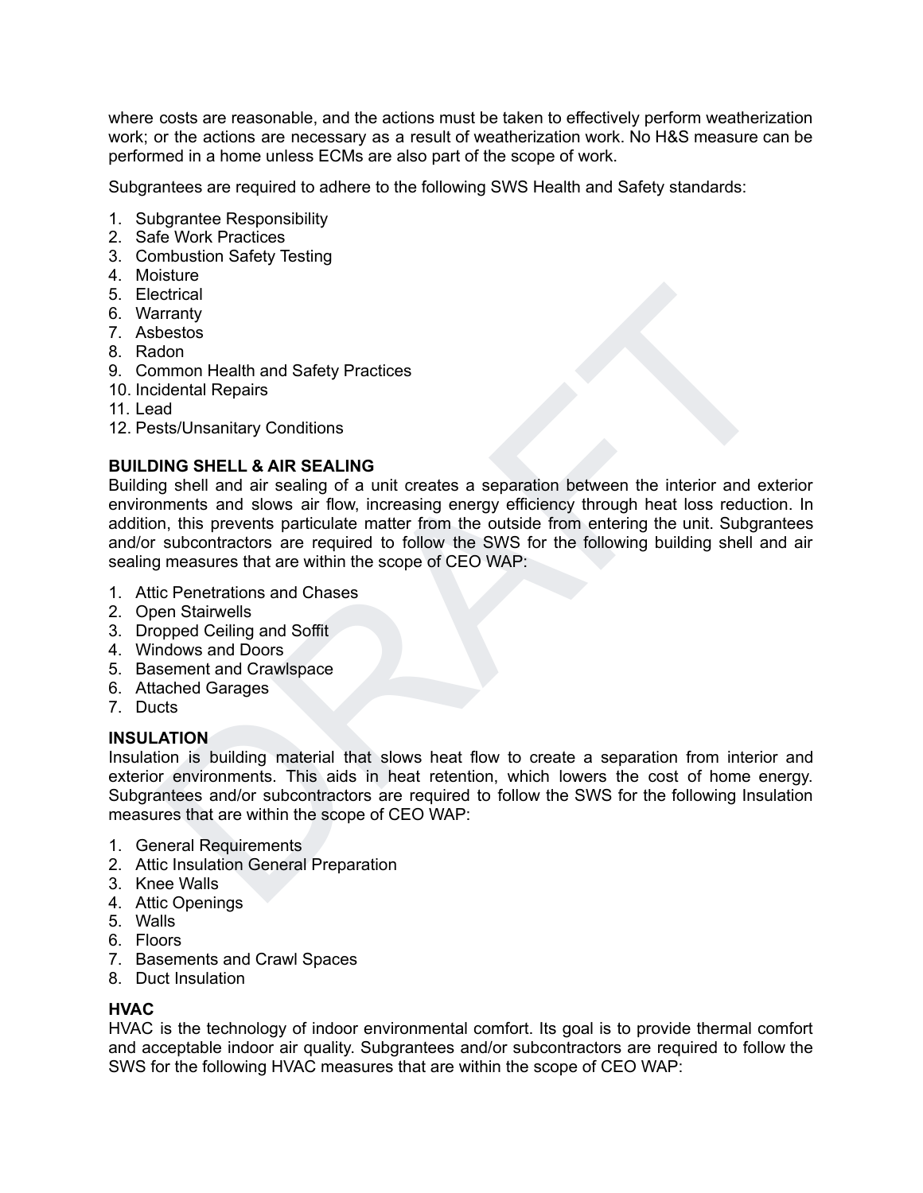where costs are reasonable, and the actions must be taken to effectively perform weatherization work; or the actions are necessary as a result of weatherization work. No H&S measure can be performed in a home unless ECMs are also part of the scope of work.

Subgrantees are required to adhere to the following SWS Health and Safety standards:

1. Subgrantee Responsibility
2. Safe Work Practices
3. Combustion Safety Testing
4. Moisture
5. Electrical
6. Warranty
7. Asbestos
8. Radon
9. Common Health and Safety Practices
10. Incidental Repairs
11. Lead
12. Pests/Unsanitary Conditions

**BUILDING SHELL & AIR SEALING**

Building shell and air sealing of a unit creates a separation between the interior and exterior environments and slows air flow, increasing energy efficiency through heat loss reduction. In addition, this prevents particulate matter from the outside from entering the unit. Subgrantees and/or subcontractors are required to follow the SWS for the following building shell and air sealing measures that are within the scope of CEO WAP:

1. Attic Penetrations and Chases
2. Open Stairwells
3. Dropped Ceiling and Soffit
4. Windows and Doors
5. Basement and Crawlspace
6. Attached Garages
7. Ducts

**INSULATION**

Insulation is building material that slows heat flow to create a separation from interior and exterior environments. This aids in heat retention, which lowers the cost of home energy. Subgrantees and/or subcontractors are required to follow the SWS for the following Insulation measures that are within the scope of CEO WAP:

1. General Requirements
2. Attic Insulation General Preparation
3. Knee Walls
4. Attic Openings
5. Walls
6. Floors
7. Basements and Crawl Spaces
8. Duct Insulation

**HVAC**

HVAC is the technology of indoor environmental comfort. Its goal is to provide thermal comfort and acceptable indoor air quality. Subgrantees and/or subcontractors are required to follow the SWS for the following HVAC measures that are within the scope of CEO WAP: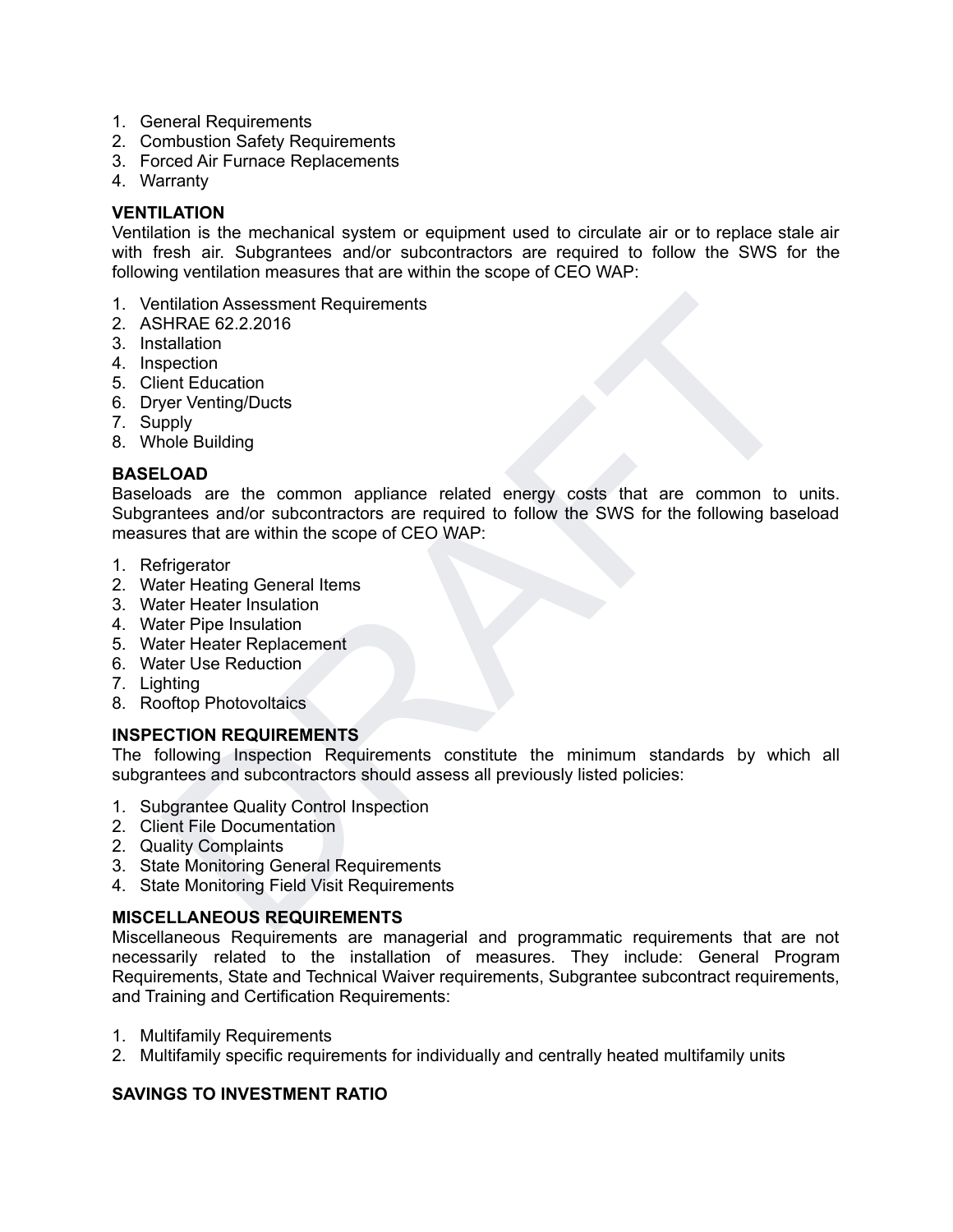1. General Requirements
2. Combustion Safety Requirements
3. Forced Air Furnace Replacements
4. Warranty

**VENTILATION**

Ventilation is the mechanical system or equipment used to circulate air or to replace stale air with fresh air. Subgrantees and/or subcontractors are required to follow the SWS for the following ventilation measures that are within the scope of CEO WAP:

1. Ventilation Assessment Requirements
2. ASHRAE 62.2.2016
3. Installation
4. Inspection
5. Client Education
6. Dryer Venting/Ducts
7. Supply
8. Whole Building

**BASELOAD**

Baseloads are the common appliance related energy costs that are common to units. Subgrantees and/or subcontractors are required to follow the SWS for the following baseload measures that are within the scope of CEO WAP:

1. Refrigerator
2. Water Heating General Items
3. Water Heater Insulation
4. Water Pipe Insulation
5. Water Heater Replacement
6. Water Use Reduction
7. Lighting
8. Rooftop Photovoltaics

**INSPECTION REQUIREMENTS**

The following Inspection Requirements constitute the minimum standards by which all subgrantees and subcontractors should assess all previously listed policies:

1. Subgrantee Quality Control Inspection
2. Client File Documentation
2. Quality Complaints
3. State Monitoring General Requirements
4. State Monitoring Field Visit Requirements

**MISCELLANEOUS REQUIREMENTS**

Miscellaneous Requirements are managerial and programmatic requirements that are not necessarily related to the installation of measures. They include: General Program Requirements, State and Technical Waiver requirements, Subgrantee subcontract requirements, and Training and Certification Requirements:

1. Multifamily Requirements
2. Multifamily specific requirements for individually and centrally heated multifamily units

**SAVINGS TO INVESTMENT RATIO**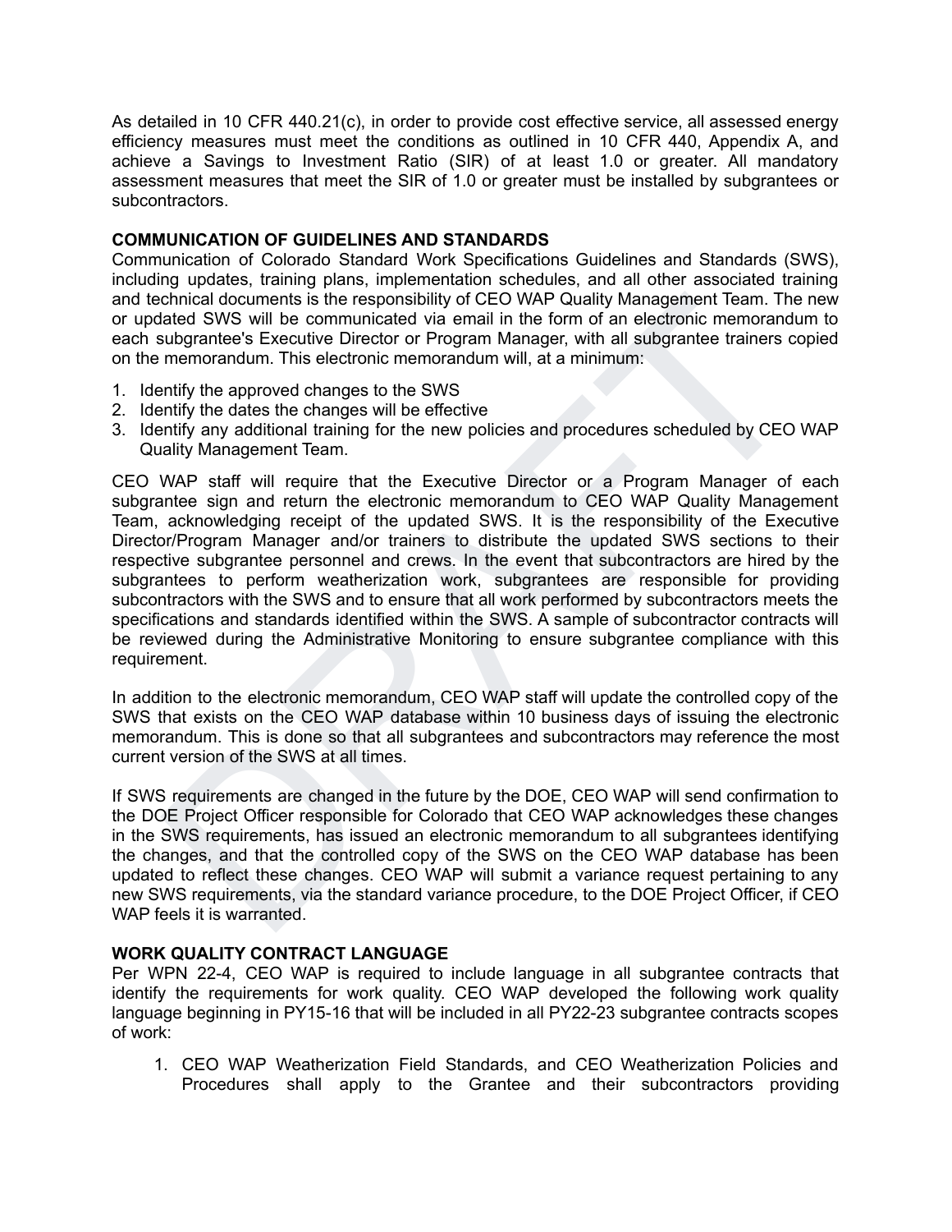As detailed in 10 CFR 440.21(c), in order to provide cost effective service, all assessed energy efficiency measures must meet the conditions as outlined in 10 CFR 440, Appendix A, and achieve a Savings to Investment Ratio (SIR) of at least 1.0 or greater. All mandatory assessment measures that meet the SIR of 1.0 or greater must be installed by subgrantees or subcontractors.

**COMMUNICATION OF GUIDELINES AND STANDARDS**

Communication of Colorado Standard Work Specifications Guidelines and Standards (SWS), including updates, training plans, implementation schedules, and all other associated training and technical documents is the responsibility of CEO WAP Quality Management Team. The new or updated SWS will be communicated via email in the form of an electronic memorandum to each subgrantee's Executive Director or Program Manager, with all subgrantee trainers copied on the memorandum. This electronic memorandum will, at a minimum:

1. Identify the approved changes to the SWS
2. Identify the dates the changes will be effective
3. Identify any additional training for the new policies and procedures scheduled by CEO WAP Quality Management Team.

CEO WAP staff will require that the Executive Director or a Program Manager of each subgrantee sign and return the electronic memorandum to CEO WAP Quality Management Team, acknowledging receipt of the updated SWS. It is the responsibility of the Executive Director/Program Manager and/or trainers to distribute the updated SWS sections to their respective subgrantee personnel and crews. In the event that subcontractors are hired by the subgrantees to perform weatherization work, subgrantees are responsible for providing subcontractors with the SWS and to ensure that all work performed by subcontractors meets the specifications and standards identified within the SWS. A sample of subcontractor contracts will be reviewed during the Administrative Monitoring to ensure subgrantee compliance with this requirement.

In addition to the electronic memorandum, CEO WAP staff will update the controlled copy of the SWS that exists on the CEO WAP database within 10 business days of issuing the electronic memorandum. This is done so that all subgrantees and subcontractors may reference the most current version of the SWS at all times.

If SWS requirements are changed in the future by the DOE, CEO WAP will send confirmation to the DOE Project Officer responsible for Colorado that CEO WAP acknowledges these changes in the SWS requirements, has issued an electronic memorandum to all subgrantees identifying the changes, and that the controlled copy of the SWS on the CEO WAP database has been updated to reflect these changes. CEO WAP will submit a variance request pertaining to any new SWS requirements, via the standard variance procedure, to the DOE Project Officer, if CEO WAP feels it is warranted.

**WORK QUALITY CONTRACT LANGUAGE**

Per WPN 22-4, CEO WAP is required to include language in all subgrantee contracts that identify the requirements for work quality. CEO WAP developed the following work quality language beginning in PY15-16 that will be included in all PY22-23 subgrantee contracts scopes of work:

1. CEO WAP Weatherization Field Standards, and CEO Weatherization Policies and Procedures shall apply to the Grantee and their subcontractors providing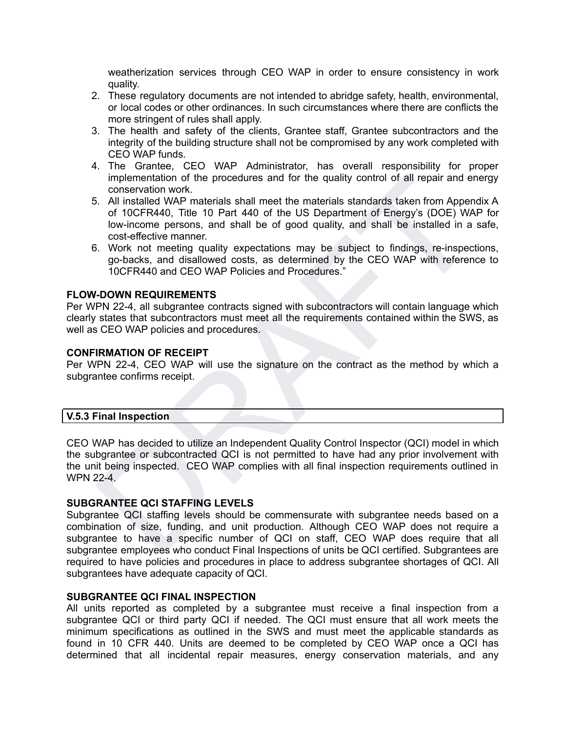weatherization services through CEO WAP in order to ensure consistency in work quality.

2. These regulatory documents are not intended to abridge safety, health, environmental, or local codes or other ordinances. In such circumstances where there are conflicts the more stringent of rules shall apply.
3. The health and safety of the clients, Grantee staff, Grantee subcontractors and the integrity of the building structure shall not be compromised by any work completed with CEO WAP funds.
4. The Grantee, CEO WAP Administrator, has overall responsibility for proper implementation of the procedures and for the quality control of all repair and energy conservation work.
5. All installed WAP materials shall meet the materials standards taken from Appendix A of 10CFR440, Title 10 Part 440 of the US Department of Energy's (DOE) WAP for low-income persons, and shall be of good quality, and shall be installed in a safe, cost-effective manner.
6. Work not meeting quality expectations may be subject to findings, re-inspections, go-backs, and disallowed costs, as determined by the CEO WAP with reference to 10CFR440 and CEO WAP Policies and Procedures."

**FLOW-DOWN REQUIREMENTS**

Per WPN 22-4, all subgrantee contracts signed with subcontractors will contain language which clearly states that subcontractors must meet all the requirements contained within the SWS, as well as CEO WAP policies and procedures.

**CONFIRMATION OF RECEIPT**

Per WPN 22-4, CEO WAP will use the signature on the contract as the method by which a subgrantee confirms receipt.

## V.5.3 Final Inspection

CEO WAP has decided to utilize an Independent Quality Control Inspector (QCI) model in which the subgrantee or subcontracted QCI is not permitted to have had any prior involvement with the unit being inspected. CEO WAP complies with all final inspection requirements outlined in WPN 22-4.

**SUBGRANTEE QCI STAFFING LEVELS**

Subgrantee QCI staffing levels should be commensurate with subgrantee needs based on a combination of size, funding, and unit production. Although CEO WAP does not require a subgrantee to have a specific number of QCI on staff, CEO WAP does require that all subgrantee employees who conduct Final Inspections of units be QCI certified. Subgrantees are required to have policies and procedures in place to address subgrantee shortages of QCI. All subgrantees have adequate capacity of QCI.

**SUBGRANTEE QCI FINAL INSPECTION**

All units reported as completed by a subgrantee must receive a final inspection from a subgrantee QCI or third party QCI if needed. The QCI must ensure that all work meets the minimum specifications as outlined in the SWS and must meet the applicable standards as found in 10 CFR 440. Units are deemed to be completed by CEO WAP once a QCI has determined that all incidental repair measures, energy conservation materials, and any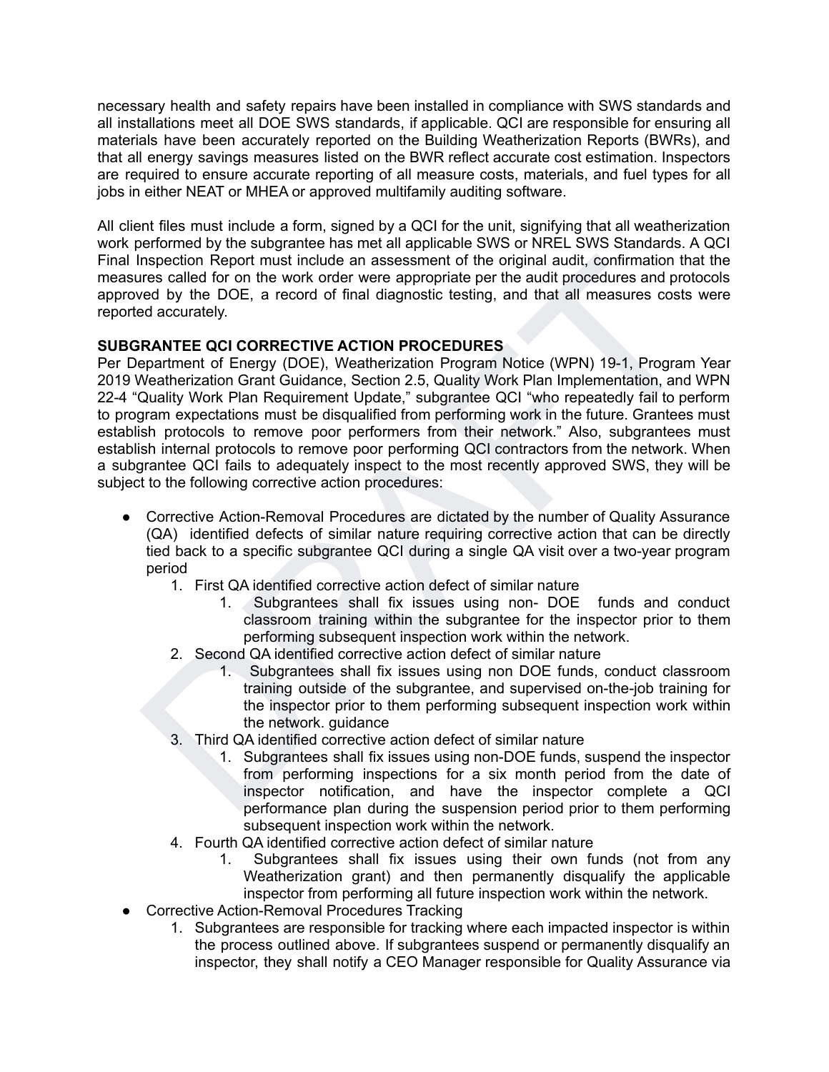necessary health and safety repairs have been installed in compliance with SWS standards and all installations meet all DOE SWS standards, if applicable. QCI are responsible for ensuring all materials have been accurately reported on the Building Weatherization Reports (BWRs), and that all energy savings measures listed on the BWR reflect accurate cost estimation. Inspectors are required to ensure accurate reporting of all measure costs, materials, and fuel types for all jobs in either NEAT or MHEA or approved multifamily auditing software.

All client files must include a form, signed by a QCI for the unit, signifying that all weatherization work performed by the subgrantee has met all applicable SWS or NREL SWS Standards. A QCI Final Inspection Report must include an assessment of the original audit, confirmation that the measures called for on the work order were appropriate per the audit procedures and protocols approved by the DOE, a record of final diagnostic testing, and that all measures costs were reported accurately.

**SUBGRANTEE QCI CORRECTIVE ACTION PROCEDURES**

Per Department of Energy (DOE), Weatherization Program Notice (WPN) 19-1, Program Year 2019 Weatherization Grant Guidance, Section 2.5, Quality Work Plan Implementation, and WPN 22-4 "Quality Work Plan Requirement Update," subgrantee QCI "who repeatedly fail to perform to program expectations must be disqualified from performing work in the future. Grantees must establish protocols to remove poor performers from their network." Also, subgrantees must establish internal protocols to remove poor performing QCI contractors from the network. When a subgrantee QCI fails to adequately inspect to the most recently approved SWS, they will be subject to the following corrective action procedures:

- Corrective Action-Removal Procedures are dictated by the number of Quality Assurance (QA) identified defects of similar nature requiring corrective action that can be directly tied back to a specific subgrantee QCI during a single QA visit over a two-year program period
    1. First QA identified corrective action defect of similar nature
        1. Subgrantees shall fix issues using non- DOE funds and conduct classroom training within the subgrantee for the inspector prior to them performing subsequent inspection work within the network.
    2. Second QA identified corrective action defect of similar nature
        1. Subgrantees shall fix issues using non DOE funds, conduct classroom training outside of the subgrantee, and supervised on-the-job training for the inspector prior to them performing subsequent inspection work within the network. guidance
    3. Third QA identified corrective action defect of similar nature
        1. Subgrantees shall fix issues using non-DOE funds, suspend the inspector from performing inspections for a six month period from the date of inspector notification, and have the inspector complete a QCI performance plan during the suspension period prior to them performing subsequent inspection work within the network.
    4. Fourth QA identified corrective action defect of similar nature
        1. Subgrantees shall fix issues using their own funds (not from any Weatherization grant) and then permanently disqualify the applicable inspector from performing all future inspection work within the network.
- Corrective Action-Removal Procedures Tracking
    1. Subgrantees are responsible for tracking where each impacted inspector is within the process outlined above. If subgrantees suspend or permanently disqualify an inspector, they shall notify a CEO Manager responsible for Quality Assurance via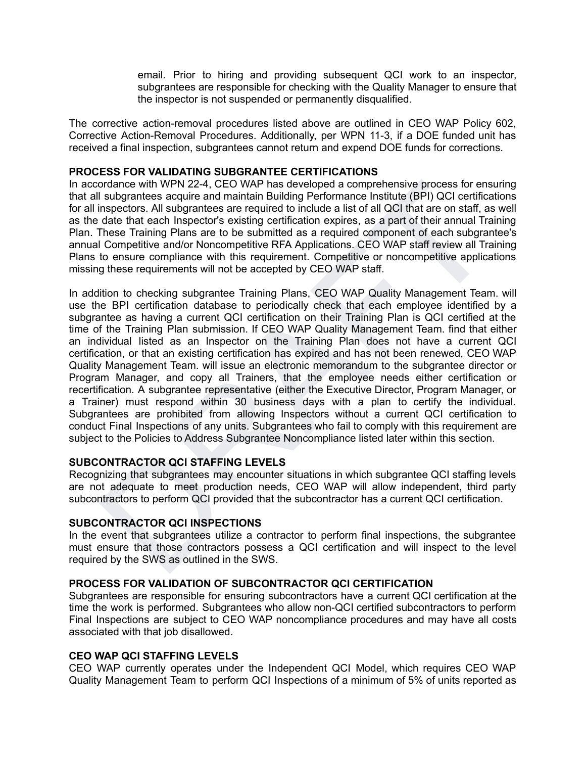email. Prior to hiring and providing subsequent QCI work to an inspector, subgrantees are responsible for checking with the Quality Manager to ensure that the inspector is not suspended or permanently disqualified.

The corrective action-removal procedures listed above are outlined in CEO WAP Policy 602, Corrective Action-Removal Procedures. Additionally, per WPN 11-3, if a DOE funded unit has received a final inspection, subgrantees cannot return and expend DOE funds for corrections.

**PROCESS FOR VALIDATING SUBGRANTEE CERTIFICATIONS**

In accordance with WPN 22-4, CEO WAP has developed a comprehensive process for ensuring that all subgrantees acquire and maintain Building Performance Institute (BPI) QCI certifications for all inspectors. All subgrantees are required to include a list of all QCI that are on staff, as well as the date that each Inspector's existing certification expires, as a part of their annual Training Plan. These Training Plans are to be submitted as a required component of each subgrantee's annual Competitive and/or Noncompetitive RFA Applications. CEO WAP staff review all Training Plans to ensure compliance with this requirement. Competitive or noncompetitive applications missing these requirements will not be accepted by CEO WAP staff.

In addition to checking subgrantee Training Plans, CEO WAP Quality Management Team. will use the BPI certification database to periodically check that each employee identified by a subgrantee as having a current QCI certification on their Training Plan is QCI certified at the time of the Training Plan submission. If CEO WAP Quality Management Team. find that either an individual listed as an Inspector on the Training Plan does not have a current QCI certification, or that an existing certification has expired and has not been renewed, CEO WAP Quality Management Team. will issue an electronic memorandum to the subgrantee director or Program Manager, and copy all Trainers, that the employee needs either certification or recertification. A subgrantee representative (either the Executive Director, Program Manager, or a Trainer) must respond within 30 business days with a plan to certify the individual. Subgrantees are prohibited from allowing Inspectors without a current QCI certification to conduct Final Inspections of any units. Subgrantees who fail to comply with this requirement are subject to the Policies to Address Subgrantee Noncompliance listed later within this section.

**SUBCONTRACTOR QCI STAFFING LEVELS**

Recognizing that subgrantees may encounter situations in which subgrantee QCI staffing levels are not adequate to meet production needs, CEO WAP will allow independent, third party subcontractors to perform QCI provided that the subcontractor has a current QCI certification.

**SUBCONTRACTOR QCI INSPECTIONS**

In the event that subgrantees utilize a contractor to perform final inspections, the subgrantee must ensure that those contractors possess a QCI certification and will inspect to the level required by the SWS as outlined in the SWS.

**PROCESS FOR VALIDATION OF SUBCONTRACTOR QCI CERTIFICATION**

Subgrantees are responsible for ensuring subcontractors have a current QCI certification at the time the work is performed. Subgrantees who allow non-QCI certified subcontractors to perform Final Inspections are subject to CEO WAP noncompliance procedures and may have all costs associated with that job disallowed.

**CEO WAP QCI STAFFING LEVELS**

CEO WAP currently operates under the Independent QCI Model, which requires CEO WAP Quality Management Team to perform QCI Inspections of a minimum of 5% of units reported as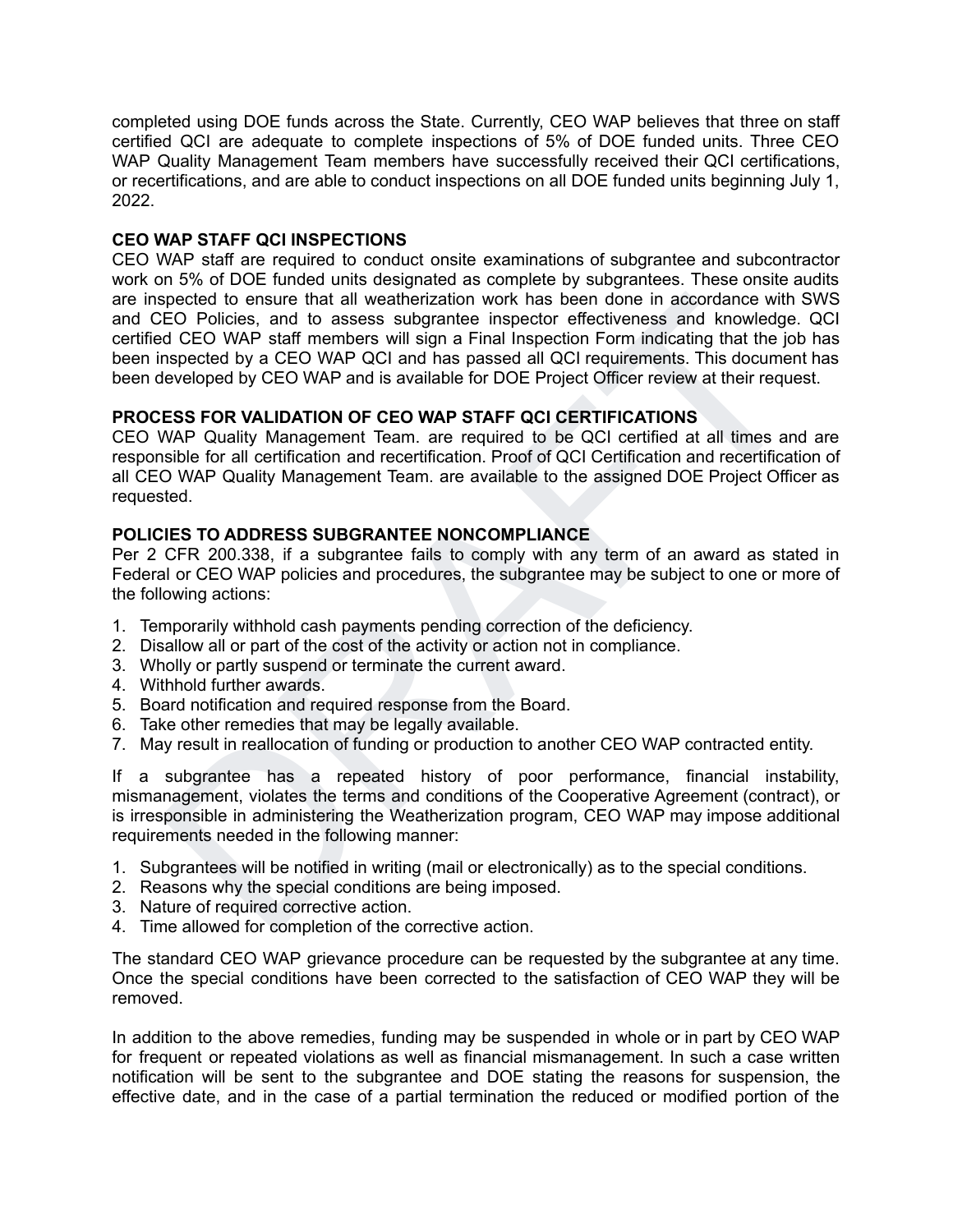completed using DOE funds across the State. Currently, CEO WAP believes that three on staff certified QCI are adequate to complete inspections of 5% of DOE funded units. Three CEO WAP Quality Management Team members have successfully received their QCI certifications, or recertifications, and are able to conduct inspections on all DOE funded units beginning July 1, 2022.

**CEO WAP STAFF QCI INSPECTIONS**

CEO WAP staff are required to conduct onsite examinations of subgrantee and subcontractor work on 5% of DOE funded units designated as complete by subgrantees. These onsite audits are inspected to ensure that all weatherization work has been done in accordance with SWS and CEO Policies, and to assess subgrantee inspector effectiveness and knowledge. QCI certified CEO WAP staff members will sign a Final Inspection Form indicating that the job has been inspected by a CEO WAP QCI and has passed all QCI requirements. This document has been developed by CEO WAP and is available for DOE Project Officer review at their request.

**PROCESS FOR VALIDATION OF CEO WAP STAFF QCI CERTIFICATIONS**

CEO WAP Quality Management Team. are required to be QCI certified at all times and are responsible for all certification and recertification. Proof of QCI Certification and recertification of all CEO WAP Quality Management Team. are available to the assigned DOE Project Officer as requested.

**POLICIES TO ADDRESS SUBGRANTEE NONCOMPLIANCE**

Per 2 CFR 200.338, if a subgrantee fails to comply with any term of an award as stated in Federal or CEO WAP policies and procedures, the subgrantee may be subject to one or more of the following actions:

1. Temporarily withhold cash payments pending correction of the deficiency.
2. Disallow all or part of the cost of the activity or action not in compliance.
3. Wholly or partly suspend or terminate the current award.
4. Withhold further awards.
5. Board notification and required response from the Board.
6. Take other remedies that may be legally available.
7. May result in reallocation of funding or production to another CEO WAP contracted entity.

If a subgrantee has a repeated history of poor performance, financial instability, mismanagement, violates the terms and conditions of the Cooperative Agreement (contract), or is irresponsible in administering the Weatherization program, CEO WAP may impose additional requirements needed in the following manner:

1. Subgrantees will be notified in writing (mail or electronically) as to the special conditions.
2. Reasons why the special conditions are being imposed.
3. Nature of required corrective action.
4. Time allowed for completion of the corrective action.

The standard CEO WAP grievance procedure can be requested by the subgrantee at any time. Once the special conditions have been corrected to the satisfaction of CEO WAP they will be removed.

In addition to the above remedies, funding may be suspended in whole or in part by CEO WAP for frequent or repeated violations as well as financial mismanagement. In such a case written notification will be sent to the subgrantee and DOE stating the reasons for suspension, the effective date, and in the case of a partial termination the reduced or modified portion of the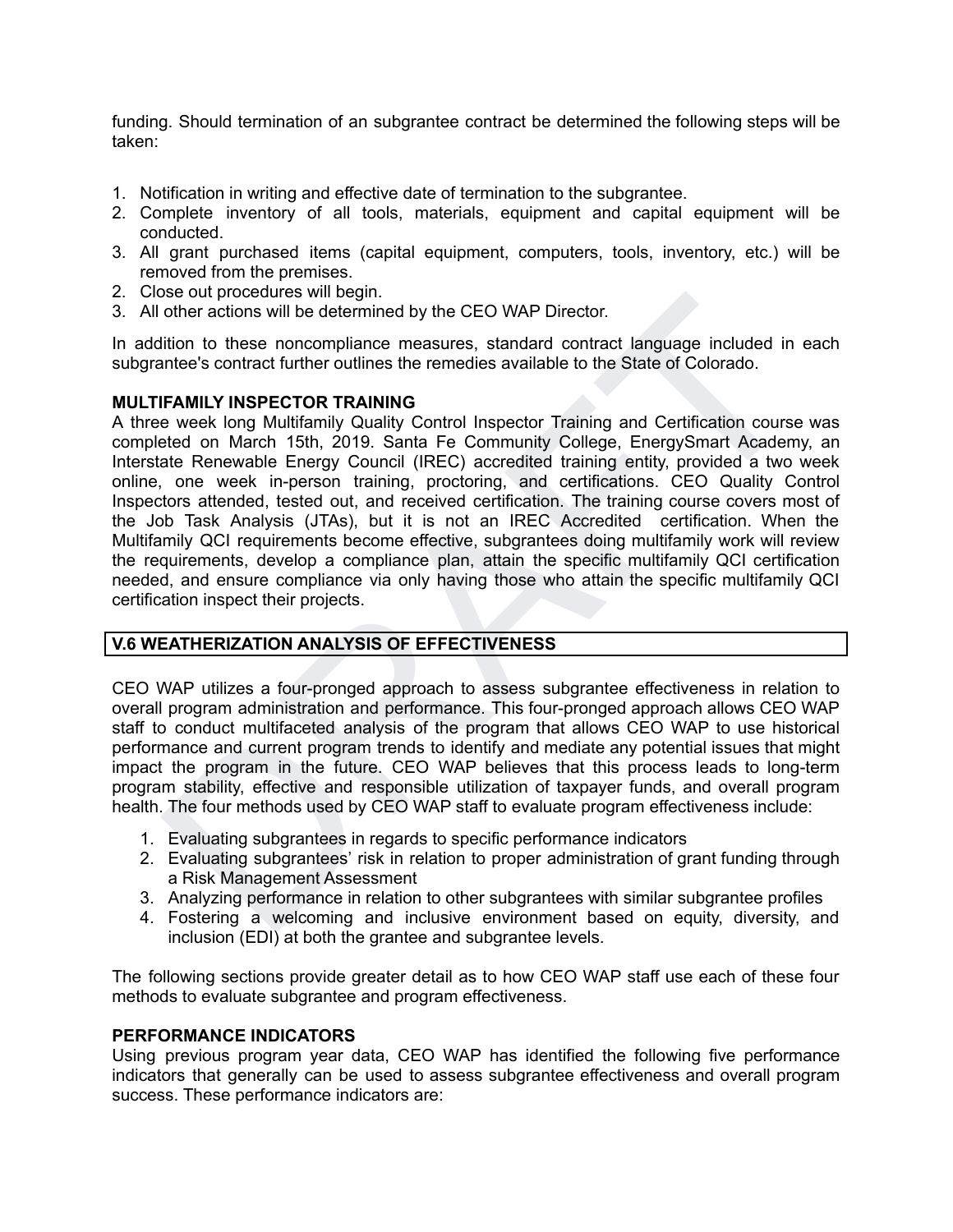funding. Should termination of an subgrantee contract be determined the following steps will be taken:

1. Notification in writing and effective date of termination to the subgrantee.
2. Complete inventory of all tools, materials, equipment and capital equipment will be conducted.
3. All grant purchased items (capital equipment, computers, tools, inventory, etc.) will be removed from the premises.
2. Close out procedures will begin.
3. All other actions will be determined by the CEO WAP Director.

In addition to these noncompliance measures, standard contract language included in each subgrantee's contract further outlines the remedies available to the State of Colorado.

**MULTIFAMILY INSPECTOR TRAINING**

A three week long Multifamily Quality Control Inspector Training and Certification course was completed on March 15th, 2019. Santa Fe Community College, EnergySmart Academy, an Interstate Renewable Energy Council (IREC) accredited training entity, provided a two week online, one week in-person training, proctoring, and certifications. CEO Quality Control Inspectors attended, tested out, and received certification. The training course covers most of the Job Task Analysis (JTAs), but it is not an IREC Accredited certification. When the Multifamily QCI requirements become effective, subgrantees doing multifamily work will review the requirements, develop a compliance plan, attain the specific multifamily QCI certification needed, and ensure compliance via only having those who attain the specific multifamily QCI certification inspect their projects.

## V.6 WEATHERIZATION ANALYSIS OF EFFECTIVENESS

CEO WAP utilizes a four-pronged approach to assess subgrantee effectiveness in relation to overall program administration and performance. This four-pronged approach allows CEO WAP staff to conduct multifaceted analysis of the program that allows CEO WAP to use historical performance and current program trends to identify and mediate any potential issues that might impact the program in the future. CEO WAP believes that this process leads to long-term program stability, effective and responsible utilization of taxpayer funds, and overall program health. The four methods used by CEO WAP staff to evaluate program effectiveness include:

1. Evaluating subgrantees in regards to specific performance indicators
2. Evaluating subgrantees' risk in relation to proper administration of grant funding through a Risk Management Assessment
3. Analyzing performance in relation to other subgrantees with similar subgrantee profiles
4. Fostering a welcoming and inclusive environment based on equity, diversity, and inclusion (EDI) at both the grantee and subgrantee levels.

The following sections provide greater detail as to how CEO WAP staff use each of these four methods to evaluate subgrantee and program effectiveness.

**PERFORMANCE INDICATORS**

Using previous program year data, CEO WAP has identified the following five performance indicators that generally can be used to assess subgrantee effectiveness and overall program success. These performance indicators are: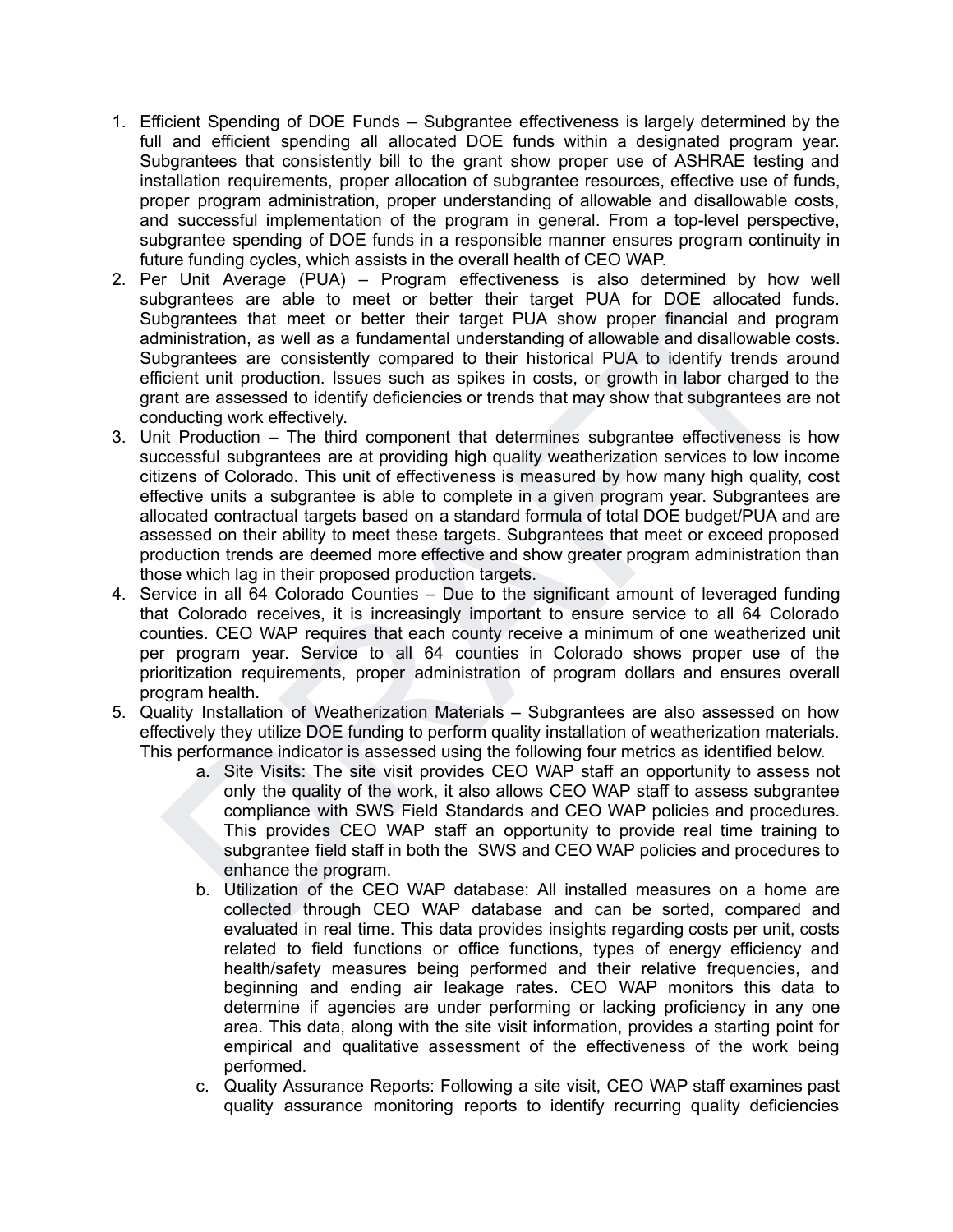1. Efficient Spending of DOE Funds – Subgrantee effectiveness is largely determined by the full and efficient spending all allocated DOE funds within a designated program year. Subgrantees that consistently bill to the grant show proper use of ASHRAE testing and installation requirements, proper allocation of subgrantee resources, effective use of funds, proper program administration, proper understanding of allowable and disallowable costs, and successful implementation of the program in general. From a top-level perspective, subgrantee spending of DOE funds in a responsible manner ensures program continuity in future funding cycles, which assists in the overall health of CEO WAP.
2. Per Unit Average (PUA) – Program effectiveness is also determined by how well subgrantees are able to meet or better their target PUA for DOE allocated funds. Subgrantees that meet or better their target PUA show proper financial and program administration, as well as a fundamental understanding of allowable and disallowable costs. Subgrantees are consistently compared to their historical PUA to identify trends around efficient unit production. Issues such as spikes in costs, or growth in labor charged to the grant are assessed to identify deficiencies or trends that may show that subgrantees are not conducting work effectively.
3. Unit Production – The third component that determines subgrantee effectiveness is how successful subgrantees are at providing high quality weatherization services to low income citizens of Colorado. This unit of effectiveness is measured by how many high quality, cost effective units a subgrantee is able to complete in a given program year. Subgrantees are allocated contractual targets based on a standard formula of total DOE budget/PUA and are assessed on their ability to meet these targets. Subgrantees that meet or exceed proposed production trends are deemed more effective and show greater program administration than those which lag in their proposed production targets.
4. Service in all 64 Colorado Counties – Due to the significant amount of leveraged funding that Colorado receives, it is increasingly important to ensure service to all 64 Colorado counties. CEO WAP requires that each county receive a minimum of one weatherized unit per program year. Service to all 64 counties in Colorado shows proper use of the prioritization requirements, proper administration of program dollars and ensures overall program health.
5. Quality Installation of Weatherization Materials – Subgrantees are also assessed on how effectively they utilize DOE funding to perform quality installation of weatherization materials. This performance indicator is assessed using the following four metrics as identified below.
    a. Site Visits: The site visit provides CEO WAP staff an opportunity to assess not only the quality of the work, it also allows CEO WAP staff to assess subgrantee compliance with SWS Field Standards and CEO WAP policies and procedures. This provides CEO WAP staff an opportunity to provide real time training to subgrantee field staff in both the SWS and CEO WAP policies and procedures to enhance the program.
    b. Utilization of the CEO WAP database: All installed measures on a home are collected through CEO WAP database and can be sorted, compared and evaluated in real time. This data provides insights regarding costs per unit, costs related to field functions or office functions, types of energy efficiency and health/safety measures being performed and their relative frequencies, and beginning and ending air leakage rates. CEO WAP monitors this data to determine if agencies are under performing or lacking proficiency in any one area. This data, along with the site visit information, provides a starting point for empirical and qualitative assessment of the effectiveness of the work being performed.
    c. Quality Assurance Reports: Following a site visit, CEO WAP staff examines past quality assurance monitoring reports to identify recurring quality deficiencies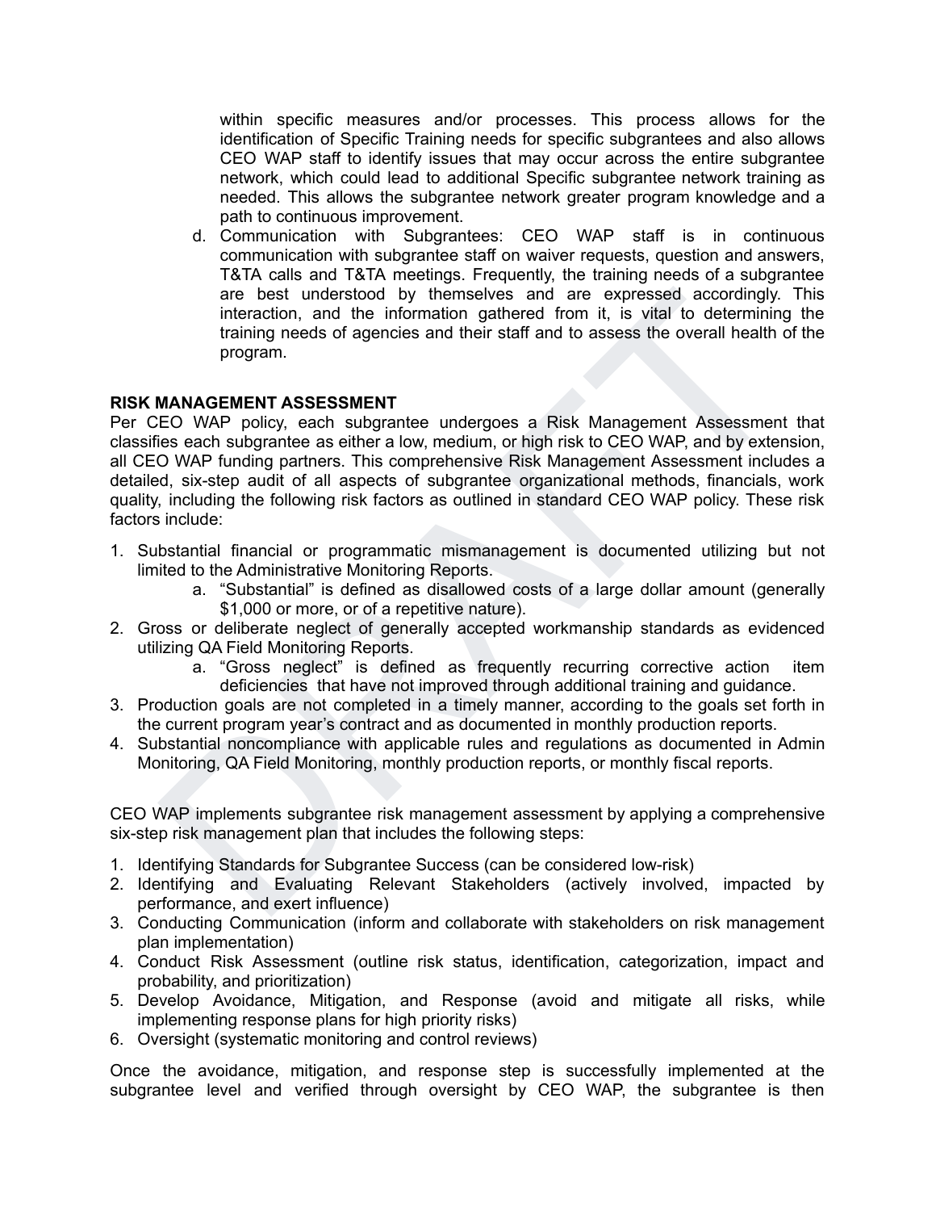within specific measures and/or processes. This process allows for the identification of Specific Training needs for specific subgrantees and also allows CEO WAP staff to identify issues that may occur across the entire subgrantee network, which could lead to additional Specific subgrantee network training as needed. This allows the subgrantee network greater program knowledge and a path to continuous improvement.

d. Communication with Subgrantees: CEO WAP staff is in continuous communication with subgrantee staff on waiver requests, question and answers, T&TA calls and T&TA meetings. Frequently, the training needs of a subgrantee are best understood by themselves and are expressed accordingly. This interaction, and the information gathered from it, is vital to determining the training needs of agencies and their staff and to assess the overall health of the program.

**RISK MANAGEMENT ASSESSMENT**

Per CEO WAP policy, each subgrantee undergoes a Risk Management Assessment that classifies each subgrantee as either a low, medium, or high risk to CEO WAP, and by extension, all CEO WAP funding partners. This comprehensive Risk Management Assessment includes a detailed, six-step audit of all aspects of subgrantee organizational methods, financials, work quality, including the following risk factors as outlined in standard CEO WAP policy. These risk factors include:

1. Substantial financial or programmatic mismanagement is documented utilizing but not limited to the Administrative Monitoring Reports.
   a. "Substantial" is defined as disallowed costs of a large dollar amount (generally $1,000 or more, or of a repetitive nature).
2. Gross or deliberate neglect of generally accepted workmanship standards as evidenced utilizing QA Field Monitoring Reports.
   a. "Gross neglect" is defined as frequently recurring corrective action item deficiencies that have not improved through additional training and guidance.
3. Production goals are not completed in a timely manner, according to the goals set forth in the current program year's contract and as documented in monthly production reports.
4. Substantial noncompliance with applicable rules and regulations as documented in Admin Monitoring, QA Field Monitoring, monthly production reports, or monthly fiscal reports.

CEO WAP implements subgrantee risk management assessment by applying a comprehensive six-step risk management plan that includes the following steps:

1. Identifying Standards for Subgrantee Success (can be considered low-risk)
2. Identifying and Evaluating Relevant Stakeholders (actively involved, impacted by performance, and exert influence)
3. Conducting Communication (inform and collaborate with stakeholders on risk management plan implementation)
4. Conduct Risk Assessment (outline risk status, identification, categorization, impact and probability, and prioritization)
5. Develop Avoidance, Mitigation, and Response (avoid and mitigate all risks, while implementing response plans for high priority risks)
6. Oversight (systematic monitoring and control reviews)

Once the avoidance, mitigation, and response step is successfully implemented at the subgrantee level and verified through oversight by CEO WAP, the subgrantee is then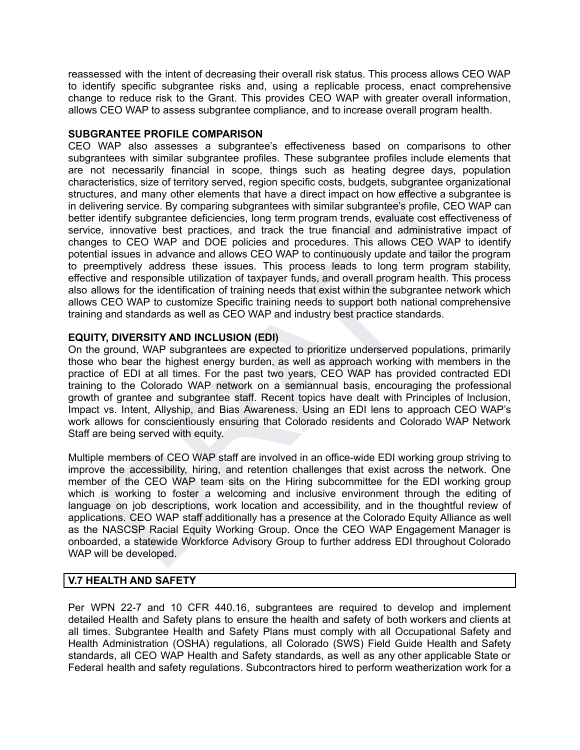reassessed with the intent of decreasing their overall risk status. This process allows CEO WAP to identify specific subgrantee risks and, using a replicable process, enact comprehensive change to reduce risk to the Grant. This provides CEO WAP with greater overall information, allows CEO WAP to assess subgrantee compliance, and to increase overall program health.

**SUBGRANTEE PROFILE COMPARISON**

CEO WAP also assesses a subgrantee's effectiveness based on comparisons to other subgrantees with similar subgrantee profiles. These subgrantee profiles include elements that are not necessarily financial in scope, things such as heating degree days, population characteristics, size of territory served, region specific costs, budgets, subgrantee organizational structures, and many other elements that have a direct impact on how effective a subgrantee is in delivering service. By comparing subgrantees with similar subgrantee's profile, CEO WAP can better identify subgrantee deficiencies, long term program trends, evaluate cost effectiveness of service, innovative best practices, and track the true financial and administrative impact of changes to CEO WAP and DOE policies and procedures. This allows CEO WAP to identify potential issues in advance and allows CEO WAP to continuously update and tailor the program to preemptively address these issues. This process leads to long term program stability, effective and responsible utilization of taxpayer funds, and overall program health. This process also allows for the identification of training needs that exist within the subgrantee network which allows CEO WAP to customize Specific training needs to support both national comprehensive training and standards as well as CEO WAP and industry best practice standards.

**EQUITY, DIVERSITY AND INCLUSION (EDI)**

On the ground, WAP subgrantees are expected to prioritize underserved populations, primarily those who bear the highest energy burden, as well as approach working with members in the practice of EDI at all times. For the past two years, CEO WAP has provided contracted EDI training to the Colorado WAP network on a semiannual basis, encouraging the professional growth of grantee and subgrantee staff. Recent topics have dealt with Principles of Inclusion, Impact vs. Intent, Allyship, and Bias Awareness. Using an EDI lens to approach CEO WAP's work allows for conscientiously ensuring that Colorado residents and Colorado WAP Network Staff are being served with equity.

Multiple members of CEO WAP staff are involved in an office-wide EDI working group striving to improve the accessibility, hiring, and retention challenges that exist across the network. One member of the CEO WAP team sits on the Hiring subcommittee for the EDI working group which is working to foster a welcoming and inclusive environment through the editing of language on job descriptions, work location and accessibility, and in the thoughtful review of applications. CEO WAP staff additionally has a presence at the Colorado Equity Alliance as well as the NASCSP Racial Equity Working Group. Once the CEO WAP Engagement Manager is onboarded, a statewide Workforce Advisory Group to further address EDI throughout Colorado WAP will be developed.

## V.7 HEALTH AND SAFETY

Per WPN 22-7 and 10 CFR 440.16, subgrantees are required to develop and implement detailed Health and Safety plans to ensure the health and safety of both workers and clients at all times. Subgrantee Health and Safety Plans must comply with all Occupational Safety and Health Administration (OSHA) regulations, all Colorado (SWS) Field Guide Health and Safety standards, all CEO WAP Health and Safety standards, as well as any other applicable State or Federal health and safety regulations. Subcontractors hired to perform weatherization work for a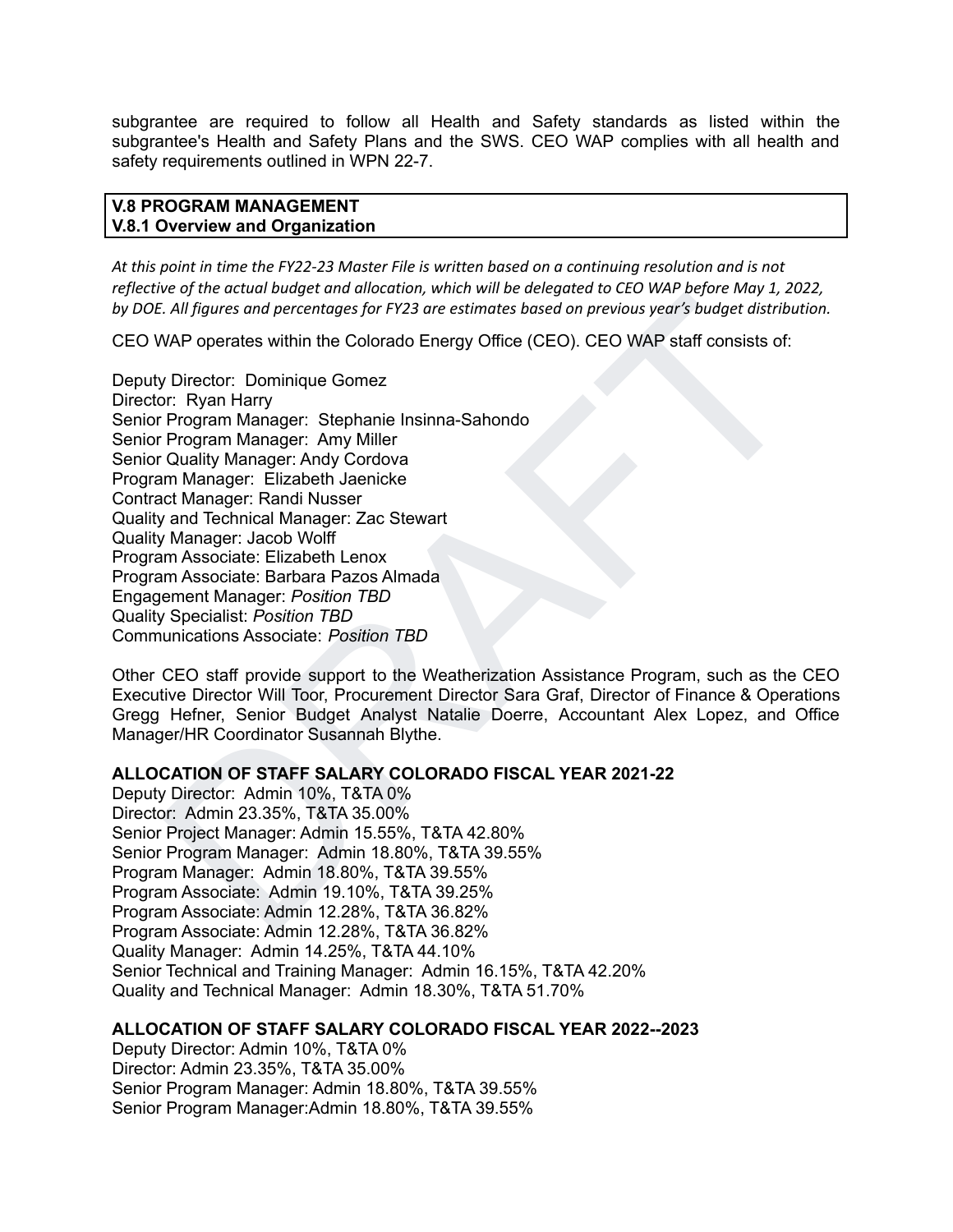subgrantee are required to follow all Health and Safety standards as listed within the subgrantee's Health and Safety Plans and the SWS. CEO WAP complies with all health and safety requirements outlined in WPN 22-7.

## V.8 PROGRAM MANAGEMENT
### V.8.1 Overview and Organization

*At this point in time the FY22-23 Master File is written based on a continuing resolution and is not reflective of the actual budget and allocation, which will be delegated to CEO WAP before May 1, 2022, by DOE. All figures and percentages for FY23 are estimates based on previous year's budget distribution.*

CEO WAP operates within the Colorado Energy Office (CEO). CEO WAP staff consists of:

Deputy Director: Dominique Gomez
Director: Ryan Harry
Senior Program Manager: Stephanie Insinna-Sahondo
Senior Program Manager: Amy Miller
Senior Quality Manager: Andy Cordova
Program Manager: Elizabeth Jaenicke
Contract Manager: Randi Nusser
Quality and Technical Manager: Zac Stewart
Quality Manager: Jacob Wolff
Program Associate: Elizabeth Lenox
Program Associate: Barbara Pazos Almada
Engagement Manager: *Position TBD*
Quality Specialist: *Position TBD*
Communications Associate: *Position TBD*

Other CEO staff provide support to the Weatherization Assistance Program, such as the CEO Executive Director Will Toor, Procurement Director Sara Graf, Director of Finance & Operations Gregg Hefner, Senior Budget Analyst Natalie Doerre, Accountant Alex Lopez, and Office Manager/HR Coordinator Susannah Blythe.

**ALLOCATION OF STAFF SALARY COLORADO FISCAL YEAR 2021-22**

Deputy Director: Admin 10%, T&TA 0%
Director: Admin 23.35%, T&TA 35.00%
Senior Project Manager: Admin 15.55%, T&TA 42.80%
Senior Program Manager: Admin 18.80%, T&TA 39.55%
Program Manager: Admin 18.80%, T&TA 39.55%
Program Associate: Admin 19.10%, T&TA 39.25%
Program Associate: Admin 12.28%, T&TA 36.82%
Program Associate: Admin 12.28%, T&TA 36.82%
Quality Manager: Admin 14.25%, T&TA 44.10%
Senior Technical and Training Manager: Admin 16.15%, T&TA 42.20%
Quality and Technical Manager: Admin 18.30%, T&TA 51.70%

**ALLOCATION OF STAFF SALARY COLORADO FISCAL YEAR 2022--2023**

Deputy Director: Admin 10%, T&TA 0%
Director: Admin 23.35%, T&TA 35.00%
Senior Program Manager: Admin 18.80%, T&TA 39.55%
Senior Program Manager:Admin 18.80%, T&TA 39.55%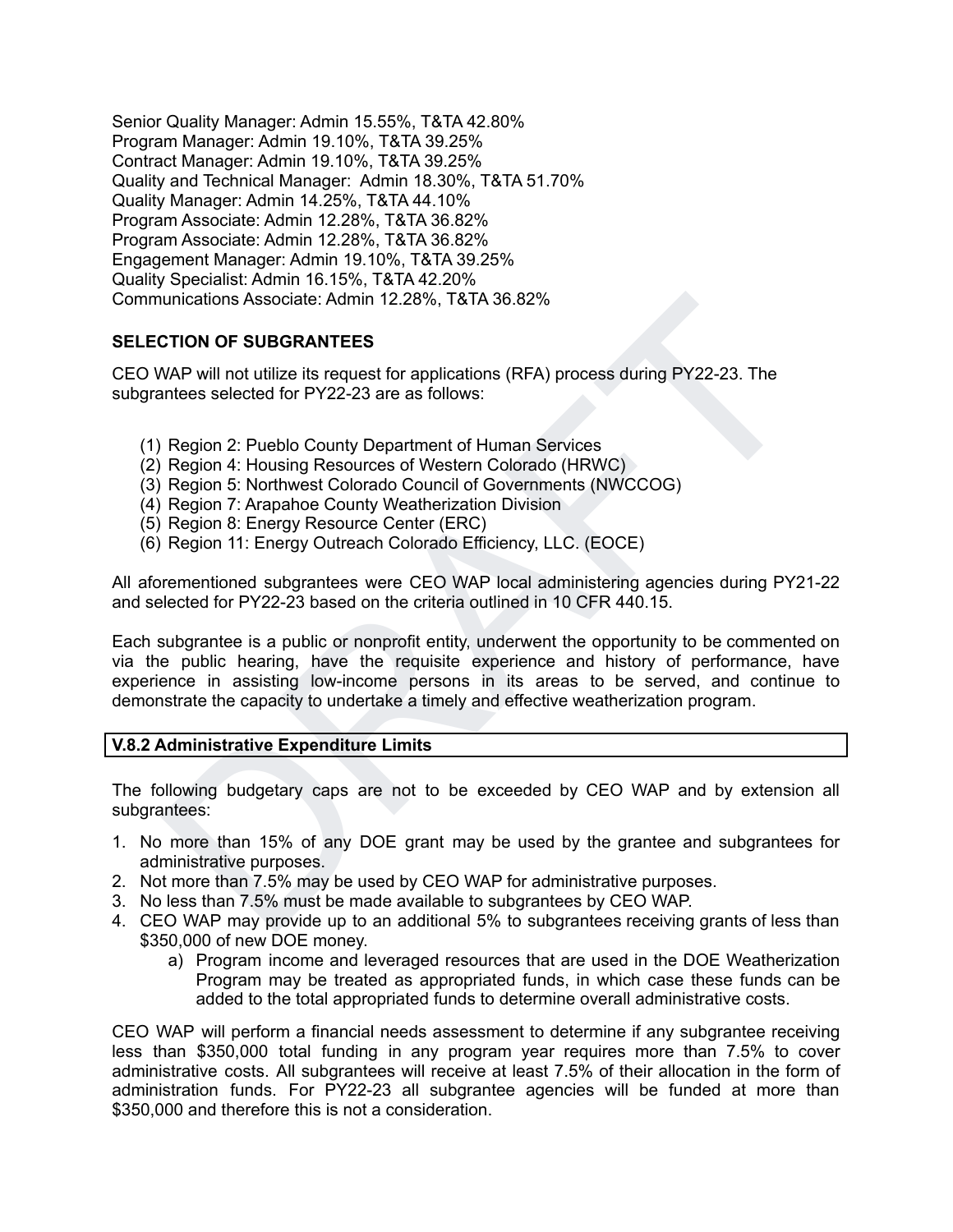Senior Quality Manager: Admin 15.55%, T&TA 42.80%
Program Manager: Admin 19.10%, T&TA 39.25%
Contract Manager: Admin 19.10%, T&TA 39.25%
Quality and Technical Manager: Admin 18.30%, T&TA 51.70%
Quality Manager: Admin 14.25%, T&TA 44.10%
Program Associate: Admin 12.28%, T&TA 36.82%
Program Associate: Admin 12.28%, T&TA 36.82%
Engagement Manager: Admin 19.10%, T&TA 39.25%
Quality Specialist: Admin 16.15%, T&TA 42.20%
Communications Associate: Admin 12.28%, T&TA 36.82%

**SELECTION OF SUBGRANTEES**

CEO WAP will not utilize its request for applications (RFA) process during PY22-23. The subgrantees selected for PY22-23 are as follows:

(1) Region 2: Pueblo County Department of Human Services
(2) Region 4: Housing Resources of Western Colorado (HRWC)
(3) Region 5: Northwest Colorado Council of Governments (NWCCOG)
(4) Region 7: Arapahoe County Weatherization Division
(5) Region 8: Energy Resource Center (ERC)
(6) Region 11: Energy Outreach Colorado Efficiency, LLC. (EOCE)

All aforementioned subgrantees were CEO WAP local administering agencies during PY21-22 and selected for PY22-23 based on the criteria outlined in 10 CFR 440.15.

Each subgrantee is a public or nonprofit entity, underwent the opportunity to be commented on via the public hearing, have the requisite experience and history of performance, have experience in assisting low-income persons in its areas to be served, and continue to demonstrate the capacity to undertake a timely and effective weatherization program.

### V.8.2 Administrative Expenditure Limits

The following budgetary caps are not to be exceeded by CEO WAP and by extension all subgrantees:

1. No more than 15% of any DOE grant may be used by the grantee and subgrantees for administrative purposes.
2. Not more than 7.5% may be used by CEO WAP for administrative purposes.
3. No less than 7.5% must be made available to subgrantees by CEO WAP.
4. CEO WAP may provide up to an additional 5% to subgrantees receiving grants of less than $350,000 of new DOE money.
   a) Program income and leveraged resources that are used in the DOE Weatherization Program may be treated as appropriated funds, in which case these funds can be added to the total appropriated funds to determine overall administrative costs.

CEO WAP will perform a financial needs assessment to determine if any subgrantee receiving less than $350,000 total funding in any program year requires more than 7.5% to cover administrative costs. All subgrantees will receive at least 7.5% of their allocation in the form of administration funds. For PY22-23 all subgrantee agencies will be funded at more than $350,000 and therefore this is not a consideration.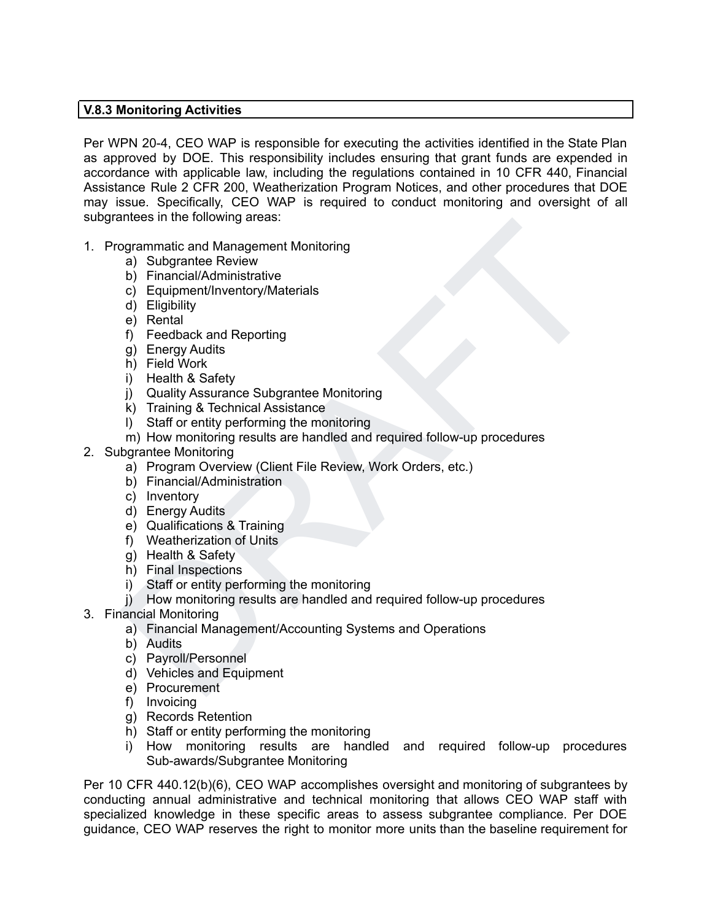### V.8.3 Monitoring Activities

Per WPN 20-4, CEO WAP is responsible for executing the activities identified in the State Plan as approved by DOE. This responsibility includes ensuring that grant funds are expended in accordance with applicable law, including the regulations contained in 10 CFR 440, Financial Assistance Rule 2 CFR 200, Weatherization Program Notices, and other procedures that DOE may issue. Specifically, CEO WAP is required to conduct monitoring and oversight of all subgrantees in the following areas:

1. Programmatic and Management Monitoring
   a) Subgrantee Review
   b) Financial/Administrative
   c) Equipment/Inventory/Materials
   d) Eligibility
   e) Rental
   f) Feedback and Reporting
   g) Energy Audits
   h) Field Work
   i) Health & Safety
   j) Quality Assurance Subgrantee Monitoring
   k) Training & Technical Assistance
   l) Staff or entity performing the monitoring
   m) How monitoring results are handled and required follow-up procedures
2. Subgrantee Monitoring
   a) Program Overview (Client File Review, Work Orders, etc.)
   b) Financial/Administration
   c) Inventory
   d) Energy Audits
   e) Qualifications & Training
   f) Weatherization of Units
   g) Health & Safety
   h) Final Inspections
   i) Staff or entity performing the monitoring
   j) How monitoring results are handled and required follow-up procedures
3. Financial Monitoring
   a) Financial Management/Accounting Systems and Operations
   b) Audits
   c) Payroll/Personnel
   d) Vehicles and Equipment
   e) Procurement
   f) Invoicing
   g) Records Retention
   h) Staff or entity performing the monitoring
   i) How monitoring results are handled and required follow-up procedures Sub-awards/Subgrantee Monitoring

Per 10 CFR 440.12(b)(6), CEO WAP accomplishes oversight and monitoring of subgrantees by conducting annual administrative and technical monitoring that allows CEO WAP staff with specialized knowledge in these specific areas to assess subgrantee compliance. Per DOE guidance, CEO WAP reserves the right to monitor more units than the baseline requirement for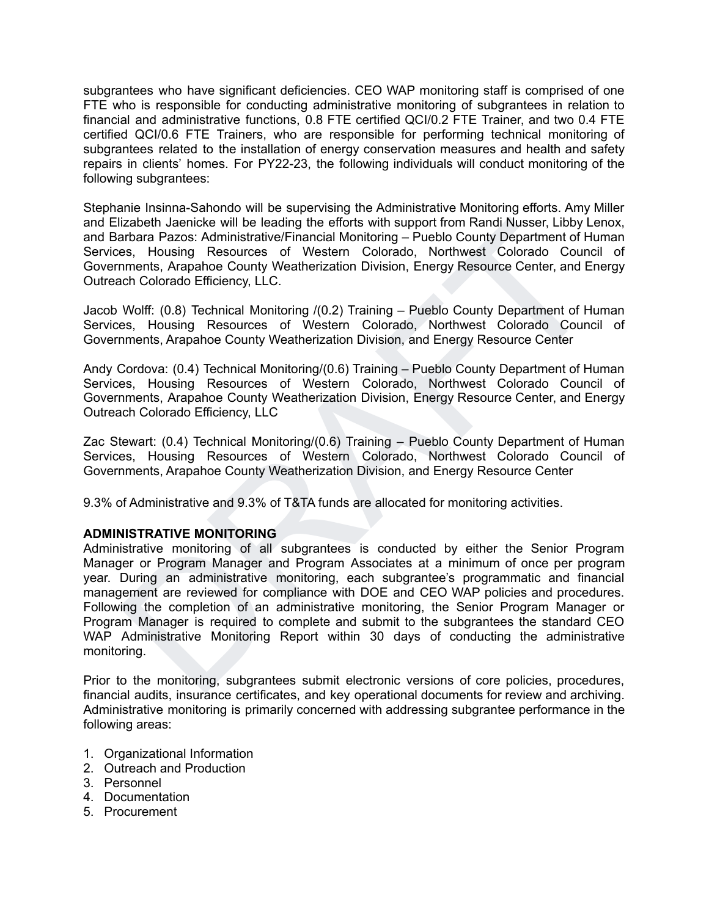subgrantees who have significant deficiencies. CEO WAP monitoring staff is comprised of one FTE who is responsible for conducting administrative monitoring of subgrantees in relation to financial and administrative functions, 0.8 FTE certified QCI/0.2 FTE Trainer, and two 0.4 FTE certified QCI/0.6 FTE Trainers, who are responsible for performing technical monitoring of subgrantees related to the installation of energy conservation measures and health and safety repairs in clients' homes. For PY22-23, the following individuals will conduct monitoring of the following subgrantees:

Stephanie Insinna-Sahondo will be supervising the Administrative Monitoring efforts. Amy Miller and Elizabeth Jaenicke will be leading the efforts with support from Randi Nusser, Libby Lenox, and Barbara Pazos: Administrative/Financial Monitoring – Pueblo County Department of Human Services, Housing Resources of Western Colorado, Northwest Colorado Council of Governments, Arapahoe County Weatherization Division, Energy Resource Center, and Energy Outreach Colorado Efficiency, LLC.

Jacob Wolff: (0.8) Technical Monitoring /(0.2) Training – Pueblo County Department of Human Services, Housing Resources of Western Colorado, Northwest Colorado Council of Governments, Arapahoe County Weatherization Division, and Energy Resource Center

Andy Cordova: (0.4) Technical Monitoring/(0.6) Training – Pueblo County Department of Human Services, Housing Resources of Western Colorado, Northwest Colorado Council of Governments, Arapahoe County Weatherization Division, Energy Resource Center, and Energy Outreach Colorado Efficiency, LLC

Zac Stewart: (0.4) Technical Monitoring/(0.6) Training – Pueblo County Department of Human Services, Housing Resources of Western Colorado, Northwest Colorado Council of Governments, Arapahoe County Weatherization Division, and Energy Resource Center

9.3% of Administrative and 9.3% of T&TA funds are allocated for monitoring activities.

**ADMINISTRATIVE MONITORING**

Administrative monitoring of all subgrantees is conducted by either the Senior Program Manager or Program Manager and Program Associates at a minimum of once per program year. During an administrative monitoring, each subgrantee's programmatic and financial management are reviewed for compliance with DOE and CEO WAP policies and procedures. Following the completion of an administrative monitoring, the Senior Program Manager or Program Manager is required to complete and submit to the subgrantees the standard CEO WAP Administrative Monitoring Report within 30 days of conducting the administrative monitoring.

Prior to the monitoring, subgrantees submit electronic versions of core policies, procedures, financial audits, insurance certificates, and key operational documents for review and archiving. Administrative monitoring is primarily concerned with addressing subgrantee performance in the following areas:

1. Organizational Information
2. Outreach and Production
3. Personnel
4. Documentation
5. Procurement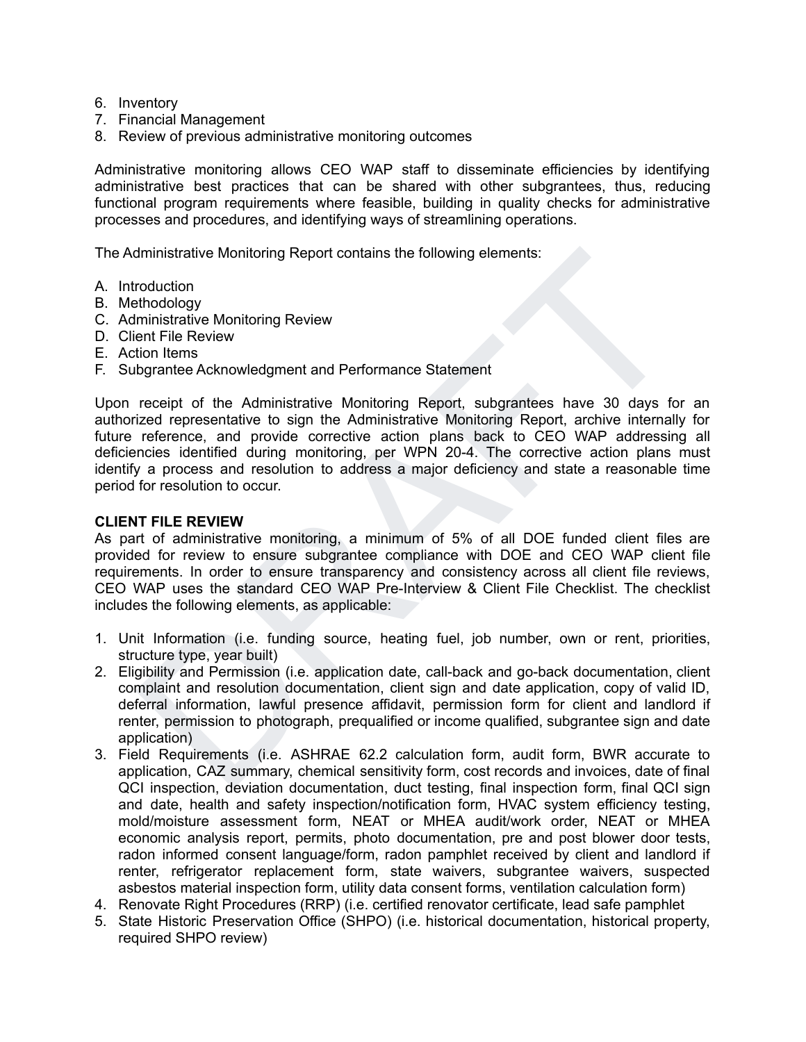6. Inventory
7. Financial Management
8. Review of previous administrative monitoring outcomes

Administrative monitoring allows CEO WAP staff to disseminate efficiencies by identifying administrative best practices that can be shared with other subgrantees, thus, reducing functional program requirements where feasible, building in quality checks for administrative processes and procedures, and identifying ways of streamlining operations.

The Administrative Monitoring Report contains the following elements:

A. Introduction
B. Methodology
C. Administrative Monitoring Review
D. Client File Review
E. Action Items
F. Subgrantee Acknowledgment and Performance Statement

Upon receipt of the Administrative Monitoring Report, subgrantees have 30 days for an authorized representative to sign the Administrative Monitoring Report, archive internally for future reference, and provide corrective action plans back to CEO WAP addressing all deficiencies identified during monitoring, per WPN 20-4. The corrective action plans must identify a process and resolution to address a major deficiency and state a reasonable time period for resolution to occur.

**CLIENT FILE REVIEW**

As part of administrative monitoring, a minimum of 5% of all DOE funded client files are provided for review to ensure subgrantee compliance with DOE and CEO WAP client file requirements. In order to ensure transparency and consistency across all client file reviews, CEO WAP uses the standard CEO WAP Pre-Interview & Client File Checklist. The checklist includes the following elements, as applicable:

1. Unit Information (i.e. funding source, heating fuel, job number, own or rent, priorities, structure type, year built)
2. Eligibility and Permission (i.e. application date, call-back and go-back documentation, client complaint and resolution documentation, client sign and date application, copy of valid ID, deferral information, lawful presence affidavit, permission form for client and landlord if renter, permission to photograph, prequalified or income qualified, subgrantee sign and date application)
3. Field Requirements (i.e. ASHRAE 62.2 calculation form, audit form, BWR accurate to application, CAZ summary, chemical sensitivity form, cost records and invoices, date of final QCI inspection, deviation documentation, duct testing, final inspection form, final QCI sign and date, health and safety inspection/notification form, HVAC system efficiency testing, mold/moisture assessment form, NEAT or MHEA audit/work order, NEAT or MHEA economic analysis report, permits, photo documentation, pre and post blower door tests, radon informed consent language/form, radon pamphlet received by client and landlord if renter, refrigerator replacement form, state waivers, subgrantee waivers, suspected asbestos material inspection form, utility data consent forms, ventilation calculation form)
4. Renovate Right Procedures (RRP) (i.e. certified renovator certificate, lead safe pamphlet
5. State Historic Preservation Office (SHPO) (i.e. historical documentation, historical property, required SHPO review)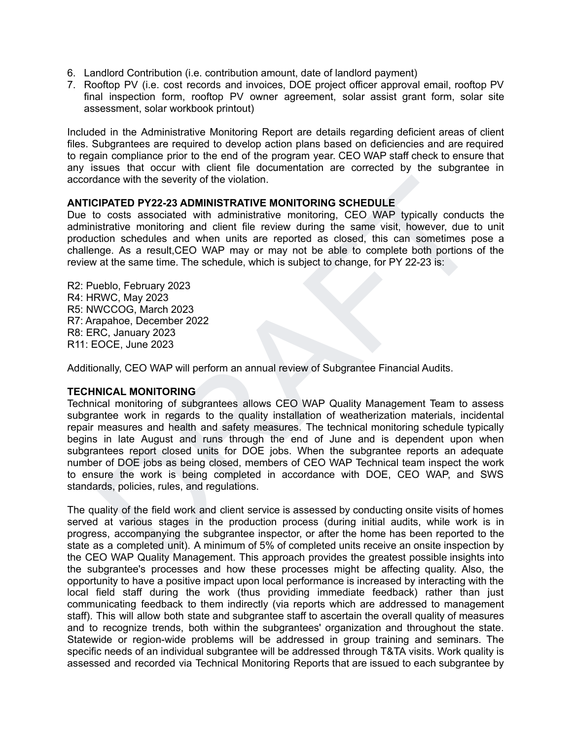6. Landlord Contribution (i.e. contribution amount, date of landlord payment)
7. Rooftop PV (i.e. cost records and invoices, DOE project officer approval email, rooftop PV final inspection form, rooftop PV owner agreement, solar assist grant form, solar site assessment, solar workbook printout)

Included in the Administrative Monitoring Report are details regarding deficient areas of client files. Subgrantees are required to develop action plans based on deficiencies and are required to regain compliance prior to the end of the program year. CEO WAP staff check to ensure that any issues that occur with client file documentation are corrected by the subgrantee in accordance with the severity of the violation.

**ANTICIPATED PY22-23 ADMINISTRATIVE MONITORING SCHEDULE**

Due to costs associated with administrative monitoring, CEO WAP typically conducts the administrative monitoring and client file review during the same visit, however, due to unit production schedules and when units are reported as closed, this can sometimes pose a challenge. As a result,CEO WAP may or may not be able to complete both portions of the review at the same time. The schedule, which is subject to change, for PY 22-23 is:

R2: Pueblo, February 2023
R4: HRWC, May 2023
R5: NWCCOG, March 2023
R7: Arapahoe, December 2022
R8: ERC, January 2023
R11: EOCE, June 2023

Additionally, CEO WAP will perform an annual review of Subgrantee Financial Audits.

**TECHNICAL MONITORING**

Technical monitoring of subgrantees allows CEO WAP Quality Management Team to assess subgrantee work in regards to the quality installation of weatherization materials, incidental repair measures and health and safety measures. The technical monitoring schedule typically begins in late August and runs through the end of June and is dependent upon when subgrantees report closed units for DOE jobs. When the subgrantee reports an adequate number of DOE jobs as being closed, members of CEO WAP Technical team inspect the work to ensure the work is being completed in accordance with DOE, CEO WAP, and SWS standards, policies, rules, and regulations.

The quality of the field work and client service is assessed by conducting onsite visits of homes served at various stages in the production process (during initial audits, while work is in progress, accompanying the subgrantee inspector, or after the home has been reported to the state as a completed unit). A minimum of 5% of completed units receive an onsite inspection by the CEO WAP Quality Management. This approach provides the greatest possible insights into the subgrantee's processes and how these processes might be affecting quality. Also, the opportunity to have a positive impact upon local performance is increased by interacting with the local field staff during the work (thus providing immediate feedback) rather than just communicating feedback to them indirectly (via reports which are addressed to management staff). This will allow both state and subgrantee staff to ascertain the overall quality of measures and to recognize trends, both within the subgrantees' organization and throughout the state. Statewide or region-wide problems will be addressed in group training and seminars. The specific needs of an individual subgrantee will be addressed through T&TA visits. Work quality is assessed and recorded via Technical Monitoring Reports that are issued to each subgrantee by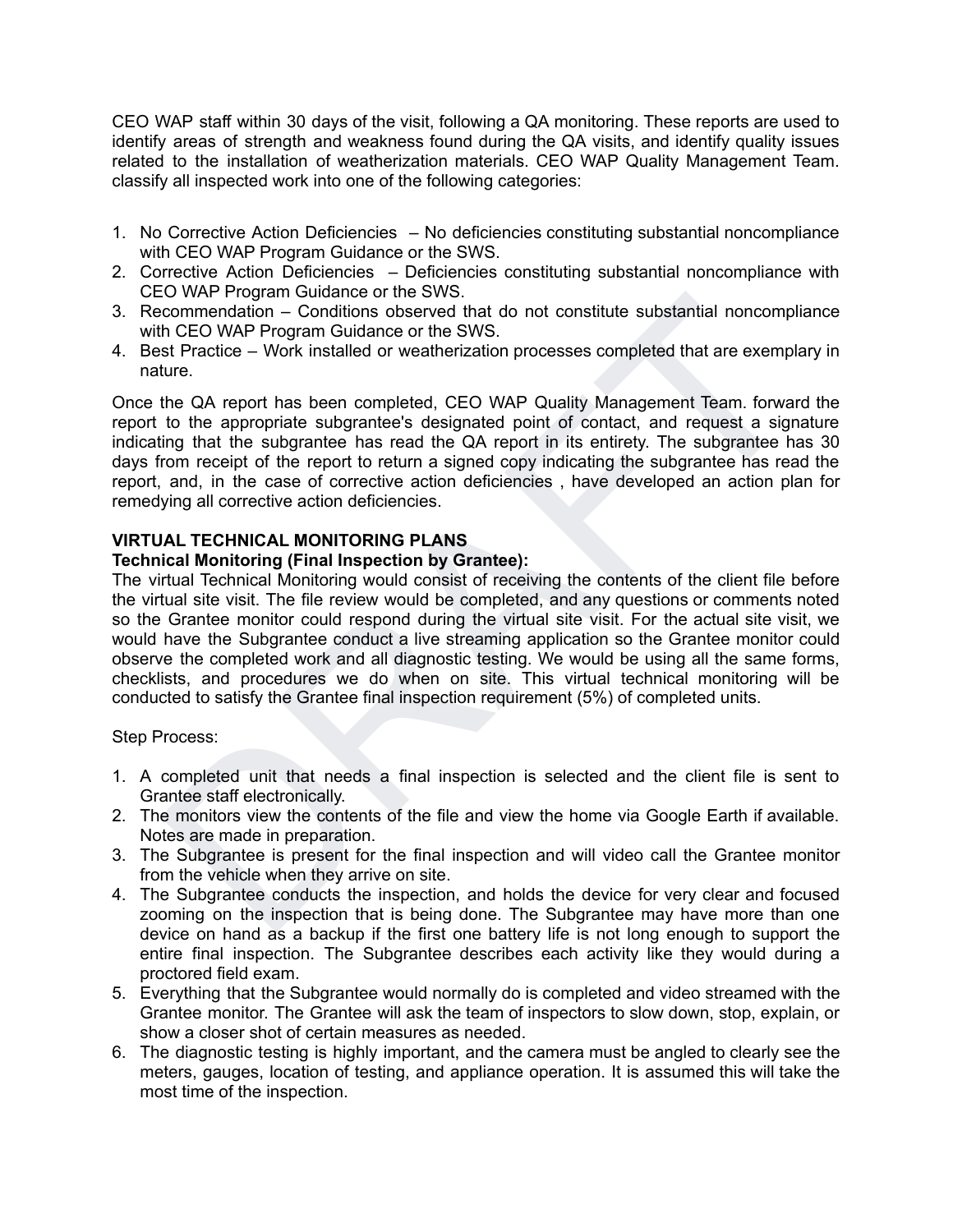CEO WAP staff within 30 days of the visit, following a QA monitoring. These reports are used to identify areas of strength and weakness found during the QA visits, and identify quality issues related to the installation of weatherization materials. CEO WAP Quality Management Team. classify all inspected work into one of the following categories:

1. No Corrective Action Deficiencies – No deficiencies constituting substantial noncompliance with CEO WAP Program Guidance or the SWS.
2. Corrective Action Deficiencies – Deficiencies constituting substantial noncompliance with CEO WAP Program Guidance or the SWS.
3. Recommendation – Conditions observed that do not constitute substantial noncompliance with CEO WAP Program Guidance or the SWS.
4. Best Practice – Work installed or weatherization processes completed that are exemplary in nature.

Once the QA report has been completed, CEO WAP Quality Management Team. forward the report to the appropriate subgrantee's designated point of contact, and request a signature indicating that the subgrantee has read the QA report in its entirety. The subgrantee has 30 days from receipt of the report to return a signed copy indicating the subgrantee has read the report, and, in the case of corrective action deficiencies , have developed an action plan for remedying all corrective action deficiencies.

**VIRTUAL TECHNICAL MONITORING PLANS**

**Technical Monitoring (Final Inspection by Grantee):**

The virtual Technical Monitoring would consist of receiving the contents of the client file before the virtual site visit. The file review would be completed, and any questions or comments noted so the Grantee monitor could respond during the virtual site visit. For the actual site visit, we would have the Subgrantee conduct a live streaming application so the Grantee monitor could observe the completed work and all diagnostic testing. We would be using all the same forms, checklists, and procedures we do when on site. This virtual technical monitoring will be conducted to satisfy the Grantee final inspection requirement (5%) of completed units.

Step Process:

1. A completed unit that needs a final inspection is selected and the client file is sent to Grantee staff electronically.
2. The monitors view the contents of the file and view the home via Google Earth if available. Notes are made in preparation.
3. The Subgrantee is present for the final inspection and will video call the Grantee monitor from the vehicle when they arrive on site.
4. The Subgrantee conducts the inspection, and holds the device for very clear and focused zooming on the inspection that is being done. The Subgrantee may have more than one device on hand as a backup if the first one battery life is not long enough to support the entire final inspection. The Subgrantee describes each activity like they would during a proctored field exam.
5. Everything that the Subgrantee would normally do is completed and video streamed with the Grantee monitor. The Grantee will ask the team of inspectors to slow down, stop, explain, or show a closer shot of certain measures as needed.
6. The diagnostic testing is highly important, and the camera must be angled to clearly see the meters, gauges, location of testing, and appliance operation. It is assumed this will take the most time of the inspection.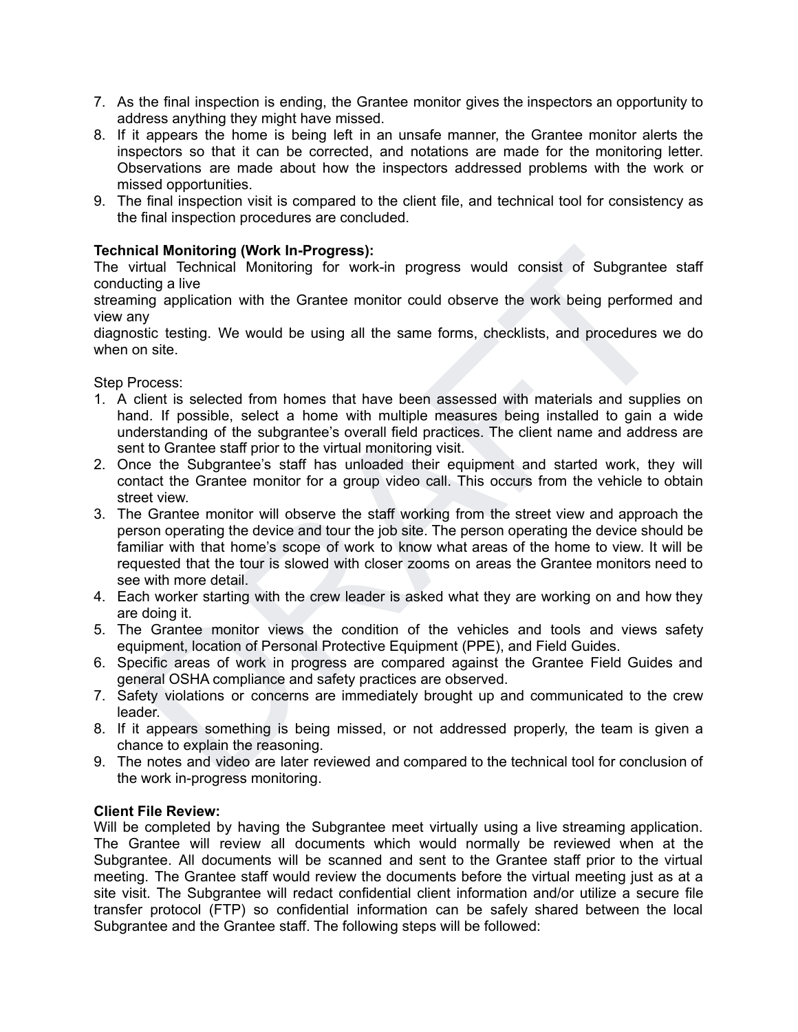7. As the final inspection is ending, the Grantee monitor gives the inspectors an opportunity to address anything they might have missed.
8. If it appears the home is being left in an unsafe manner, the Grantee monitor alerts the inspectors so that it can be corrected, and notations are made for the monitoring letter. Observations are made about how the inspectors addressed problems with the work or missed opportunities.
9. The final inspection visit is compared to the client file, and technical tool for consistency as the final inspection procedures are concluded.

**Technical Monitoring (Work In-Progress):**
The virtual Technical Monitoring for work-in progress would consist of Subgrantee staff conducting a live streaming application with the Grantee monitor could observe the work being performed and view any diagnostic testing. We would be using all the same forms, checklists, and procedures we do when on site.

Step Process:

1. A client is selected from homes that have been assessed with materials and supplies on hand. If possible, select a home with multiple measures being installed to gain a wide understanding of the subgrantee's overall field practices. The client name and address are sent to Grantee staff prior to the virtual monitoring visit.
2. Once the Subgrantee's staff has unloaded their equipment and started work, they will contact the Grantee monitor for a group video call. This occurs from the vehicle to obtain street view.
3. The Grantee monitor will observe the staff working from the street view and approach the person operating the device and tour the job site. The person operating the device should be familiar with that home's scope of work to know what areas of the home to view. It will be requested that the tour is slowed with closer zooms on areas the Grantee monitors need to see with more detail.
4. Each worker starting with the crew leader is asked what they are working on and how they are doing it.
5. The Grantee monitor views the condition of the vehicles and tools and views safety equipment, location of Personal Protective Equipment (PPE), and Field Guides.
6. Specific areas of work in progress are compared against the Grantee Field Guides and general OSHA compliance and safety practices are observed.
7. Safety violations or concerns are immediately brought up and communicated to the crew leader.
8. If it appears something is being missed, or not addressed properly, the team is given a chance to explain the reasoning.
9. The notes and video are later reviewed and compared to the technical tool for conclusion of the work in-progress monitoring.

**Client File Review:**
Will be completed by having the Subgrantee meet virtually using a live streaming application. The Grantee will review all documents which would normally be reviewed when at the Subgrantee. All documents will be scanned and sent to the Grantee staff prior to the virtual meeting. The Grantee staff would review the documents before the virtual meeting just as at a site visit. The Subgrantee will redact confidential client information and/or utilize a secure file transfer protocol (FTP) so confidential information can be safely shared between the local Subgrantee and the Grantee staff. The following steps will be followed: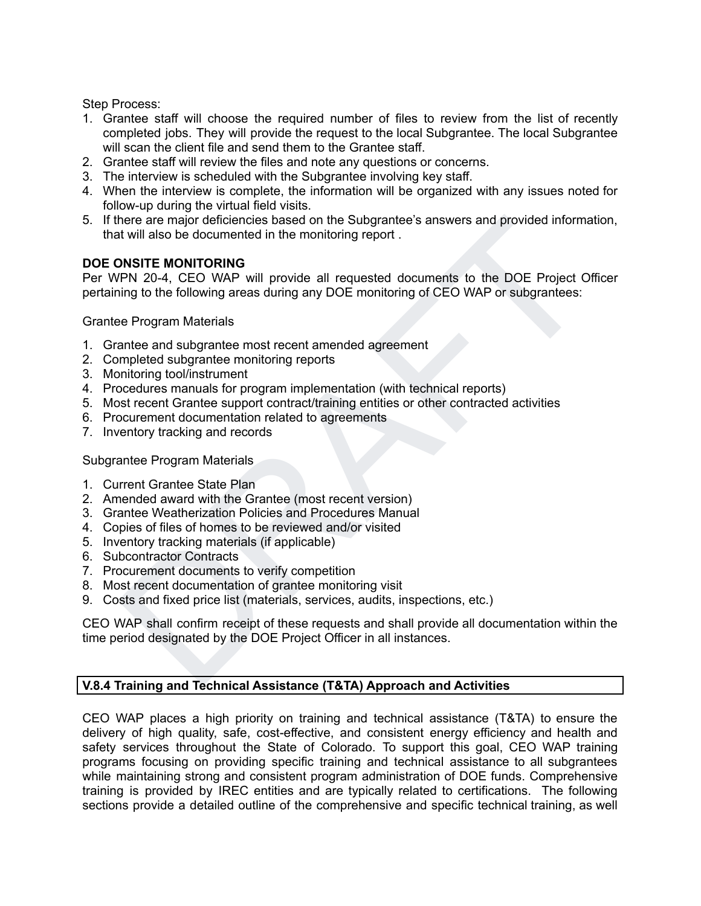Step Process:

1. Grantee staff will choose the required number of files to review from the list of recently completed jobs. They will provide the request to the local Subgrantee. The local Subgrantee will scan the client file and send them to the Grantee staff.
2. Grantee staff will review the files and note any questions or concerns.
3. The interview is scheduled with the Subgrantee involving key staff.
4. When the interview is complete, the information will be organized with any issues noted for follow-up during the virtual field visits.
5. If there are major deficiencies based on the Subgrantee's answers and provided information, that will also be documented in the monitoring report .

**DOE ONSITE MONITORING**

Per WPN 20-4, CEO WAP will provide all requested documents to the DOE Project Officer pertaining to the following areas during any DOE monitoring of CEO WAP or subgrantees:

Grantee Program Materials

1. Grantee and subgrantee most recent amended agreement
2. Completed subgrantee monitoring reports
3. Monitoring tool/instrument
4. Procedures manuals for program implementation (with technical reports)
5. Most recent Grantee support contract/training entities or other contracted activities
6. Procurement documentation related to agreements
7. Inventory tracking and records

Subgrantee Program Materials

1. Current Grantee State Plan
2. Amended award with the Grantee (most recent version)
3. Grantee Weatherization Policies and Procedures Manual
4. Copies of files of homes to be reviewed and/or visited
5. Inventory tracking materials (if applicable)
6. Subcontractor Contracts
7. Procurement documents to verify competition
8. Most recent documentation of grantee monitoring visit
9. Costs and fixed price list (materials, services, audits, inspections, etc.)

CEO WAP shall confirm receipt of these requests and shall provide all documentation within the time period designated by the DOE Project Officer in all instances.

## V.8.4 Training and Technical Assistance (T&TA) Approach and Activities

CEO WAP places a high priority on training and technical assistance (T&TA) to ensure the delivery of high quality, safe, cost-effective, and consistent energy efficiency and health and safety services throughout the State of Colorado. To support this goal, CEO WAP training programs focusing on providing specific training and technical assistance to all subgrantees while maintaining strong and consistent program administration of DOE funds. Comprehensive training is provided by IREC entities and are typically related to certifications. The following sections provide a detailed outline of the comprehensive and specific technical training, as well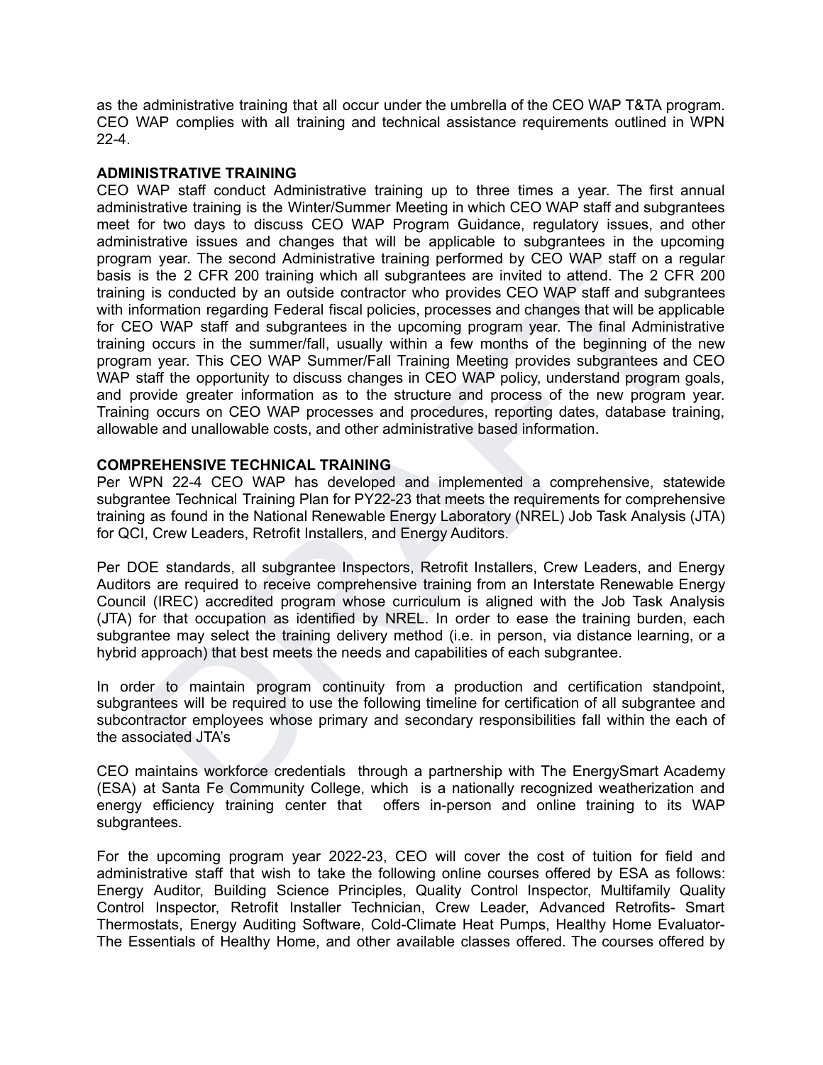as the administrative training that all occur under the umbrella of the CEO WAP T&TA program. CEO WAP complies with all training and technical assistance requirements outlined in WPN 22-4.

**ADMINISTRATIVE TRAINING**

CEO WAP staff conduct Administrative training up to three times a year. The first annual administrative training is the Winter/Summer Meeting in which CEO WAP staff and subgrantees meet for two days to discuss CEO WAP Program Guidance, regulatory issues, and other administrative issues and changes that will be applicable to subgrantees in the upcoming program year. The second Administrative training performed by CEO WAP staff on a regular basis is the 2 CFR 200 training which all subgrantees are invited to attend. The 2 CFR 200 training is conducted by an outside contractor who provides CEO WAP staff and subgrantees with information regarding Federal fiscal policies, processes and changes that will be applicable for CEO WAP staff and subgrantees in the upcoming program year. The final Administrative training occurs in the summer/fall, usually within a few months of the beginning of the new program year. This CEO WAP Summer/Fall Training Meeting provides subgrantees and CEO WAP staff the opportunity to discuss changes in CEO WAP policy, understand program goals, and provide greater information as to the structure and process of the new program year. Training occurs on CEO WAP processes and procedures, reporting dates, database training, allowable and unallowable costs, and other administrative based information.

**COMPREHENSIVE TECHNICAL TRAINING**

Per WPN 22-4 CEO WAP has developed and implemented a comprehensive, statewide subgrantee Technical Training Plan for PY22-23 that meets the requirements for comprehensive training as found in the National Renewable Energy Laboratory (NREL) Job Task Analysis (JTA) for QCI, Crew Leaders, Retrofit Installers, and Energy Auditors.

Per DOE standards, all subgrantee Inspectors, Retrofit Installers, Crew Leaders, and Energy Auditors are required to receive comprehensive training from an Interstate Renewable Energy Council (IREC) accredited program whose curriculum is aligned with the Job Task Analysis (JTA) for that occupation as identified by NREL. In order to ease the training burden, each subgrantee may select the training delivery method (i.e. in person, via distance learning, or a hybrid approach) that best meets the needs and capabilities of each subgrantee.

In order to maintain program continuity from a production and certification standpoint, subgrantees will be required to use the following timeline for certification of all subgrantee and subcontractor employees whose primary and secondary responsibilities fall within the each of the associated JTA's

CEO maintains workforce credentials through a partnership with The EnergySmart Academy (ESA) at Santa Fe Community College, which is a nationally recognized weatherization and energy efficiency training center that offers in-person and online training to its WAP subgrantees.

For the upcoming program year 2022-23, CEO will cover the cost of tuition for field and administrative staff that wish to take the following online courses offered by ESA as follows: Energy Auditor, Building Science Principles, Quality Control Inspector, Multifamily Quality Control Inspector, Retrofit Installer Technician, Crew Leader, Advanced Retrofits- Smart Thermostats, Energy Auditing Software, Cold-Climate Heat Pumps, Healthy Home Evaluator- The Essentials of Healthy Home, and other available classes offered. The courses offered by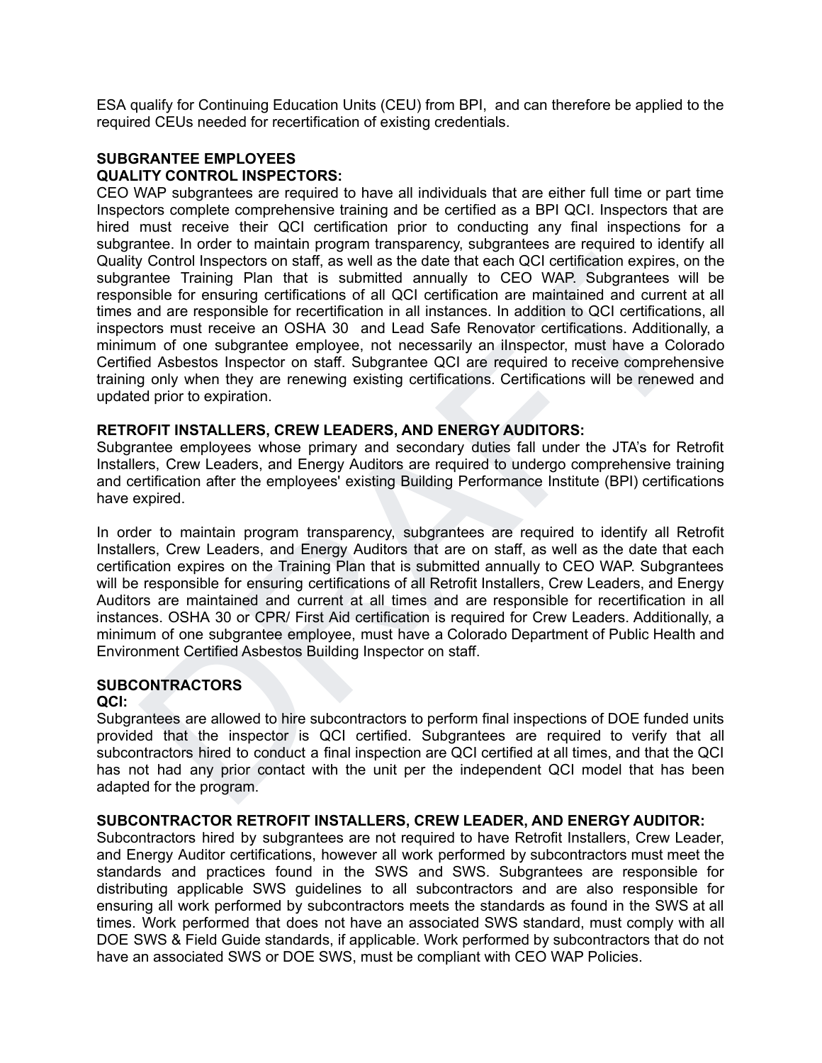ESA qualify for Continuing Education Units (CEU) from BPI, and can therefore be applied to the required CEUs needed for recertification of existing credentials.

## SUBGRANTEE EMPLOYEES

### QUALITY CONTROL INSPECTORS:

CEO WAP subgrantees are required to have all individuals that are either full time or part time Inspectors complete comprehensive training and be certified as a BPI QCI. Inspectors that are hired must receive their QCI certification prior to conducting any final inspections for a subgrantee. In order to maintain program transparency, subgrantees are required to identify all Quality Control Inspectors on staff, as well as the date that each QCI certification expires, on the subgrantee Training Plan that is submitted annually to CEO WAP. Subgrantees will be responsible for ensuring certifications of all QCI certification are maintained and current at all times and are responsible for recertification in all instances. In addition to QCI certifications, all inspectors must receive an OSHA 30 and Lead Safe Renovator certifications. Additionally, a minimum of one subgrantee employee, not necessarily an iInspector, must have a Colorado Certified Asbestos Inspector on staff. Subgrantee QCI are required to receive comprehensive training only when they are renewing existing certifications. Certifications will be renewed and updated prior to expiration.

### RETROFIT INSTALLERS, CREW LEADERS, AND ENERGY AUDITORS:

Subgrantee employees whose primary and secondary duties fall under the JTA's for Retrofit Installers, Crew Leaders, and Energy Auditors are required to undergo comprehensive training and certification after the employees' existing Building Performance Institute (BPI) certifications have expired.

In order to maintain program transparency, subgrantees are required to identify all Retrofit Installers, Crew Leaders, and Energy Auditors that are on staff, as well as the date that each certification expires on the Training Plan that is submitted annually to CEO WAP. Subgrantees will be responsible for ensuring certifications of all Retrofit Installers, Crew Leaders, and Energy Auditors are maintained and current at all times and are responsible for recertification in all instances. OSHA 30 or CPR/ First Aid certification is required for Crew Leaders. Additionally, a minimum of one subgrantee employee, must have a Colorado Department of Public Health and Environment Certified Asbestos Building Inspector on staff.

## SUBCONTRACTORS

### QCI:

Subgrantees are allowed to hire subcontractors to perform final inspections of DOE funded units provided that the inspector is QCI certified. Subgrantees are required to verify that all subcontractors hired to conduct a final inspection are QCI certified at all times, and that the QCI has not had any prior contact with the unit per the independent QCI model that has been adapted for the program.

### SUBCONTRACTOR RETROFIT INSTALLERS, CREW LEADER, AND ENERGY AUDITOR:

Subcontractors hired by subgrantees are not required to have Retrofit Installers, Crew Leader, and Energy Auditor certifications, however all work performed by subcontractors must meet the standards and practices found in the SWS and SWS. Subgrantees are responsible for distributing applicable SWS guidelines to all subcontractors and are also responsible for ensuring all work performed by subcontractors meets the standards as found in the SWS at all times. Work performed that does not have an associated SWS standard, must comply with all DOE SWS & Field Guide standards, if applicable. Work performed by subcontractors that do not have an associated SWS or DOE SWS, must be compliant with CEO WAP Policies.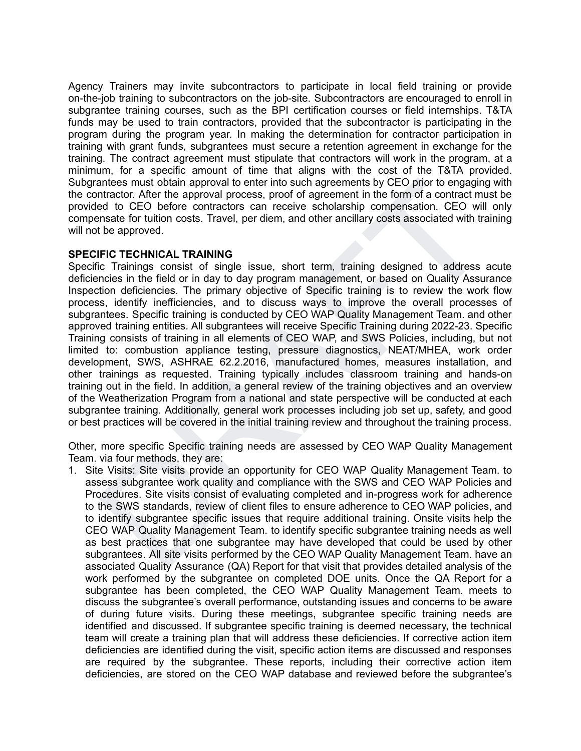Agency Trainers may invite subcontractors to participate in local field training or provide on-the-job training to subcontractors on the job-site. Subcontractors are encouraged to enroll in subgrantee training courses, such as the BPI certification courses or field internships. T&TA funds may be used to train contractors, provided that the subcontractor is participating in the program during the program year. In making the determination for contractor participation in training with grant funds, subgrantees must secure a retention agreement in exchange for the training. The contract agreement must stipulate that contractors will work in the program, at a minimum, for a specific amount of time that aligns with the cost of the T&TA provided. Subgrantees must obtain approval to enter into such agreements by CEO prior to engaging with the contractor. After the approval process, proof of agreement in the form of a contract must be provided to CEO before contractors can receive scholarship compensation. CEO will only compensate for tuition costs. Travel, per diem, and other ancillary costs associated with training will not be approved.

**SPECIFIC TECHNICAL TRAINING**

Specific Trainings consist of single issue, short term, training designed to address acute deficiencies in the field or in day to day program management, or based on Quality Assurance Inspection deficiencies. The primary objective of Specific training is to review the work flow process, identify inefficiencies, and to discuss ways to improve the overall processes of subgrantees. Specific training is conducted by CEO WAP Quality Management Team. and other approved training entities. All subgrantees will receive Specific Training during 2022-23. Specific Training consists of training in all elements of CEO WAP, and SWS Policies, including, but not limited to: combustion appliance testing, pressure diagnostics, NEAT/MHEA, work order development, SWS, ASHRAE 62.2.2016, manufactured homes, measures installation, and other trainings as requested. Training typically includes classroom training and hands-on training out in the field. In addition, a general review of the training objectives and an overview of the Weatherization Program from a national and state perspective will be conducted at each subgrantee training. Additionally, general work processes including job set up, safety, and good or best practices will be covered in the initial training review and throughout the training process.

Other, more specific Specific training needs are assessed by CEO WAP Quality Management Team. via four methods, they are:

1. Site Visits: Site visits provide an opportunity for CEO WAP Quality Management Team. to assess subgrantee work quality and compliance with the SWS and CEO WAP Policies and Procedures. Site visits consist of evaluating completed and in-progress work for adherence to the SWS standards, review of client files to ensure adherence to CEO WAP policies, and to identify subgrantee specific issues that require additional training. Onsite visits help the CEO WAP Quality Management Team. to identify specific subgrantee training needs as well as best practices that one subgrantee may have developed that could be used by other subgrantees. All site visits performed by the CEO WAP Quality Management Team. have an associated Quality Assurance (QA) Report for that visit that provides detailed analysis of the work performed by the subgrantee on completed DOE units. Once the QA Report for a subgrantee has been completed, the CEO WAP Quality Management Team. meets to discuss the subgrantee's overall performance, outstanding issues and concerns to be aware of during future visits. During these meetings, subgrantee specific training needs are identified and discussed. If subgrantee specific training is deemed necessary, the technical team will create a training plan that will address these deficiencies. If corrective action item deficiencies are identified during the visit, specific action items are discussed and responses are required by the subgrantee. These reports, including their corrective action item deficiencies, are stored on the CEO WAP database and reviewed before the subgrantee's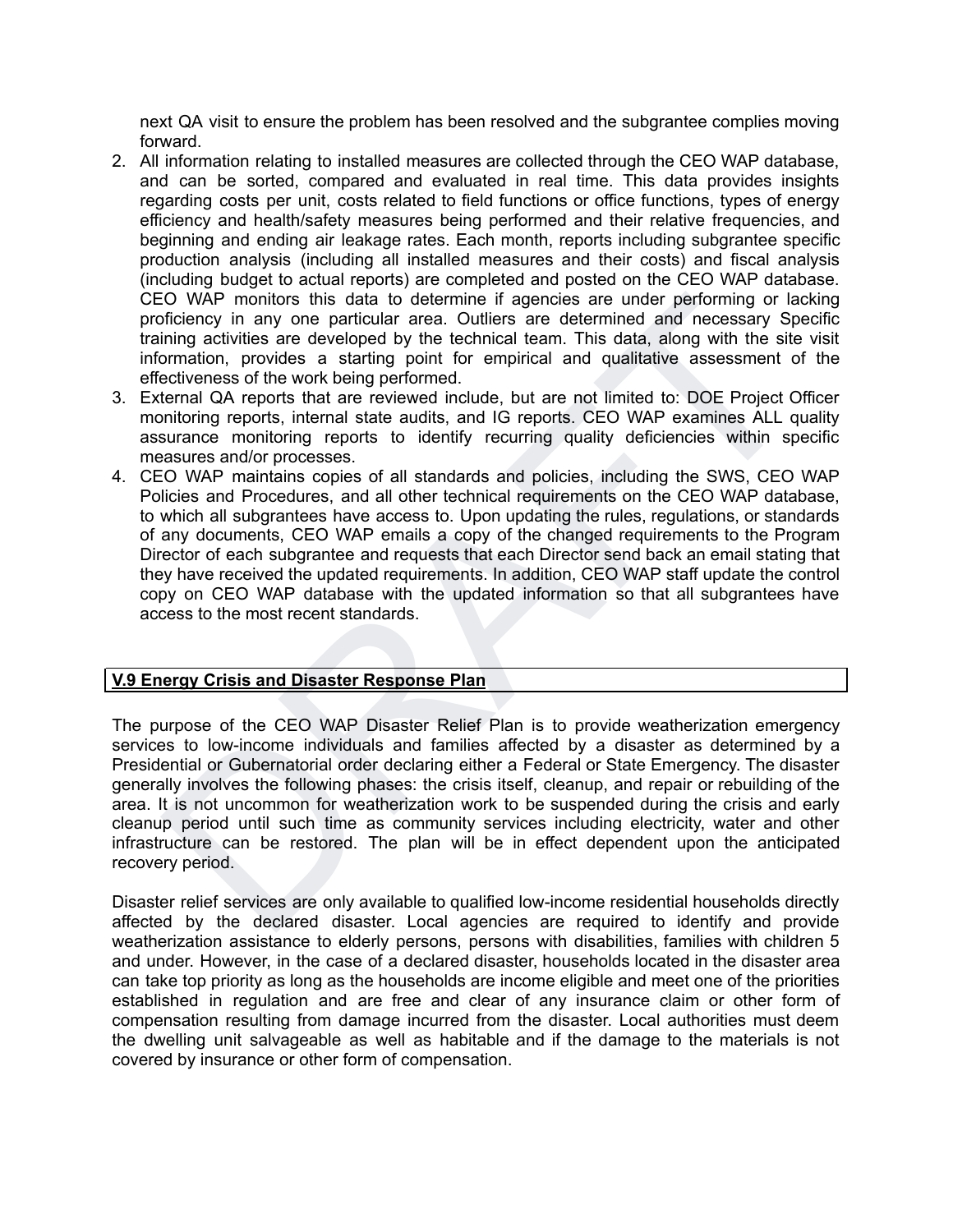next QA visit to ensure the problem has been resolved and the subgrantee complies moving forward.

2. All information relating to installed measures are collected through the CEO WAP database, and can be sorted, compared and evaluated in real time. This data provides insights regarding costs per unit, costs related to field functions or office functions, types of energy efficiency and health/safety measures being performed and their relative frequencies, and beginning and ending air leakage rates. Each month, reports including subgrantee specific production analysis (including all installed measures and their costs) and fiscal analysis (including budget to actual reports) are completed and posted on the CEO WAP database. CEO WAP monitors this data to determine if agencies are under performing or lacking proficiency in any one particular area. Outliers are determined and necessary Specific training activities are developed by the technical team. This data, along with the site visit information, provides a starting point for empirical and qualitative assessment of the effectiveness of the work being performed.
3. External QA reports that are reviewed include, but are not limited to: DOE Project Officer monitoring reports, internal state audits, and IG reports. CEO WAP examines ALL quality assurance monitoring reports to identify recurring quality deficiencies within specific measures and/or processes.
4. CEO WAP maintains copies of all standards and policies, including the SWS, CEO WAP Policies and Procedures, and all other technical requirements on the CEO WAP database, to which all subgrantees have access to. Upon updating the rules, regulations, or standards of any documents, CEO WAP emails a copy of the changed requirements to the Program Director of each subgrantee and requests that each Director send back an email stating that they have received the updated requirements. In addition, CEO WAP staff update the control copy on CEO WAP database with the updated information so that all subgrantees have access to the most recent standards.

## V.9 Energy Crisis and Disaster Response Plan

The purpose of the CEO WAP Disaster Relief Plan is to provide weatherization emergency services to low-income individuals and families affected by a disaster as determined by a Presidential or Gubernatorial order declaring either a Federal or State Emergency. The disaster generally involves the following phases: the crisis itself, cleanup, and repair or rebuilding of the area. It is not uncommon for weatherization work to be suspended during the crisis and early cleanup period until such time as community services including electricity, water and other infrastructure can be restored. The plan will be in effect dependent upon the anticipated recovery period.

Disaster relief services are only available to qualified low-income residential households directly affected by the declared disaster. Local agencies are required to identify and provide weatherization assistance to elderly persons, persons with disabilities, families with children 5 and under. However, in the case of a declared disaster, households located in the disaster area can take top priority as long as the households are income eligible and meet one of the priorities established in regulation and are free and clear of any insurance claim or other form of compensation resulting from damage incurred from the disaster. Local authorities must deem the dwelling unit salvageable as well as habitable and if the damage to the materials is not covered by insurance or other form of compensation.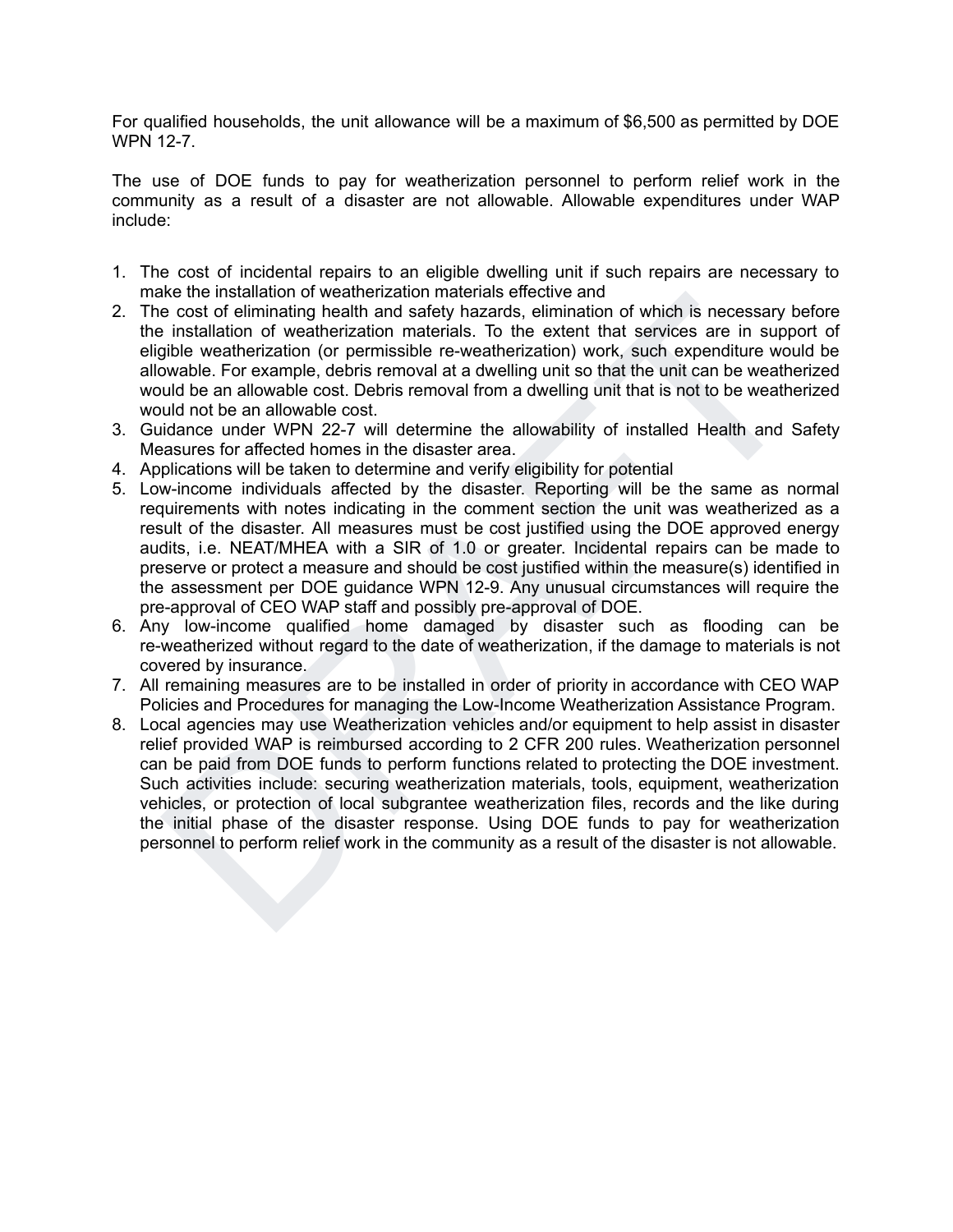For qualified households, the unit allowance will be a maximum of $6,500 as permitted by DOE WPN 12-7.

The use of DOE funds to pay for weatherization personnel to perform relief work in the community as a result of a disaster are not allowable. Allowable expenditures under WAP include:

1. The cost of incidental repairs to an eligible dwelling unit if such repairs are necessary to make the installation of weatherization materials effective and
2. The cost of eliminating health and safety hazards, elimination of which is necessary before the installation of weatherization materials. To the extent that services are in support of eligible weatherization (or permissible re-weatherization) work, such expenditure would be allowable. For example, debris removal at a dwelling unit so that the unit can be weatherized would be an allowable cost. Debris removal from a dwelling unit that is not to be weatherized would not be an allowable cost.
3. Guidance under WPN 22-7 will determine the allowability of installed Health and Safety Measures for affected homes in the disaster area.
4. Applications will be taken to determine and verify eligibility for potential
5. Low-income individuals affected by the disaster. Reporting will be the same as normal requirements with notes indicating in the comment section the unit was weatherized as a result of the disaster. All measures must be cost justified using the DOE approved energy audits, i.e. NEAT/MHEA with a SIR of 1.0 or greater. Incidental repairs can be made to preserve or protect a measure and should be cost justified within the measure(s) identified in the assessment per DOE guidance WPN 12-9. Any unusual circumstances will require the pre-approval of CEO WAP staff and possibly pre-approval of DOE.
6. Any low-income qualified home damaged by disaster such as flooding can be re-weatherized without regard to the date of weatherization, if the damage to materials is not covered by insurance.
7. All remaining measures are to be installed in order of priority in accordance with CEO WAP Policies and Procedures for managing the Low-Income Weatherization Assistance Program.
8. Local agencies may use Weatherization vehicles and/or equipment to help assist in disaster relief provided WAP is reimbursed according to 2 CFR 200 rules. Weatherization personnel can be paid from DOE funds to perform functions related to protecting the DOE investment. Such activities include: securing weatherization materials, tools, equipment, weatherization vehicles, or protection of local subgrantee weatherization files, records and the like during the initial phase of the disaster response. Using DOE funds to pay for weatherization personnel to perform relief work in the community as a result of the disaster is not allowable.